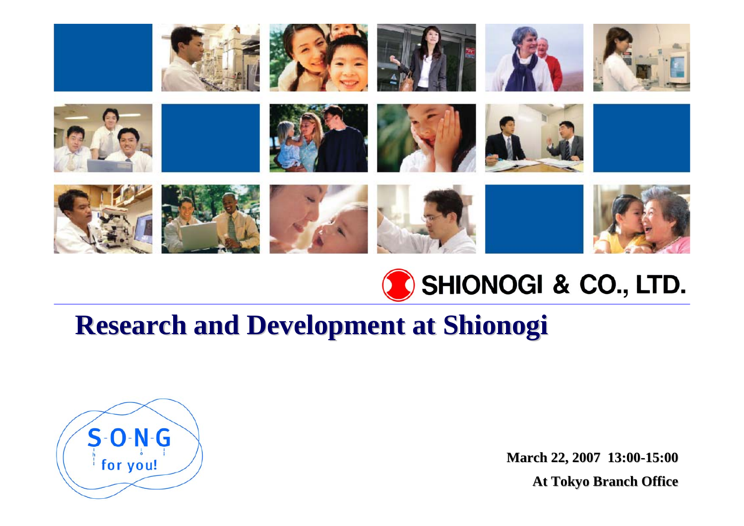SHIONOGI & CO., LTD.

# Research and Development at Shionogi

S-O-N-G for you!

**March 22, 2007 13:00-15:00**

**At Tokyo Branch Office**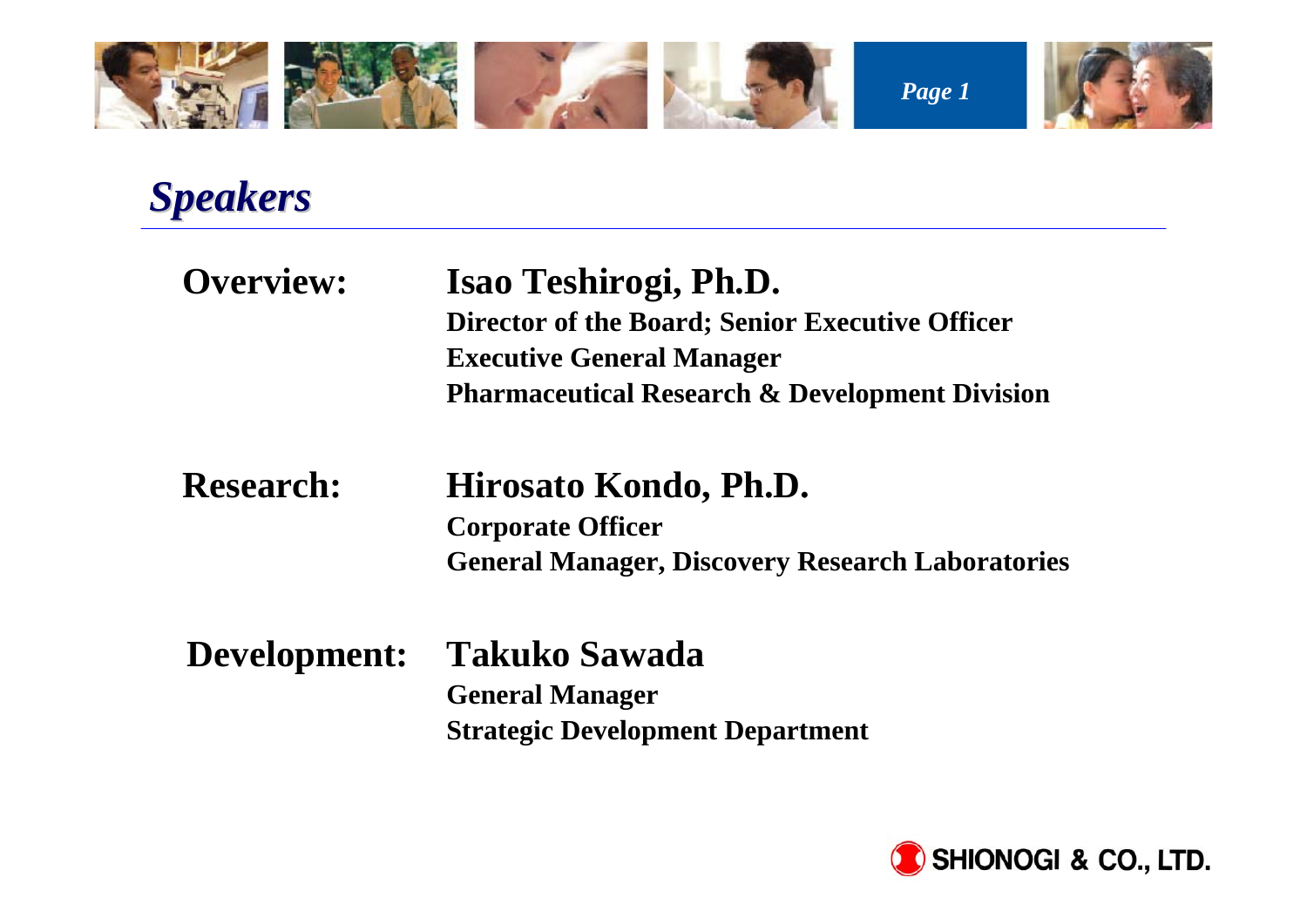# *Speakers*

**Overview:** **Isao Teshirogi, Ph.D.**
**Director of the Board; Senior Executive Officer**
**Executive General Manager**
**Pharmaceutical Research & Development Division**

**Research:** **Hirosato Kondo, Ph.D.**
**Corporate Officer**
**General Manager, Discovery Research Laboratories**

**Development:** **Takuko Sawada**
**General Manager**
**Strategic Development Department**

SHIONOGI & CO., LTD.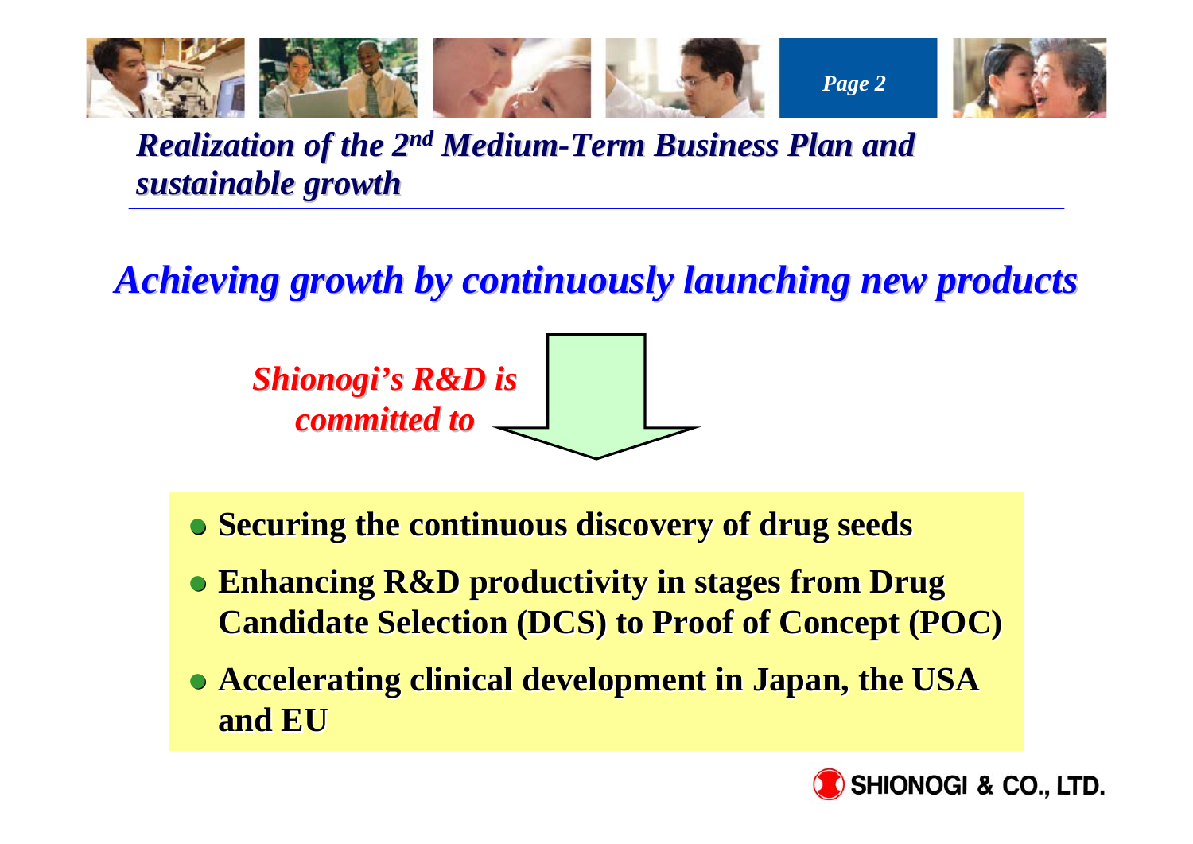## *Realization of the 2nd Medium-Term Business Plan and sustainable growth*

### *Achieving growth by continuously launching new products*

*Shionogi's R&D is committed to*

- **Securing the continuous discovery of drug seeds**
- **Enhancing R&D productivity in stages from Drug Candidate Selection (DCS) to Proof of Concept (POC)**
- **Accelerating clinical development in Japan, the USA and EU**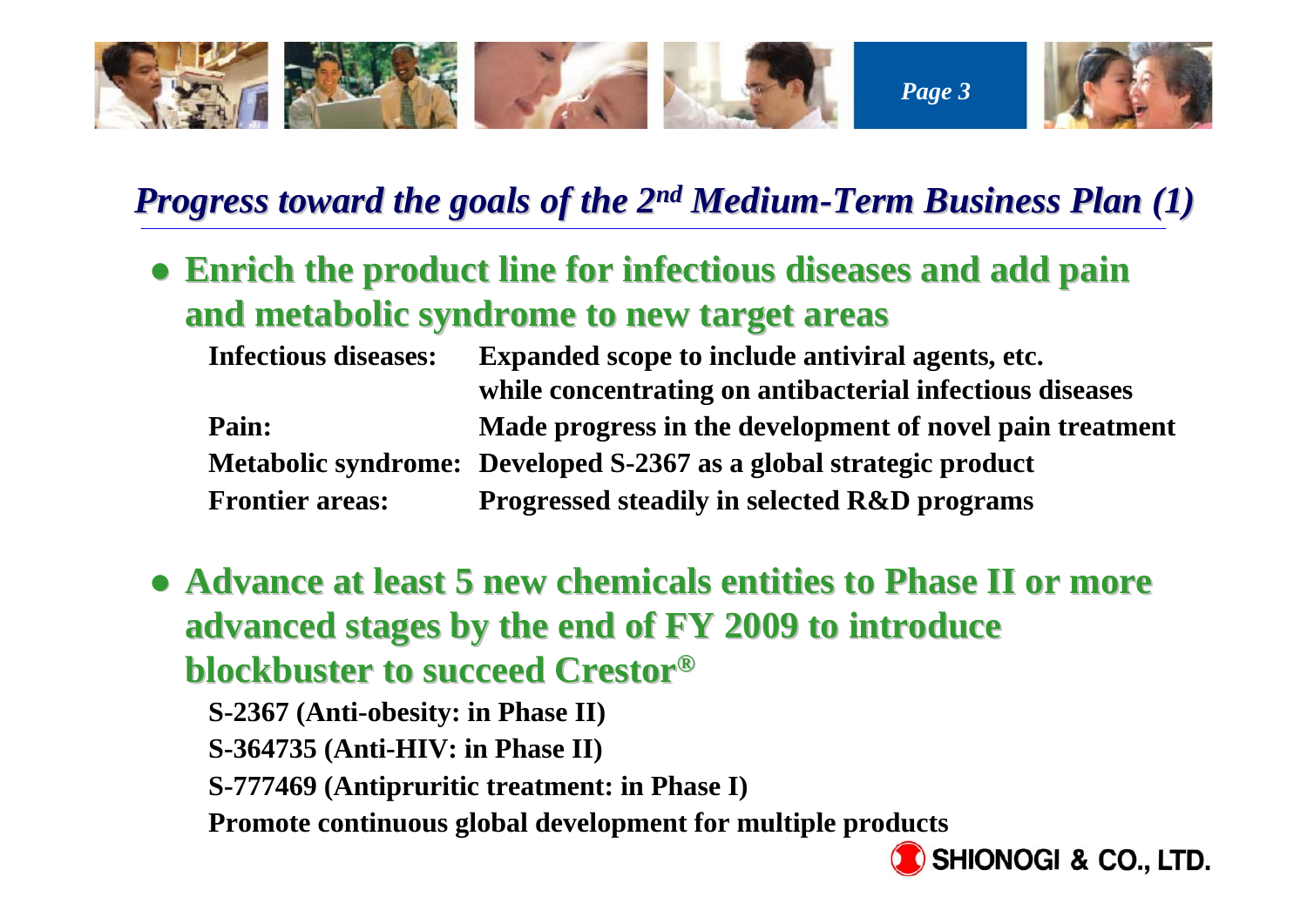## *Progress toward the goals of the 2nd Medium-Term Business Plan (1)*

- **Enrich the product line for infectious diseases and add pain and metabolic syndrome to new target areas**

| | |
|---|---|
| **Infectious diseases:** | **Expanded scope to include antiviral agents, etc. while concentrating on antibacterial infectious diseases** |
| **Pain:** | **Made progress in the development of novel pain treatment** |
| **Metabolic syndrome:** | **Developed S-2367 as a global strategic product** |
| **Frontier areas:** | **Progressed steadily in selected R&D programs** |

- **Advance at least 5 new chemicals entities to Phase II or more advanced stages by the end of FY 2009 to introduce blockbuster to succeed Crestor®**

  **S-2367 (Anti-obesity: in Phase II)**

  **S-364735 (Anti-HIV: in Phase II)**

  **S-777469 (Antipruritic treatment: in Phase I)**

  **Promote continuous global development for multiple products**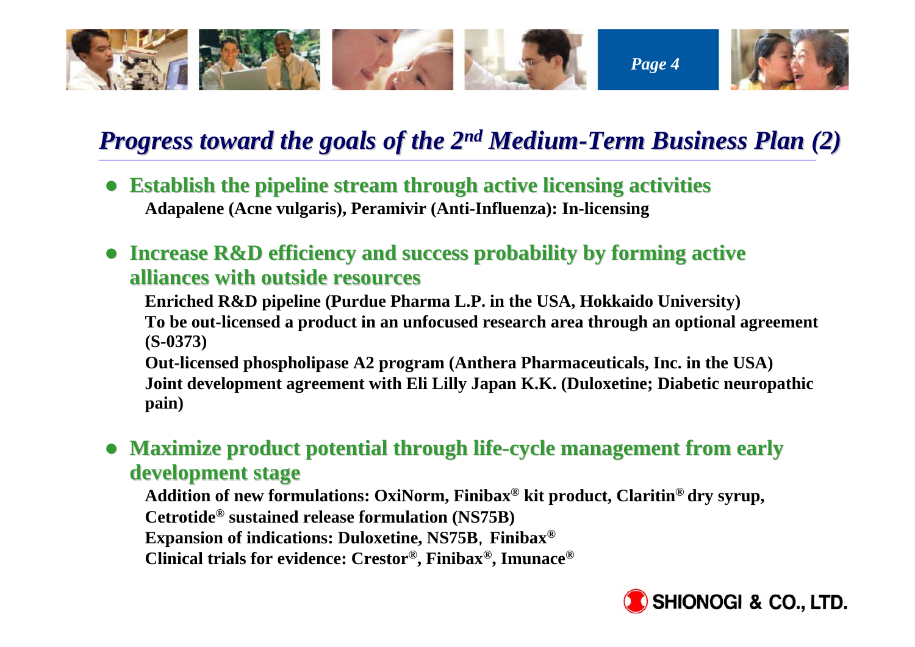## *Progress toward the goals of the 2nd Medium-Term Business Plan (2)*

- **Establish the pipeline stream through active licensing activities**
  **Adapalene (Acne vulgaris), Peramivir (Anti-Influenza): In-licensing**

- **Increase R&D efficiency and success probability by forming active alliances with outside resources**
  **Enriched R&D pipeline (Purdue Pharma L.P. in the USA, Hokkaido University)**
  **To be out-licensed a product in an unfocused research area through an optional agreement (S-0373)**
  **Out-licensed phospholipase A2 program (Anthera Pharmaceuticals, Inc. in the USA)**
  **Joint development agreement with Eli Lilly Japan K.K. (Duloxetine; Diabetic neuropathic pain)**

- **Maximize product potential through life-cycle management from early development stage**
  **Addition of new formulations: OxiNorm, Finibax® kit product, Claritin® dry syrup, Cetrotide® sustained release formulation (NS75B)**
  **Expansion of indications: Duloxetine, NS75B, Finibax®**
  **Clinical trials for evidence: Crestor®, Finibax®, Imunace®**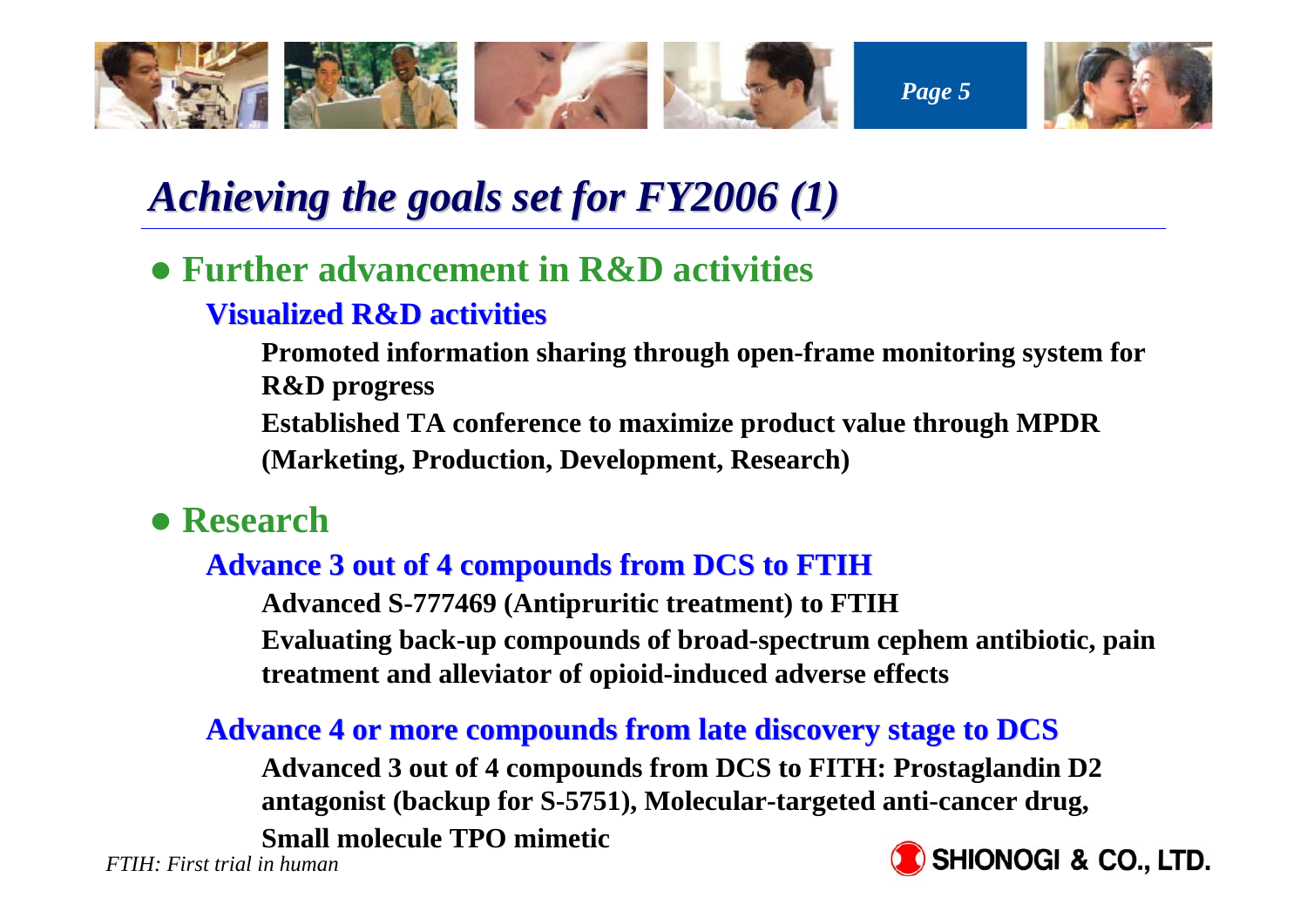# *Achieving the goals set for FY2006 (1)*

- **Further advancement in R&D activities**

### Visualized R&D activities

**Promoted information sharing through open-frame monitoring system for R&D progress**

**Established TA conference to maximize product value through MPDR (Marketing, Production, Development, Research)**

- **Research**

### Advance 3 out of 4 compounds from DCS to FTIH

**Advanced S-777469 (Antipruritic treatment) to FTIH**

**Evaluating back-up compounds of broad-spectrum cephem antibiotic, pain treatment and alleviator of opioid-induced adverse effects**

### Advance 4 or more compounds from late discovery stage to DCS

**Advanced 3 out of 4 compounds from DCS to FITH: Prostaglandin D2 antagonist (backup for S-5751), Molecular-targeted anti-cancer drug, Small molecule TPO mimetic**

*FTIH: First trial in human*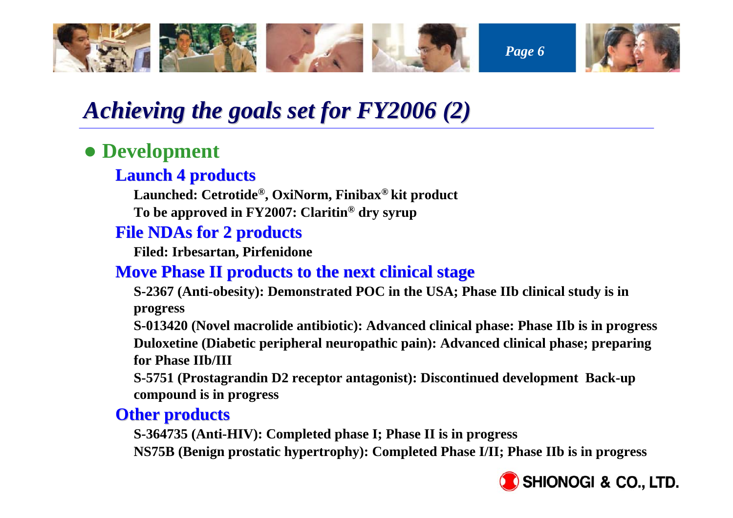# Achieving the goals set for FY2006 (2)

## Development

### Launch 4 products

**Launched: Cetrotide®, OxiNorm, Finibax® kit product**

**To be approved in FY2007: Claritin® dry syrup**

### File NDAs for 2 products

**Filed: Irbesartan, Pirfenidone**

### Move Phase II products to the next clinical stage

**S-2367 (Anti-obesity): Demonstrated POC in the USA; Phase IIb clinical study is in progress**

**S-013420 (Novel macrolide antibiotic): Advanced clinical phase: Phase IIb is in progress**

**Duloxetine (Diabetic peripheral neuropathic pain): Advanced clinical phase; preparing for Phase IIb/III**

**S-5751 (Prostagrandin D2 receptor antagonist): Discontinued development Back-up compound is in progress**

### Other products

**S-364735 (Anti-HIV): Completed phase I; Phase II is in progress**

**NS75B (Benign prostatic hypertrophy): Completed Phase I/II; Phase IIb is in progress**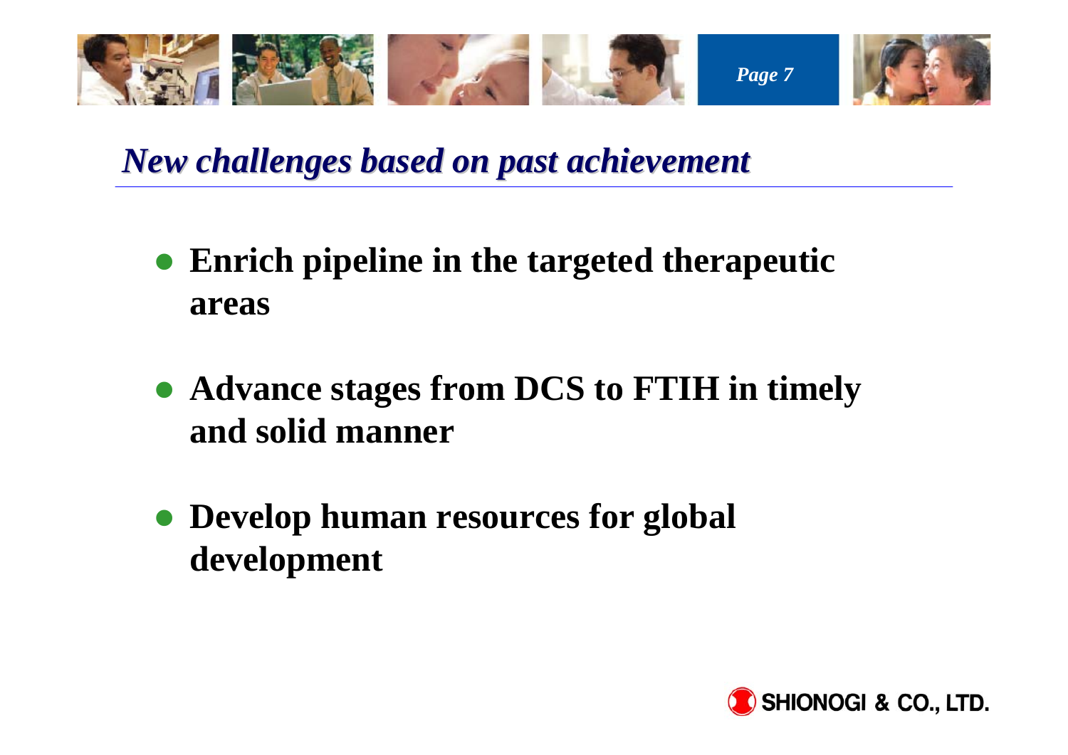## *New challenges based on past achievement*

- **Enrich pipeline in the targeted therapeutic areas**
- **Advance stages from DCS to FTIH in timely and solid manner**
- **Develop human resources for global development**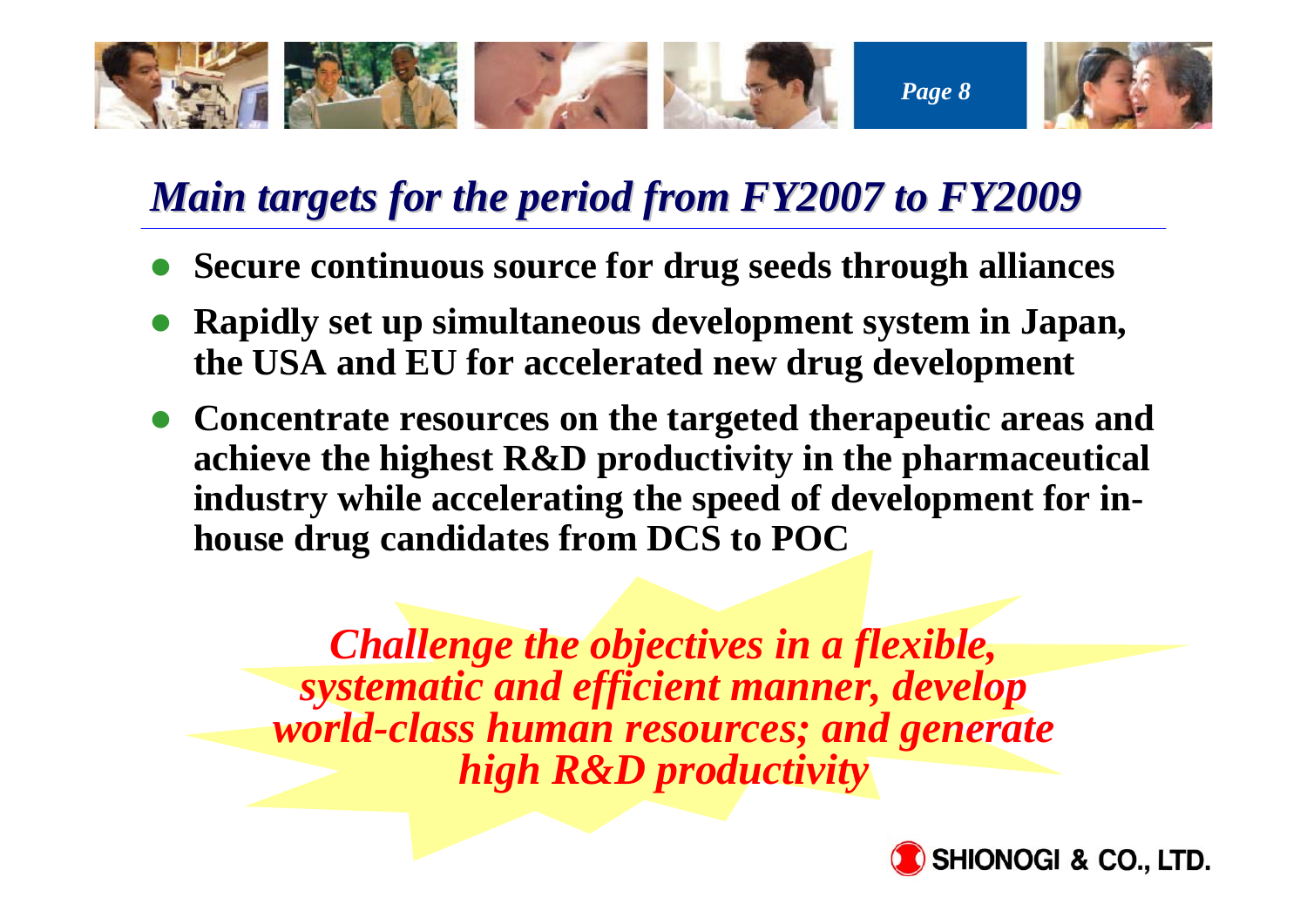## *Main targets for the period from FY2007 to FY2009*

- **Secure continuous source for drug seeds through alliances**
- **Rapidly set up simultaneous development system in Japan, the USA and EU for accelerated new drug development**
- **Concentrate resources on the targeted therapeutic areas and achieve the highest R&D productivity in the pharmaceutical industry while accelerating the speed of development for in-house drug candidates from DCS to POC**

***Challenge the objectives in a flexible, systematic and efficient manner, develop world-class human resources; and generate high R&D productivity***

SHIONOGI & CO., LTD.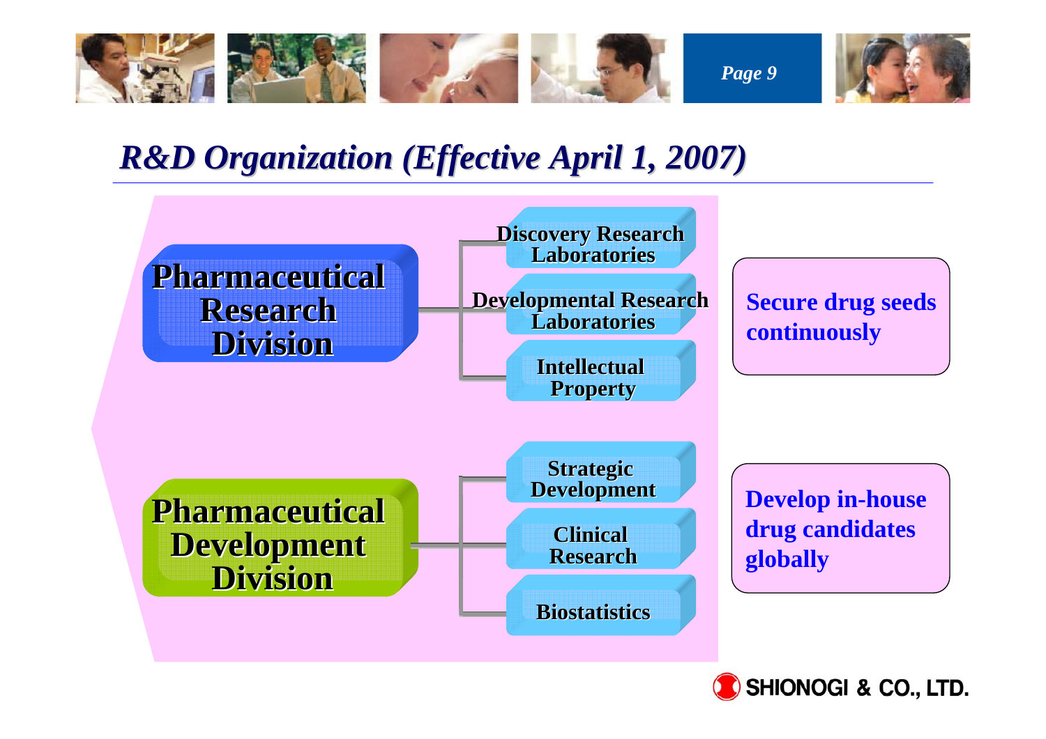# R&D Organization (Effective April 1, 2007)

**Pharmaceutical Research Division**

- Discovery Research Laboratories
- Developmental Research Laboratories
- Intellectual Property

Secure drug seeds continuously

**Pharmaceutical Development Division**

- Strategic Development
- Clinical Research
- Biostatistics

Develop in-house drug candidates globally

SHIONOGI & CO., LTD.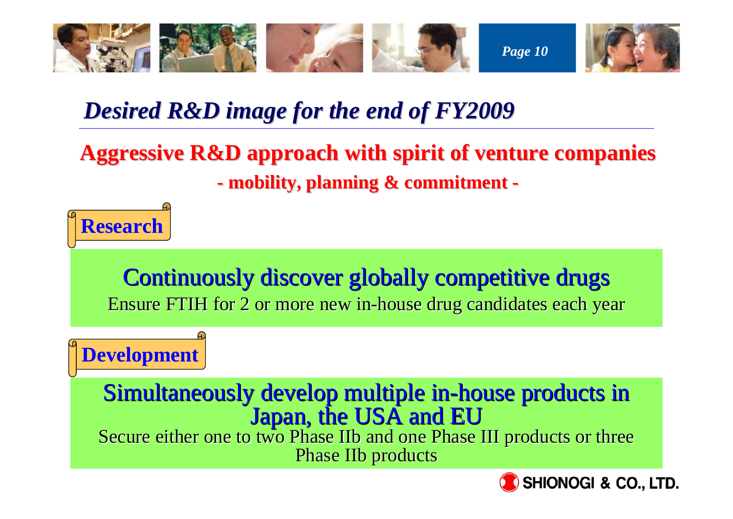# *Desired R&D image for the end of FY2009*

## Aggressive R&D approach with spirit of venture companies

**- mobility, planning & commitment -**

### Research

**Continuously discover globally competitive drugs**

Ensure FTIH for 2 or more new in-house drug candidates each year

### Development

**Simultaneously develop multiple in-house products in Japan, the USA and EU**

Secure either one to two Phase IIb and one Phase III products or three Phase IIb products

SHIONOGI & CO., LTD.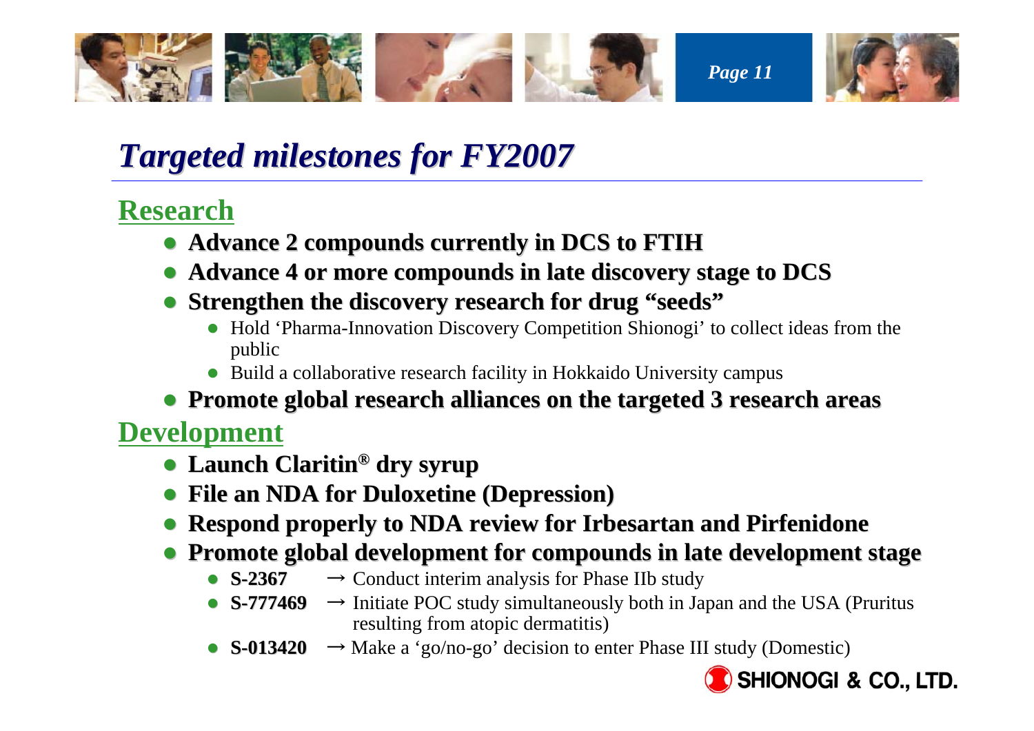# *Targeted milestones for FY2007*

## Research

- **Advance 2 compounds currently in DCS to FTIH**
- **Advance 4 or more compounds in late discovery stage to DCS**
- **Strengthen the discovery research for drug “seeds”**
  - Hold ‘Pharma-Innovation Discovery Competition Shionogi’ to collect ideas from the public
  - Build a collaborative research facility in Hokkaido University campus
- **Promote global research alliances on the targeted 3 research areas**

## Development

- **Launch Claritin® dry syrup**
- **File an NDA for Duloxetine (Depression)**
- **Respond properly to NDA review for Irbesartan and Pirfenidone**
- **Promote global development for compounds in late development stage**
  - **S-2367** → Conduct interim analysis for Phase IIb study
  - **S-777469** → Initiate POC study simultaneously both in Japan and the USA (Pruritus resulting from atopic dermatitis)
  - **S-013420** → Make a ‘go/no-go’ decision to enter Phase III study (Domestic)

SHIONOGI & CO., LTD.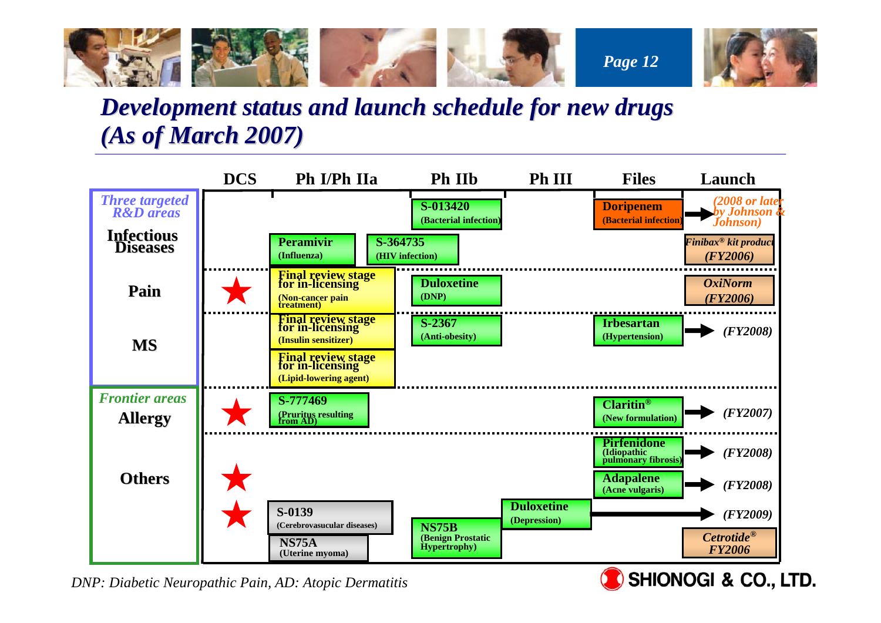# Development status and launch schedule for new drugs (As of March 2007)

| Area | DCS | Ph I/Ph IIa | Ph IIb | Ph III | Files | Launch |
|---|---|---|---|---|---|---|
| *Three targeted R&D areas* — **Infectious Diseases** | | | S-013420 (Bacterial infection) | | Doripenem (Bacterial infection) | → *(2008 or later by Johnson & Johnson)* |
| | | Peramivir (Influenza); S-364735 (HIV infection) | | | | *Finibax® kit product (FY2006)* |
| **Pain** | ★ | Final review stage for in-licensing (Non-cancer pain treatment) | Duloxetine (DNP) | | | *OxiNorm (FY2006)* |
| **MS** | | Final review stage for in-licensing (Insulin sensitizer) | S-2367 (Anti-obesity) | | Irbesartan (Hypertension) | → *(FY2008)* |
| | | Final review stage for in-licensing (Lipid-lowering agent) | | | | |
| *Frontier areas* — **Allergy** | ★ | S-777469 (Pruritus resulting from AD) | | | Claritin® (New formulation) | → *(FY2007)* |
| **Others** | | | | | Pirfenidone (Idiopathic pulmonary fibrosis) | → *(FY2008)* |
| | ★ | | | | Adapalene (Acne vulgaris) | → *(FY2008)* |
| | ★ | S-0139 (Cerebrovasucular diseases) | | Duloxetine (Depression) | | → *(FY2009)* |
| | | NS75A (Uterine myoma) | NS75B (Benign Prostatic Hypertrophy) | | | *Cetrotide® FY2006* |

*DNP: Diabetic Neuropathic Pain, AD: Atopic Dermatitis*

SHIONOGI & CO., LTD.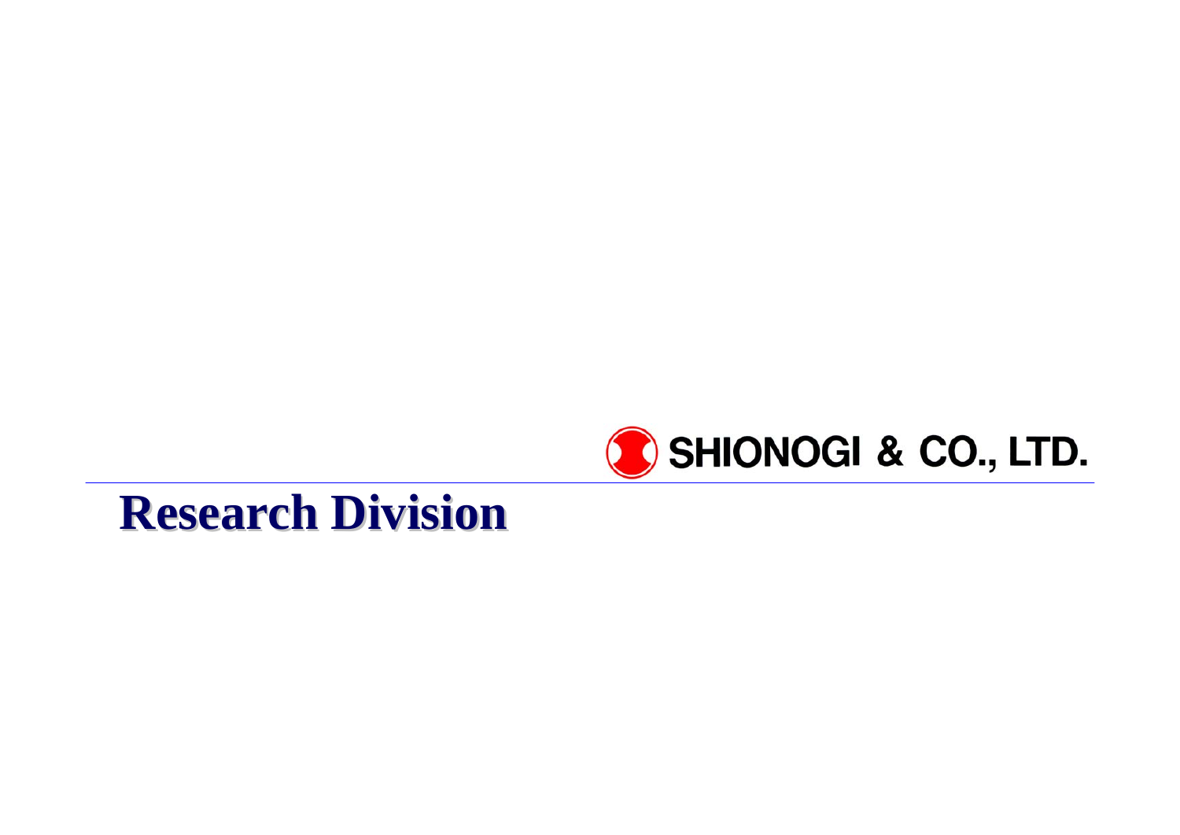SHIONOGI & CO., LTD.

# Research Division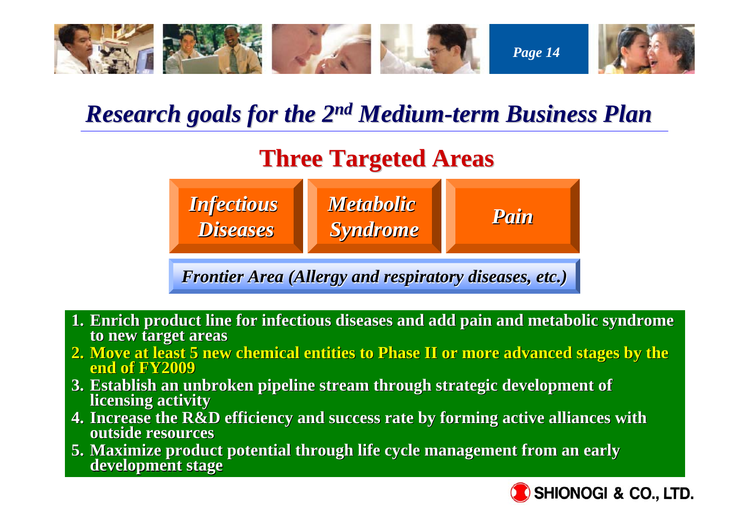# *Research goals for the 2nd Medium-term Business Plan*

## Three Targeted Areas

*Infectious Diseases* | *Metabolic Syndrome* | *Pain*

*Frontier Area (Allergy and respiratory diseases, etc.)*

1. **Enrich product line for infectious diseases and add pain and metabolic syndrome to new target areas**
2. **Move at least 5 new chemical entities to Phase II or more advanced stages by the end of FY2009**
3. **Establish an unbroken pipeline stream through strategic development of licensing activity**
4. **Increase the R&D efficiency and success rate by forming active alliances with outside resources**
5. **Maximize product potential through life cycle management from an early development stage**

SHIONOGI & CO., LTD.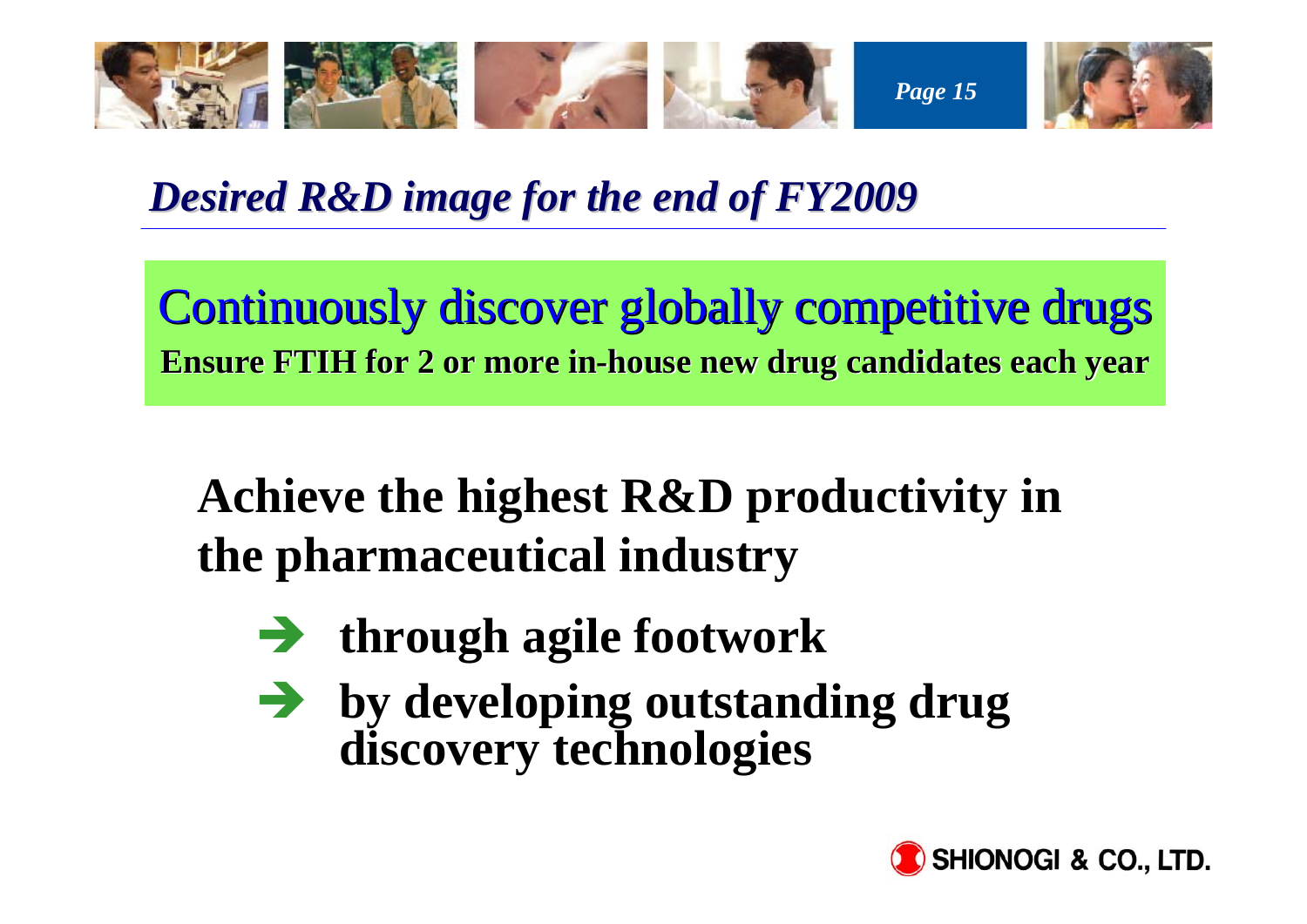## *Desired R&D image for the end of FY2009*

**Continuously discover globally competitive drugs**

**Ensure FTIH for 2 or more in-house new drug candidates each year**

**Achieve the highest R&D productivity in the pharmaceutical industry**

- ➔ **through agile footwork**
- ➔ **by developing outstanding drug discovery technologies**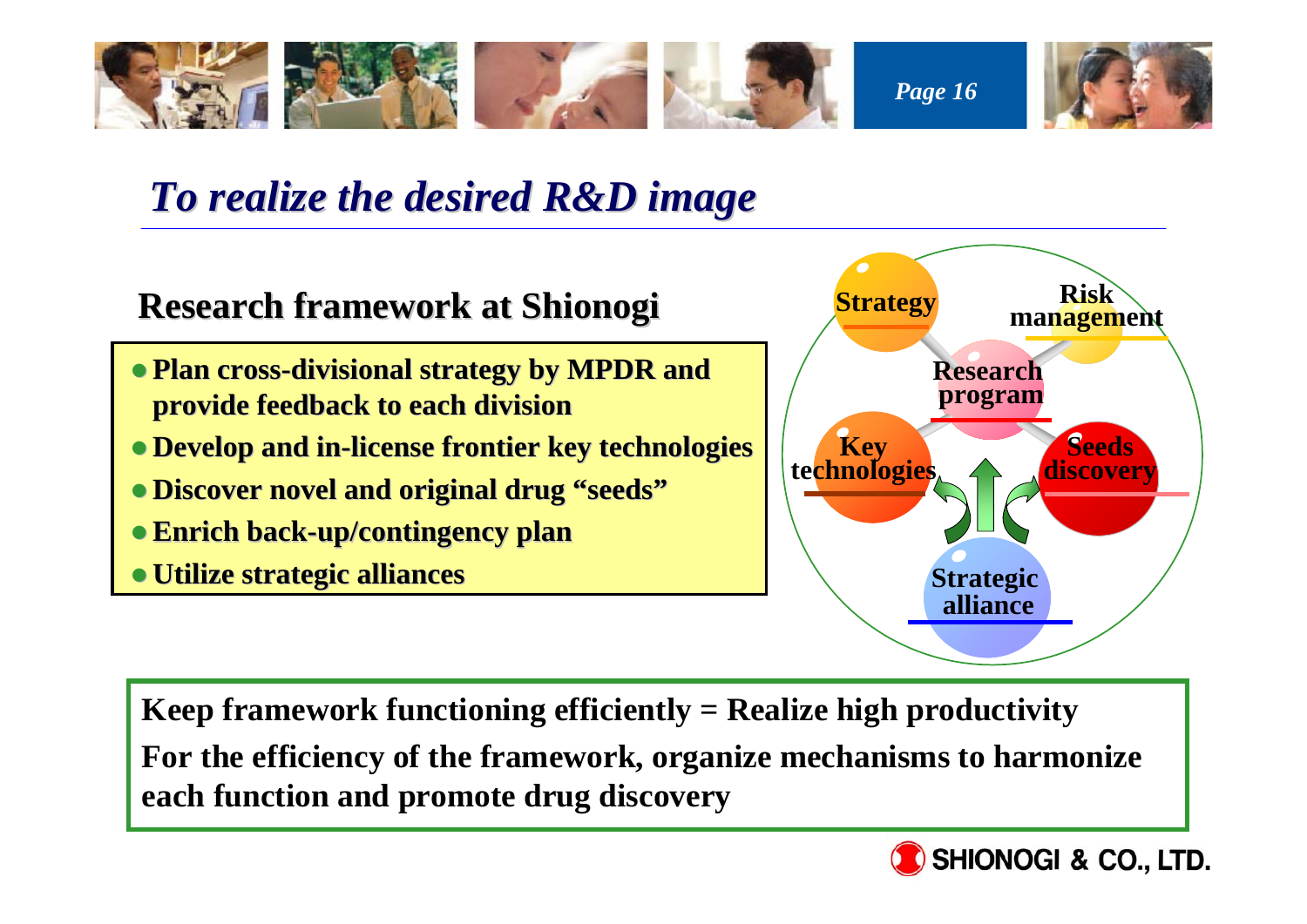# *To realize the desired R&D image*

## Research framework at Shionogi

- **Plan cross-divisional strategy by MPDR and provide feedback to each division**
- **Develop and in-license frontier key technologies**
- **Discover novel and original drug "seeds"**
- **Enrich back-up/contingency plan**
- **Utilize strategic alliances**

Strategy

Risk management

Research program

Key technologies

Seeds discovery

Strategic alliance

**Keep framework functioning efficiently = Realize high productivity**

**For the efficiency of the framework, organize mechanisms to harmonize each function and promote drug discovery**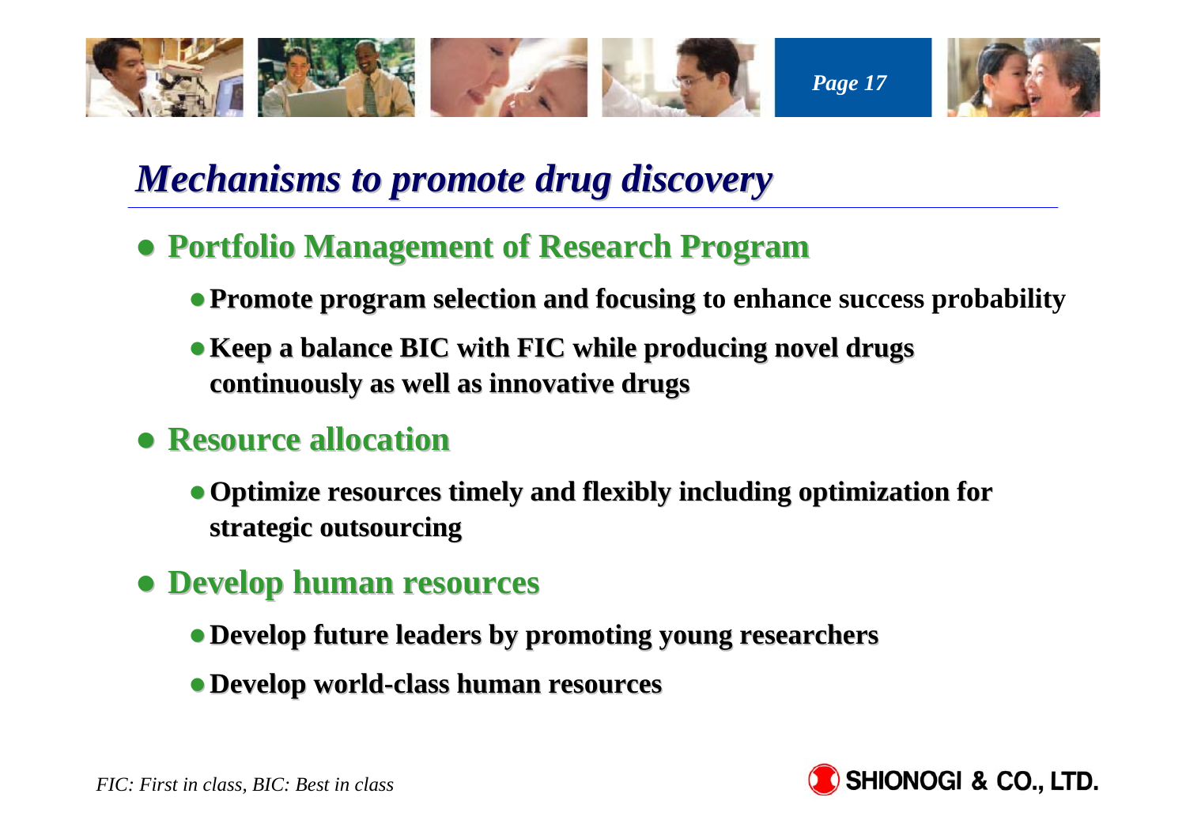# *Mechanisms to promote drug discovery*

- **Portfolio Management of Research Program**
  - **Promote program selection and focusing to enhance success probability**
  - **Keep a balance BIC with FIC while producing novel drugs continuously as well as innovative drugs**
- **Resource allocation**
  - **Optimize resources timely and flexibly including optimization for strategic outsourcing**
- **Develop human resources**
  - **Develop future leaders by promoting young researchers**
  - **Develop world-class human resources**

*FIC: First in class, BIC: Best in class*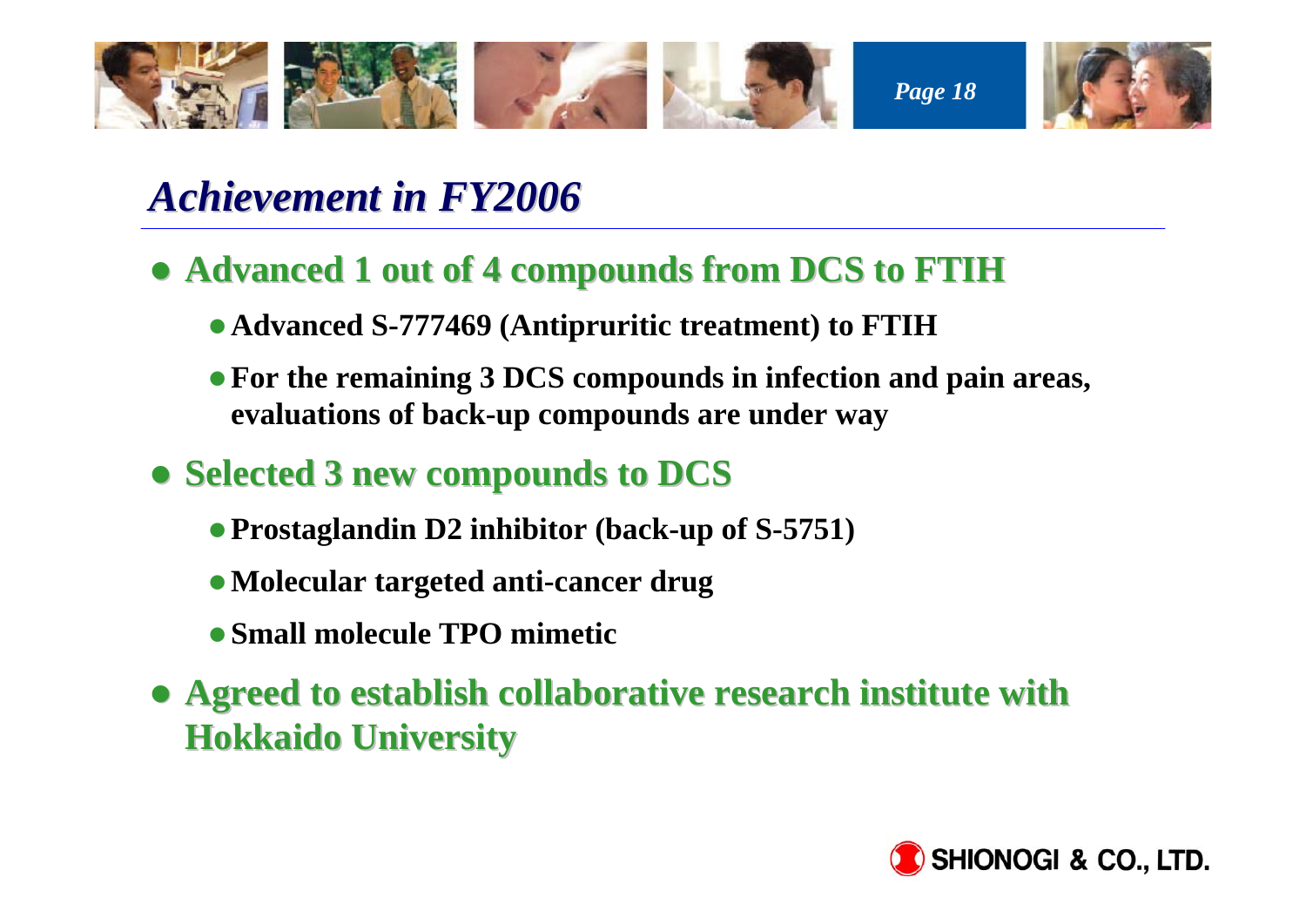# *Achievement in FY2006*

- **Advanced 1 out of 4 compounds from DCS to FTIH**
  - **Advanced S-777469 (Antipruritic treatment) to FTIH**
  - **For the remaining 3 DCS compounds in infection and pain areas, evaluations of back-up compounds are under way**
- **Selected 3 new compounds to DCS**
  - **Prostaglandin D2 inhibitor (back-up of S-5751)**
  - **Molecular targeted anti-cancer drug**
  - **Small molecule TPO mimetic**
- **Agreed to establish collaborative research institute with Hokkaido University**

SHIONOGI & CO., LTD.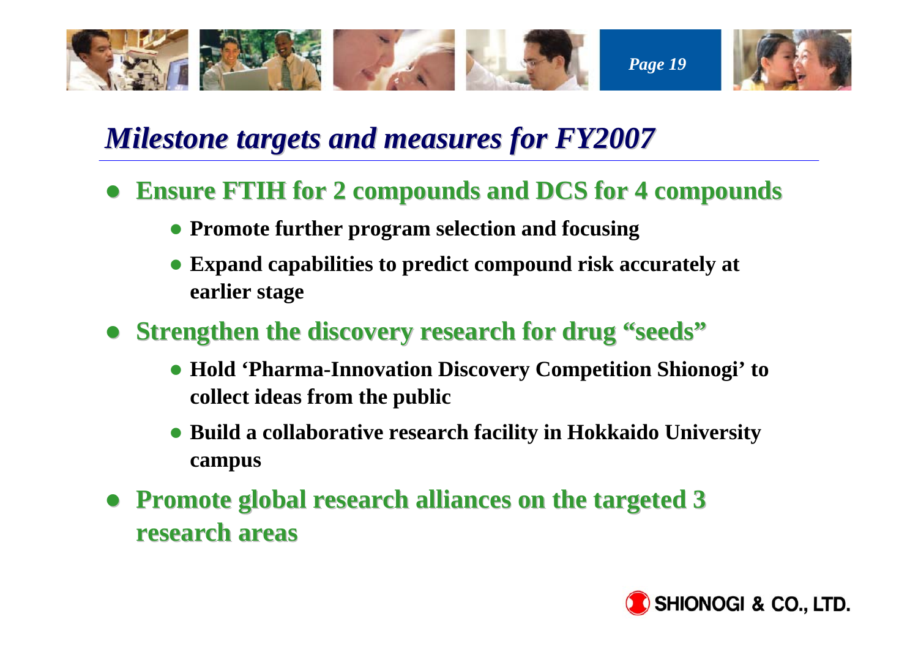# *Milestone targets and measures for FY2007*

- **Ensure FTIH for 2 compounds and DCS for 4 compounds**
  - **Promote further program selection and focusing**
  - **Expand capabilities to predict compound risk accurately at earlier stage**
- **Strengthen the discovery research for drug “seeds”**
  - **Hold ‘Pharma-Innovation Discovery Competition Shionogi’ to collect ideas from the public**
  - **Build a collaborative research facility in Hokkaido University campus**
- **Promote global research alliances on the targeted 3 research areas**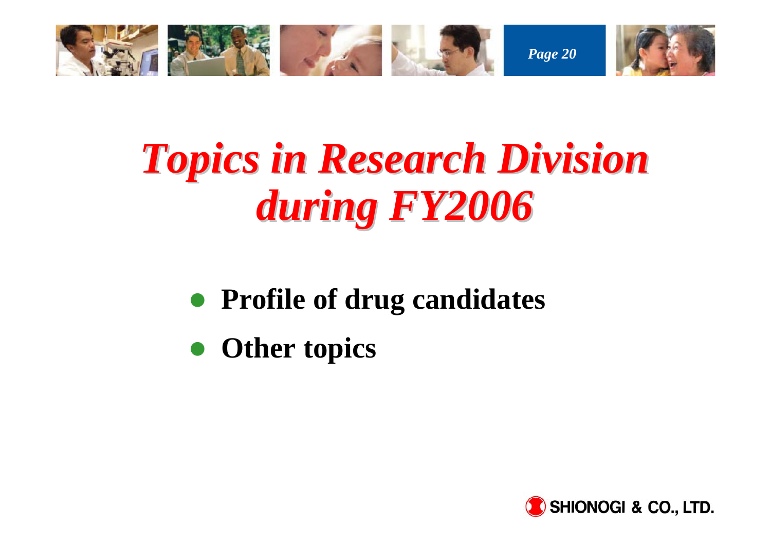# *Topics in Research Division during FY2006*

- **Profile of drug candidates**
- **Other topics**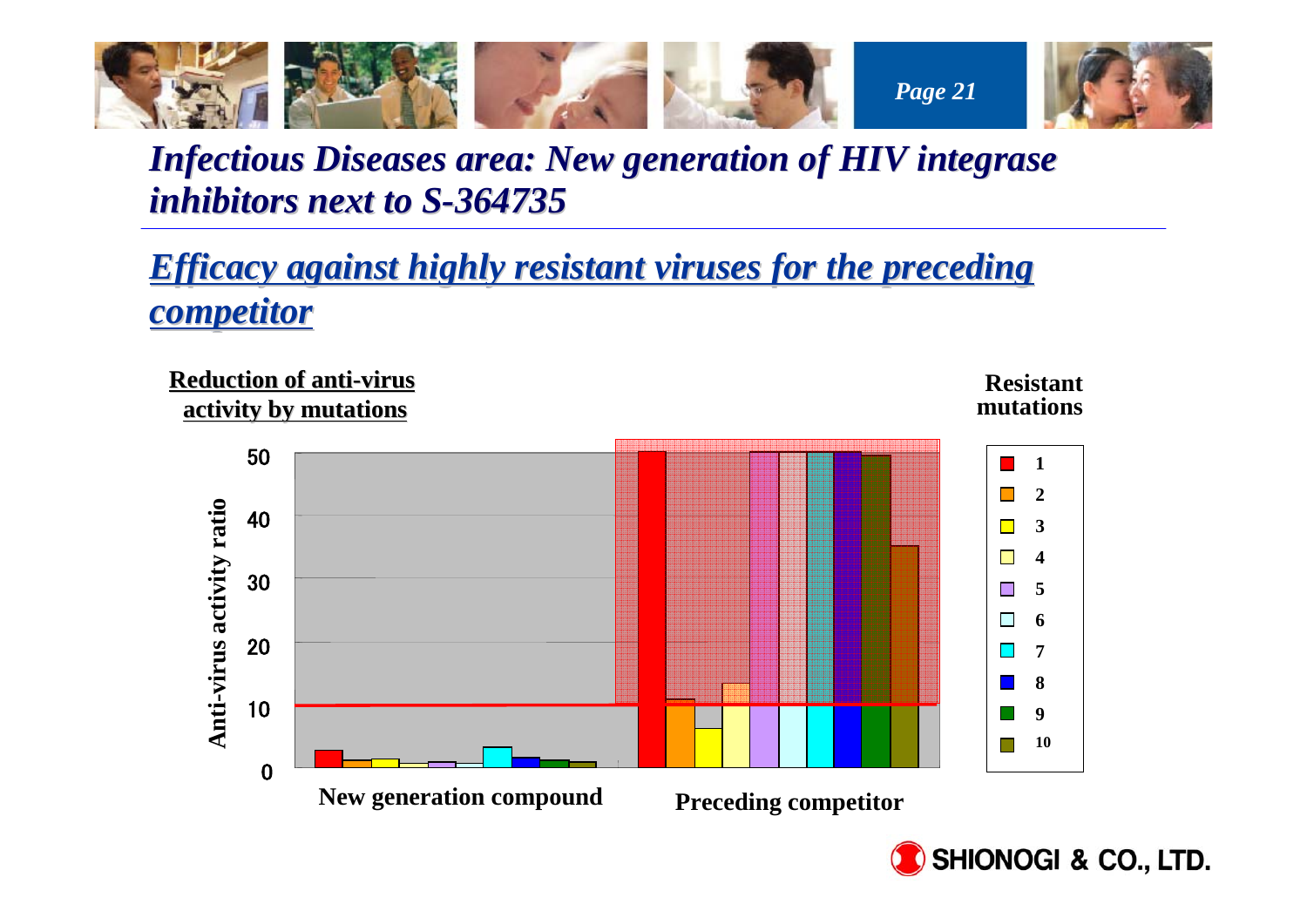# Infectious Diseases area: New generation of HIV integrase inhibitors next to S-364735

## Efficacy against highly resistant viruses for the preceding competitor

**Reduction of anti-virus activity by mutations**

Anti-virus activity ratio

50
40
30
20
10
0

New generation compound

Preceding competitor

**Resistant mutations**

- 1
- 2
- 3
- 4
- 5
- 6
- 7
- 8
- 9
- 10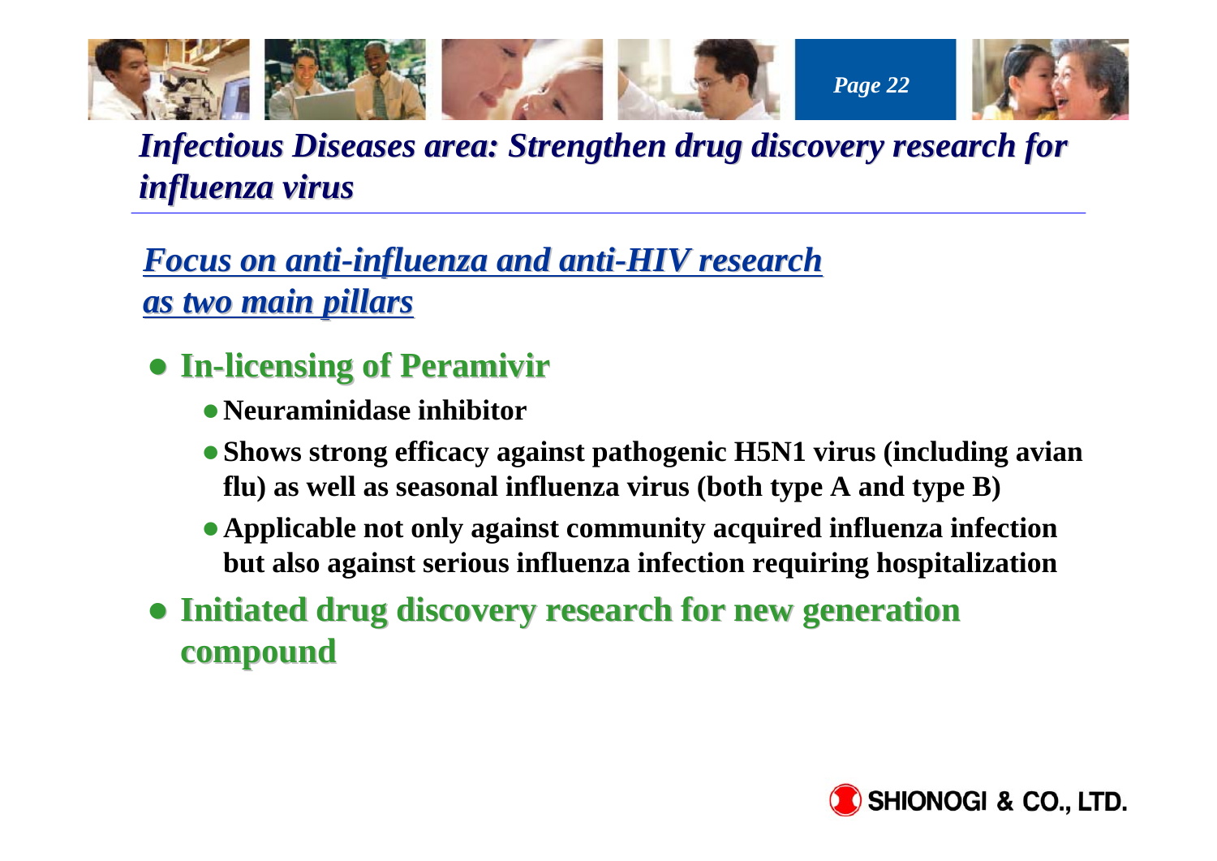# *Infectious Diseases area: Strengthen drug discovery research for influenza virus*

## *Focus on anti-influenza and anti-HIV research as two main pillars*

- **In-licensing of Peramivir**
  - **Neuraminidase inhibitor**
  - **Shows strong efficacy against pathogenic H5N1 virus (including avian flu) as well as seasonal influenza virus (both type A and type B)**
  - **Applicable not only against community acquired influenza infection but also against serious influenza infection requiring hospitalization**
- **Initiated drug discovery research for new generation compound**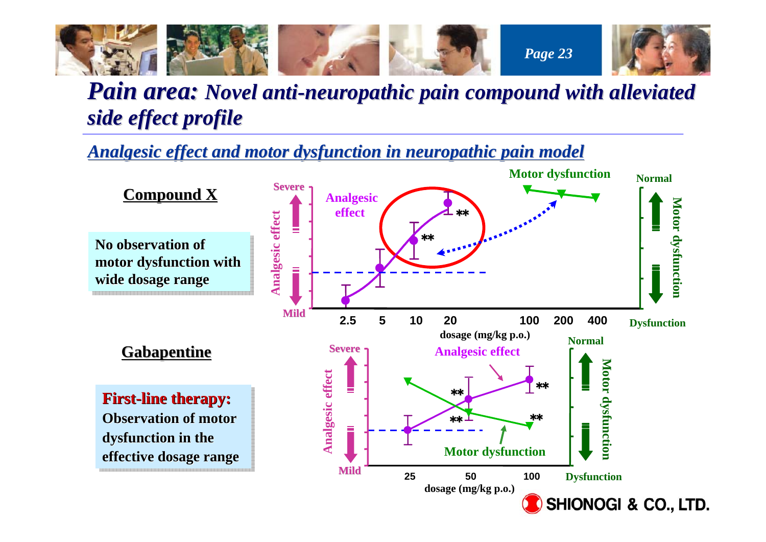# *Pain area:* *Novel anti-neuropathic pain compound with alleviated side effect profile*

## *Analgesic effect and motor dysfunction in neuropathic pain model*

### Compound X

No observation of motor dysfunction with wide dosage range

Severe
Analgesic effect
Mild

Analgesic effect

**
**

Motor dysfunction

Normal
Motor dysfunction
Dysfunction

2.5 5 10 20 100 200 400

dosage (mg/kg p.o.)

### Gabapentine

**First-line therapy:**
**Observation of motor dysfunction in the effective dosage range**

Severe
Analgesic effect
Mild

Analgesic effect

**
**
**
**

Motor dysfunction

Normal
Motor dysfunction
Dysfunction

25 50 100

dosage (mg/kg p.o.)

SHIONOGI & CO., LTD.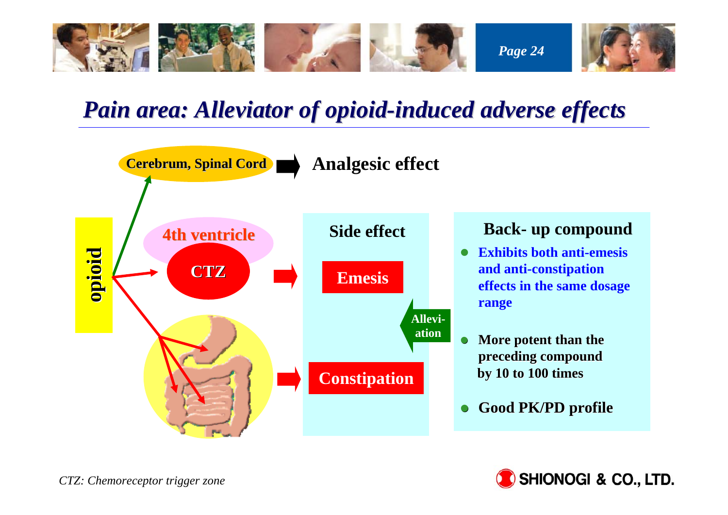# Pain area: Alleviator of opioid-induced adverse effects

opioid

Cerebrum, Spinal Cord → Analgesic effect

4th ventricle

CTZ

Side effect

Emesis

Constipation

Allevi-ation

## Back- up compound

- Exhibits both anti-emesis and anti-constipation effects in the same dosage range
- More potent than the preceding compound by 10 to 100 times
- Good PK/PD profile

*CTZ: Chemoreceptor trigger zone*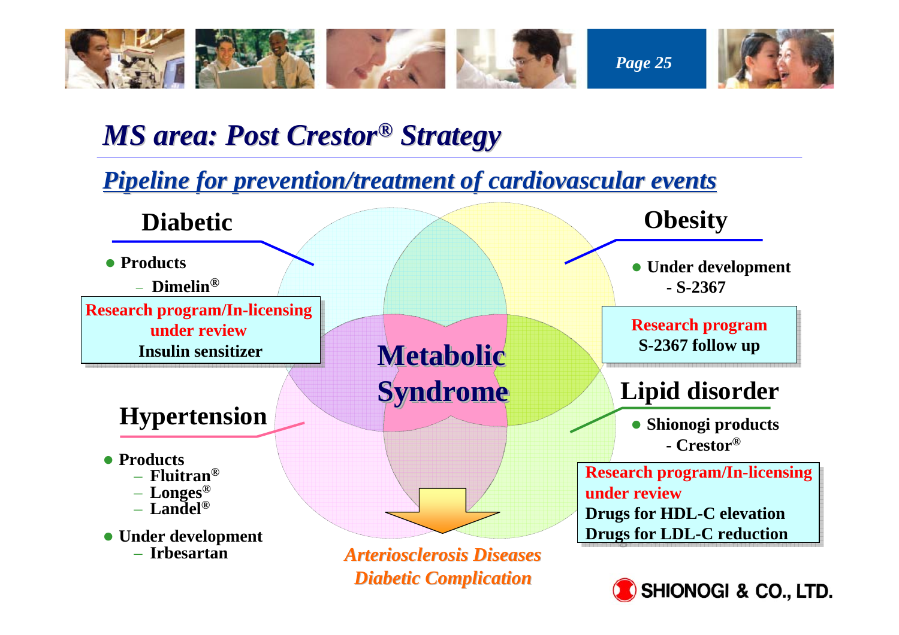# *MS area: Post Crestor® Strategy*

## *Pipeline for prevention/treatment of cardiovascular events*

### Diabetic

- **Products**
  - Dimelin®

**Research program/In-licensing under review**
**Insulin sensitizer**

### Obesity

- **Under development**
  - S-2367

**Research program**
**S-2367 follow up**

### Metabolic Syndrome

### Hypertension

- **Products**
  - Fluitran®
  - Longes®
  - Landel®
- **Under development**
  - Irbesartan

### Lipid disorder

- **Shionogi products**
  - Crestor®

**Research program/In-licensing under review**
**Drugs for HDL-C elevation**
**Drugs for LDL-C reduction**

***Arteriosclerosis Diseases***
***Diabetic Complication***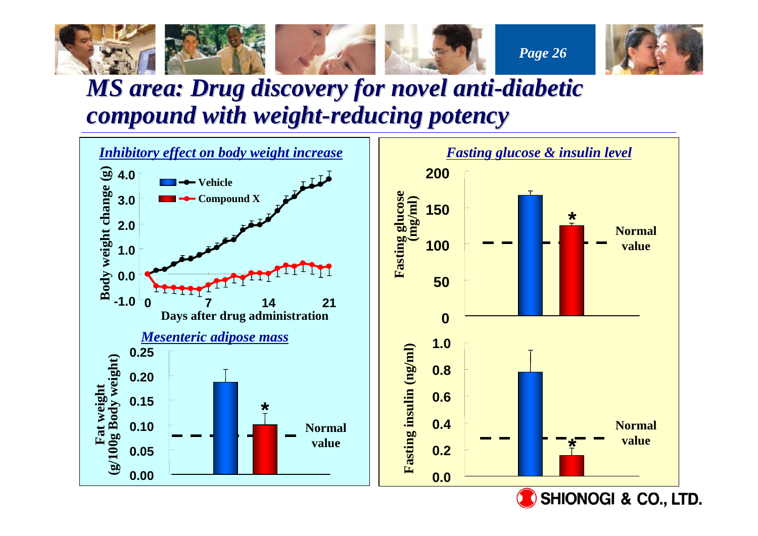# *MS area: Drug discovery for novel anti-diabetic compound with weight-reducing potency*

***Inhibitory effect on body weight increase***

Body weight change (g)

- Vehicle
- Compound X

Days after drug administration

***Mesenteric adipose mass***

Fat weight (g/100g Body weight)

Normal value

***Fasting glucose & insulin level***

Fasting glucose (mg/ml)

Normal value

Fasting insulin (ng/ml)

Normal value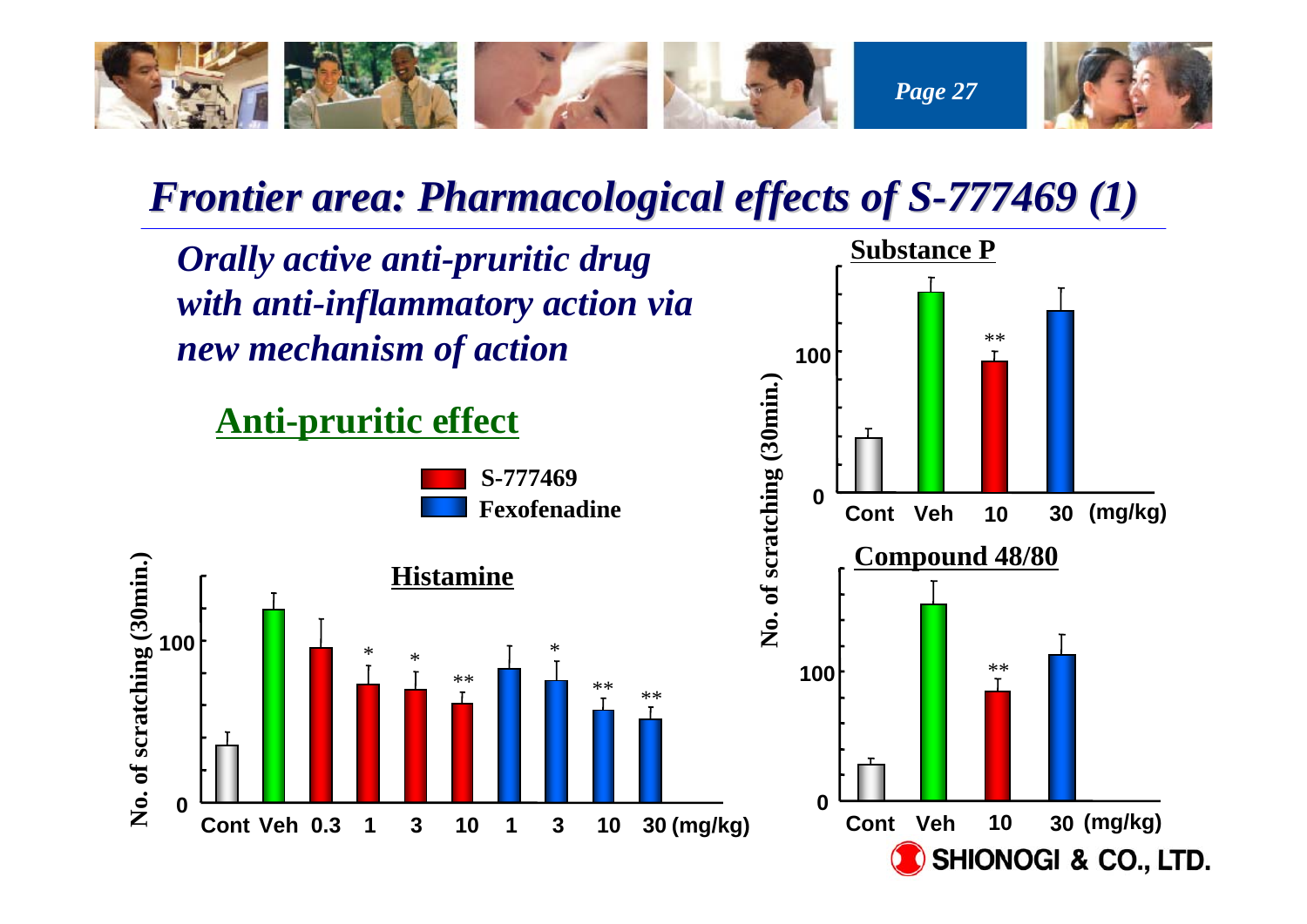# Frontier area: Pharmacological effects of S-777469 (1)

***Orally active anti-pruritic drug with anti-inflammatory action via new mechanism of action***

## Anti-pruritic effect

S-777469
Fexofenadine

**Histamine**

No. of scratching (30min.)

0, 100

Cont Veh 0.3 1 3 10 1 3 10 30 (mg/kg)

* * ** * ** **

**Substance P**

No. of scratching (30min.)

0, 100

Cont Veh 10 30 (mg/kg)

**

**Compound 48/80**

0, 100

Cont Veh 10 30 (mg/kg)

**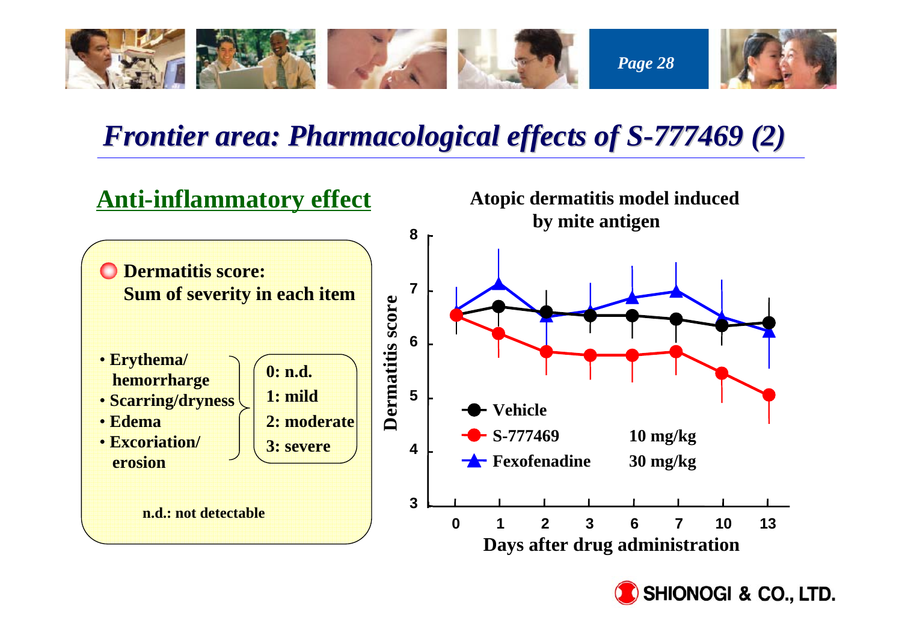# Frontier area: Pharmacological effects of S-777469 (2)

## Anti-inflammatory effect

**Dermatitis score: Sum of severity in each item**

- Erythema/ hemorrharge
- Scarring/dryness
- Edema
- Excoriation/ erosion

0: n.d.
1: mild
2: moderate
3: severe

n.d.: not detectable

**Atopic dermatitis model induced by mite antigen**

Dermatitis score (3–8) vs. Days after drug administration (0, 1, 2, 3, 6, 7, 10, 13)

- Vehicle
- S-777469 10 mg/kg
- Fexofenadine 30 mg/kg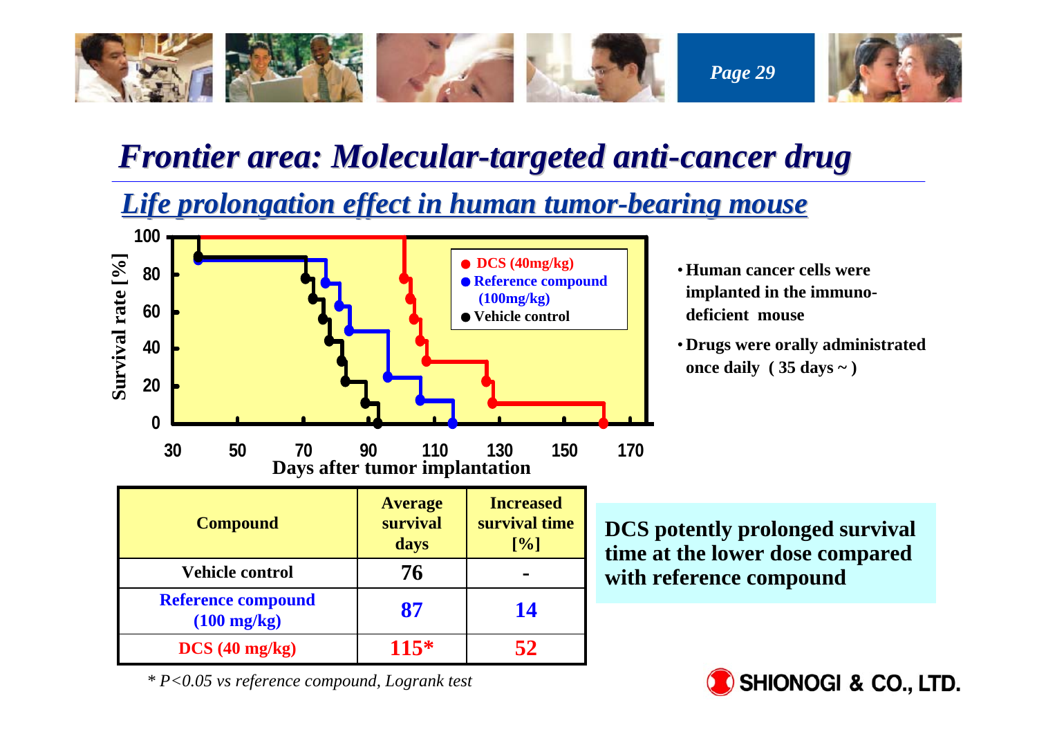# Frontier area: Molecular-targeted anti-cancer drug

## Life prolongation effect in human tumor-bearing mouse

- Human cancer cells were implanted in the immuno-deficient mouse
- Drugs were orally administrated once daily ( 35 days ~ )

| Compound | Average survival days | Increased survival time [%] |
|---|---|---|
| Vehicle control | 76 | - |
| Reference compound (100 mg/kg) | 87 | 14 |
| DCS (40 mg/kg) | 115* | 52 |

*\* P<0.05 vs reference compound, Logrank test*

**DCS potently prolonged survival time at the lower dose compared with reference compound**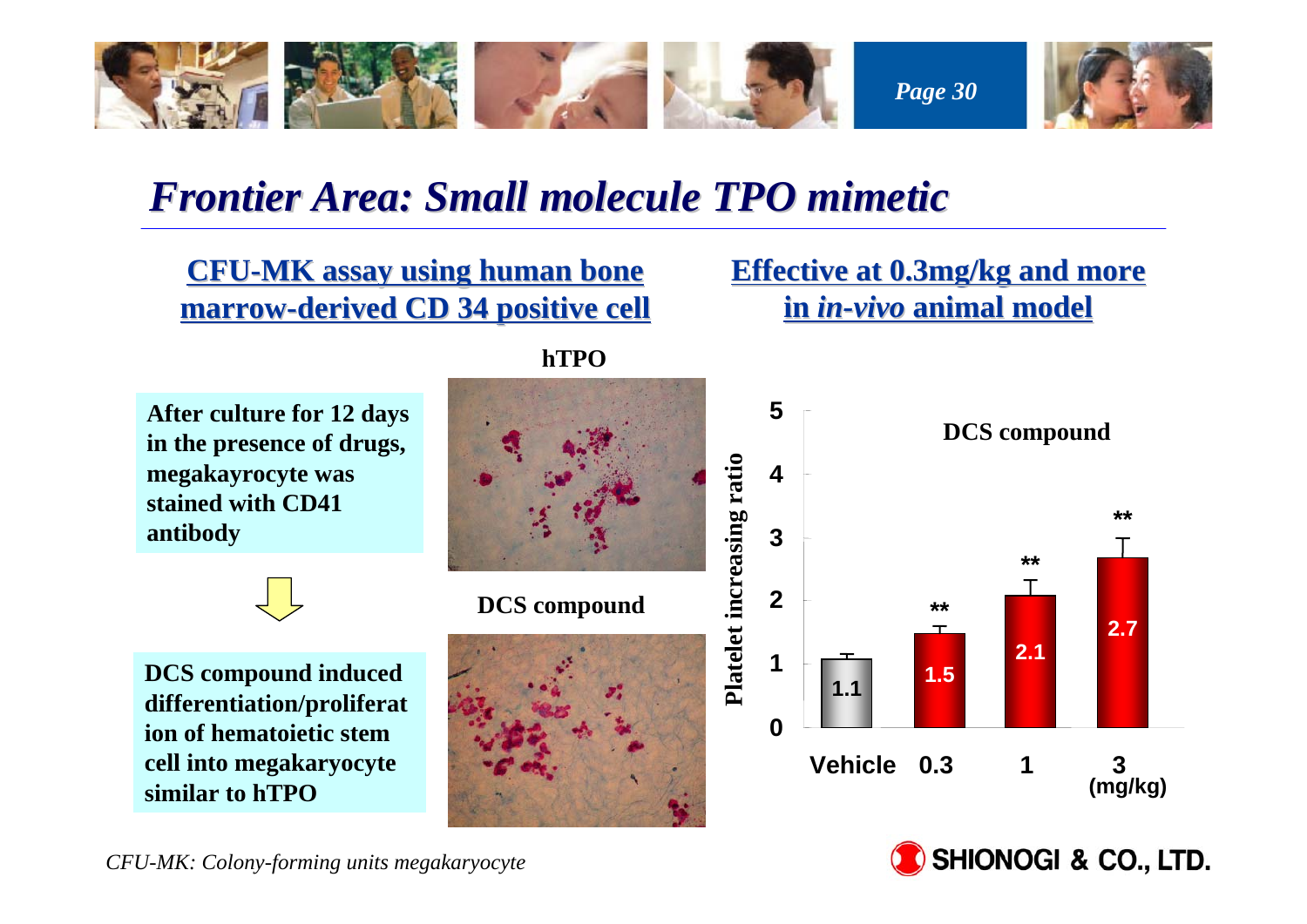# Frontier Area: Small molecule TPO mimetic

## CFU-MK assay using human bone marrow-derived CD 34 positive cell

After culture for 12 days in the presence of drugs, megakayrocyte was stained with CD41 antibody

DCS compound induced differentiation/proliferation of hematoietic stem cell into megakaryocyte similar to hTPO

hTPO

DCS compound

## Effective at 0.3mg/kg and more in *in-vivo* animal model

DCS compound

| Dose (mg/kg) | Platelet increasing ratio | Significance |
|---|---|---|
| Vehicle | 1.1 | |
| 0.3 | 1.5 | ** |
| 1 | 2.1 | ** |
| 3 | 2.7 | ** |

*CFU-MK: Colony-forming units megakaryocyte*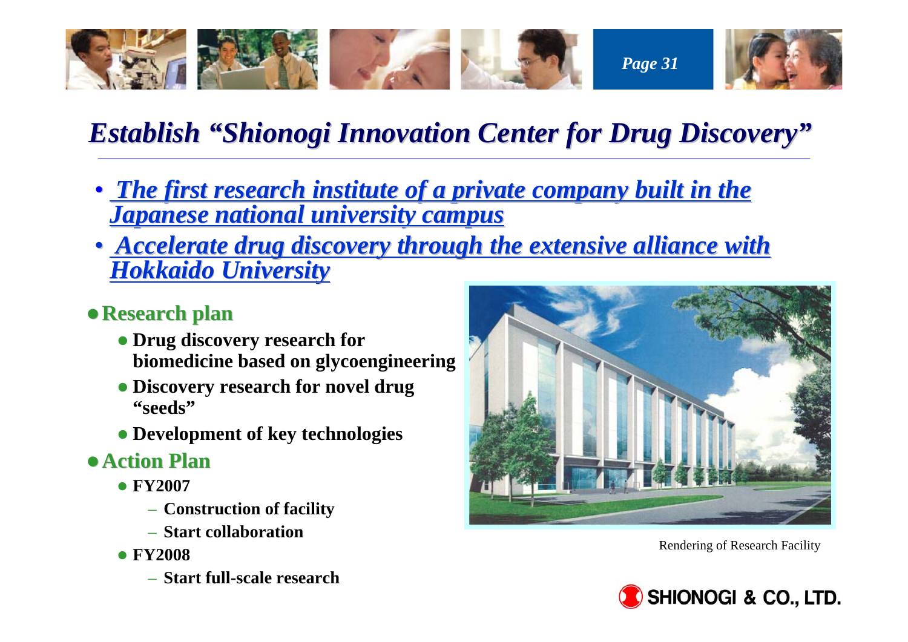# *Establish "Shionogi Innovation Center for Drug Discovery"*

- ***The first research institute of a private company built in the Japanese national university campus***
- ***Accelerate drug discovery through the extensive alliance with Hokkaido University***

- **Research plan**
  - **Drug discovery research for biomedicine based on glycoengineering**
  - **Discovery research for novel drug "seeds"**
  - **Development of key technologies**
- **Action Plan**
  - **FY2007**
    - **Construction of facility**
    - **Start collaboration**
  - **FY2008**
    - **Start full-scale research**

Rendering of Research Facility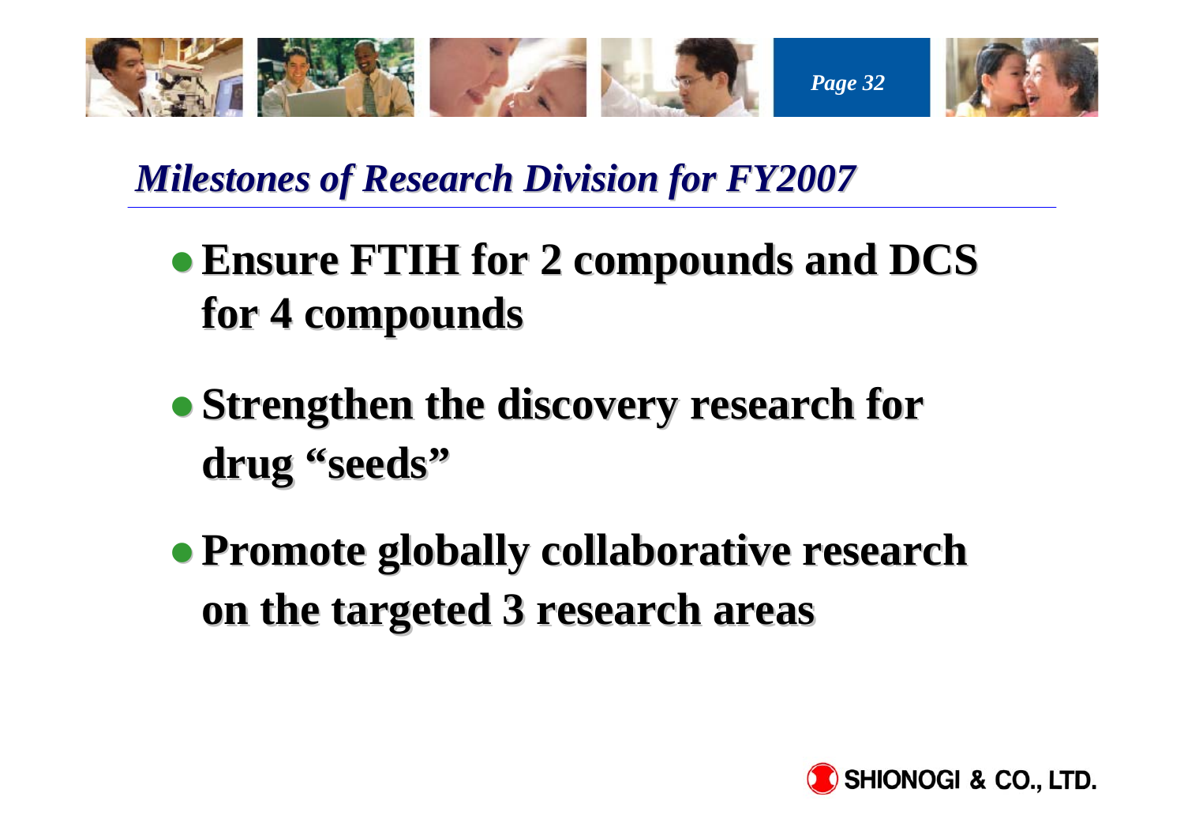## *Milestones of Research Division for FY2007*

- **Ensure FTIH for 2 compounds and DCS for 4 compounds**
- **Strengthen the discovery research for drug "seeds"**
- **Promote globally collaborative research on the targeted 3 research areas**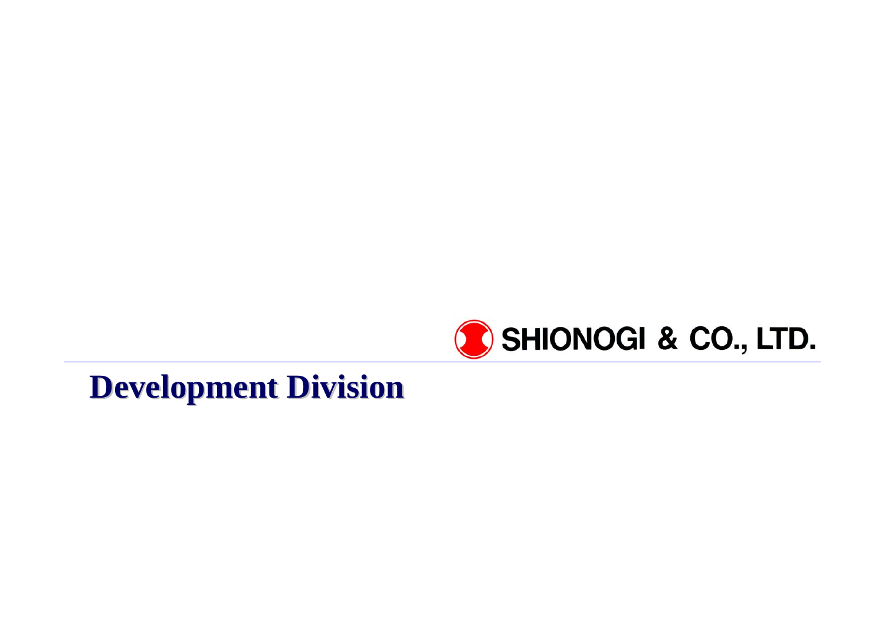SHIONOGI & CO., LTD.

# Development Division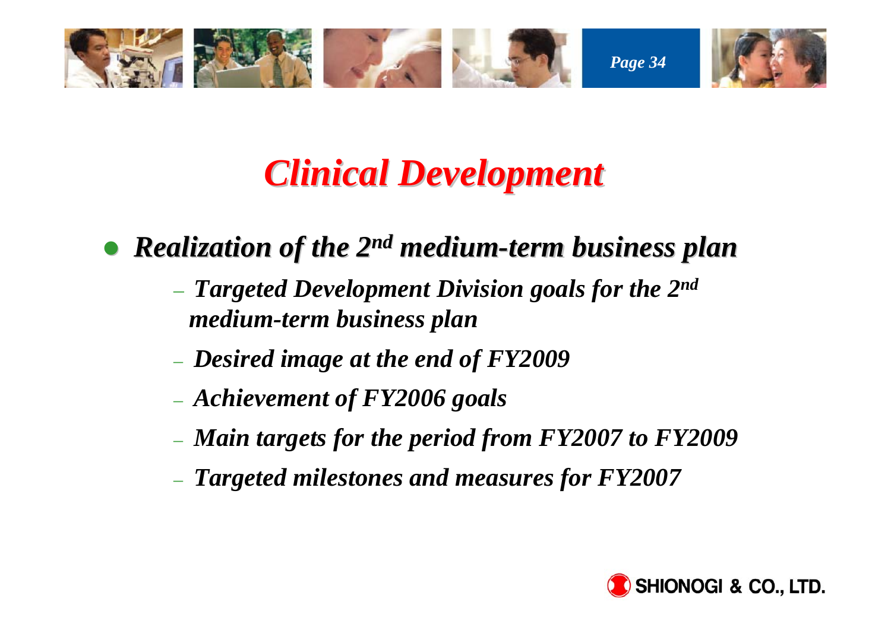# *Clinical Development*

- ***Realization of the 2nd medium-term business plan***
  - ***Targeted Development Division goals for the 2nd medium-term business plan***
  - ***Desired image at the end of FY2009***
  - ***Achievement of FY2006 goals***
  - ***Main targets for the period from FY2007 to FY2009***
  - ***Targeted milestones and measures for FY2007***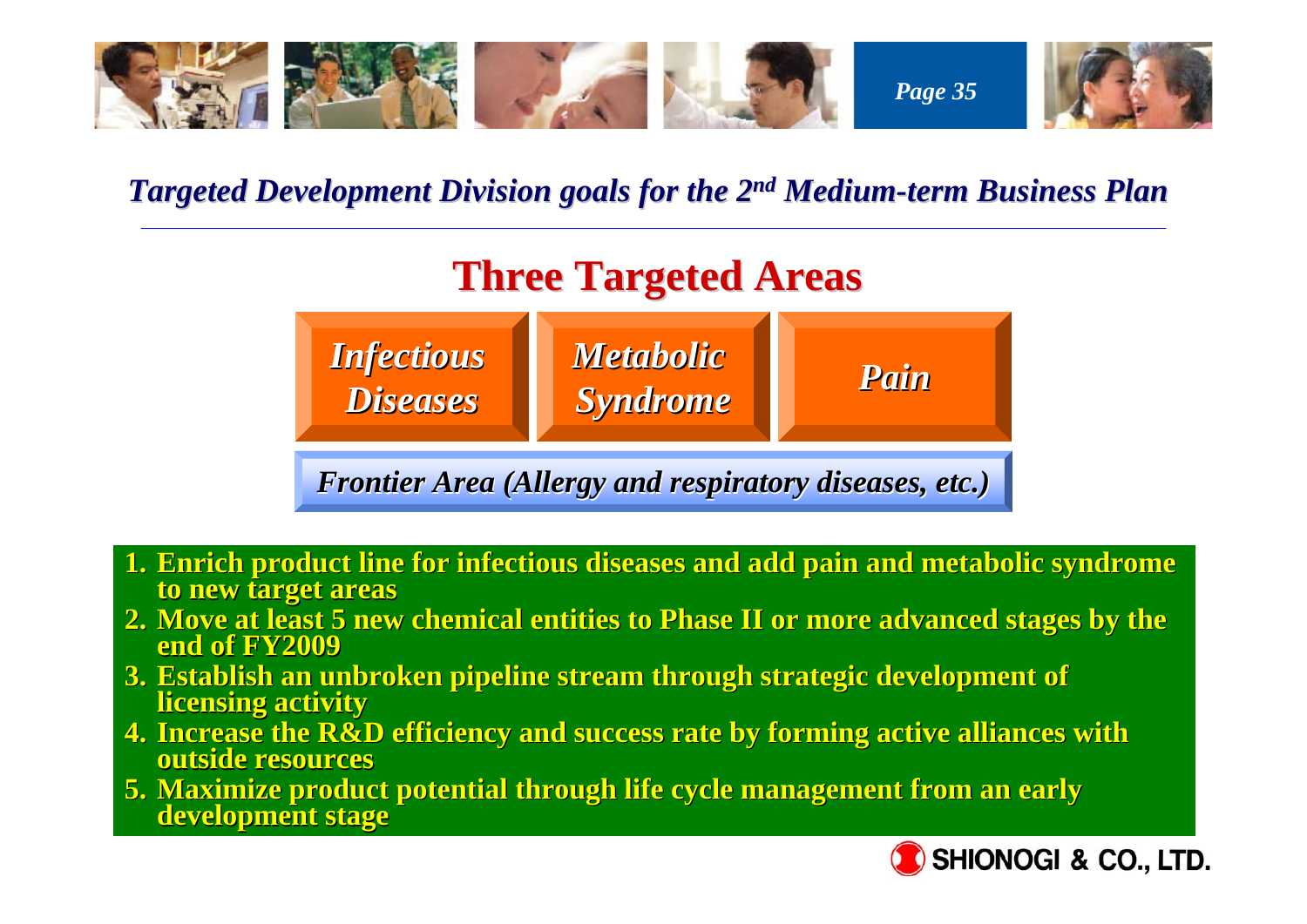## *Targeted Development Division goals for the 2nd Medium-term Business Plan*

# Three Targeted Areas

| *Infectious Diseases* | *Metabolic Syndrome* | *Pain* |
|---|---|---|

*Frontier Area (Allergy and respiratory diseases, etc.)*

1. **Enrich product line for infectious diseases and add pain and metabolic syndrome to new target areas**
2. **Move at least 5 new chemical entities to Phase II or more advanced stages by the end of FY2009**
3. **Establish an unbroken pipeline stream through strategic development of licensing activity**
4. **Increase the R&D efficiency and success rate by forming active alliances with outside resources**
5. **Maximize product potential through life cycle management from an early development stage**

SHIONOGI & CO., LTD.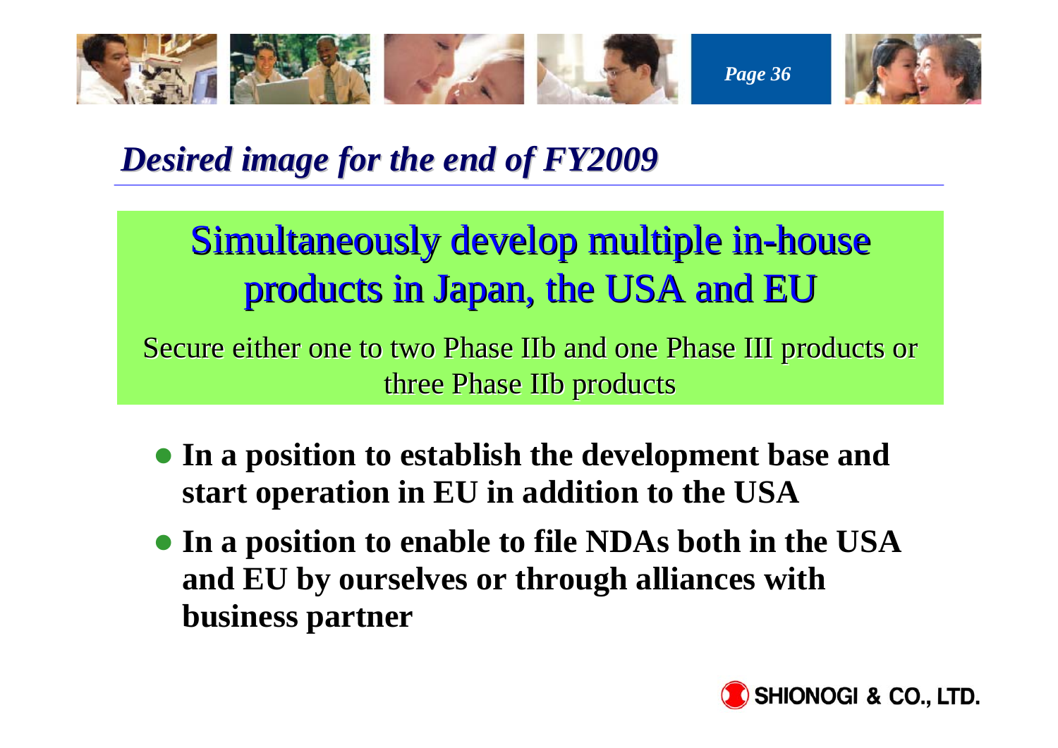## *Desired image for the end of FY2009*

### Simultaneously develop multiple in-house products in Japan, the USA and EU

Secure either one to two Phase IIb and one Phase III products or three Phase IIb products

- **In a position to establish the development base and start operation in EU in addition to the USA**
- **In a position to enable to file NDAs both in the USA and EU by ourselves or through alliances with business partner**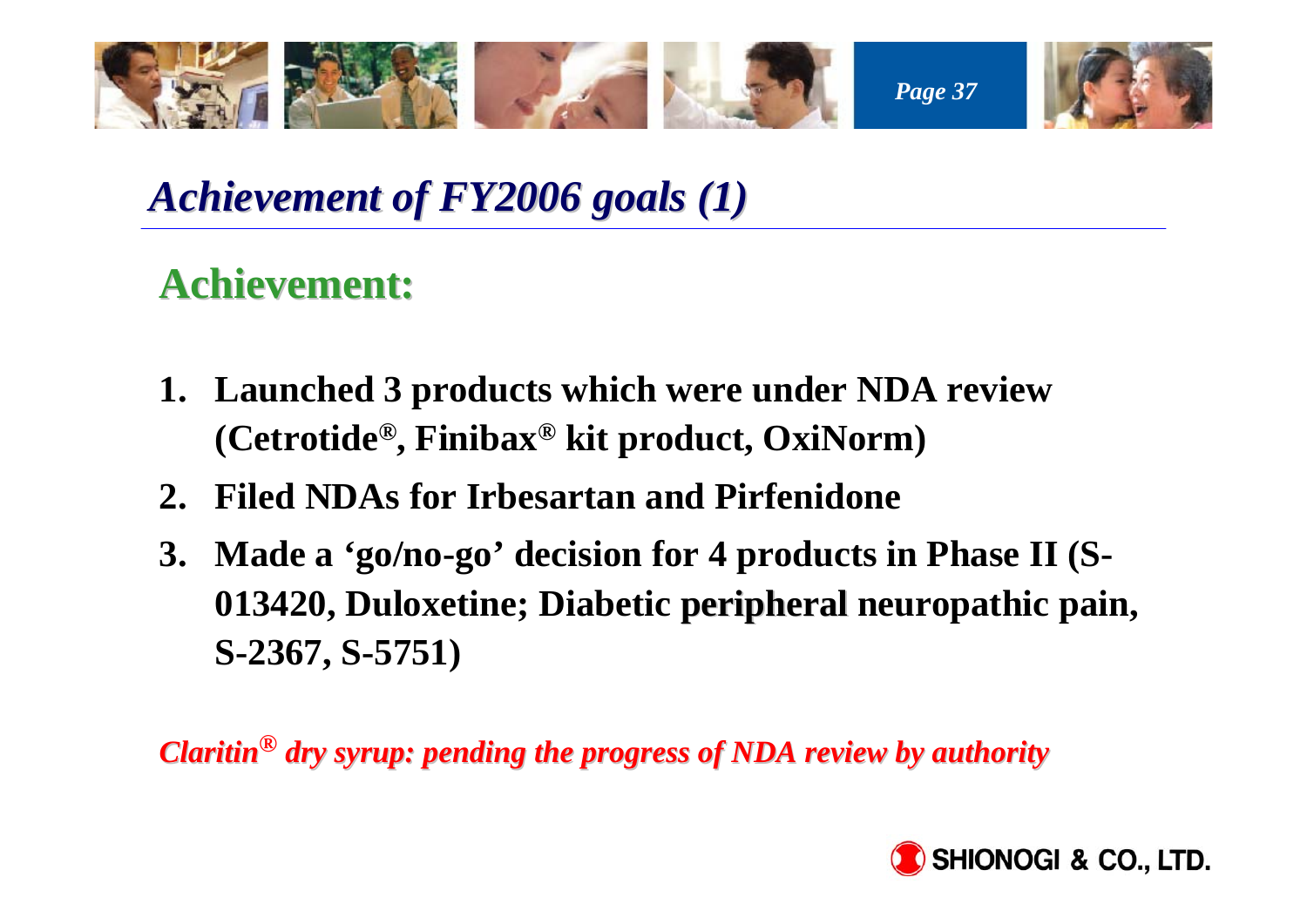# *Achievement of FY2006 goals (1)*

## Achievement:

1. **Launched 3 products which were under NDA review (Cetrotide®, Finibax® kit product, OxiNorm)**
2. **Filed NDAs for Irbesartan and Pirfenidone**
3. **Made a 'go/no-go' decision for 4 products in Phase II (S-013420, Duloxetine; Diabetic peripheral neuropathic pain, S-2367, S-5751)**

***Claritin® dry syrup: pending the progress of NDA review by authority***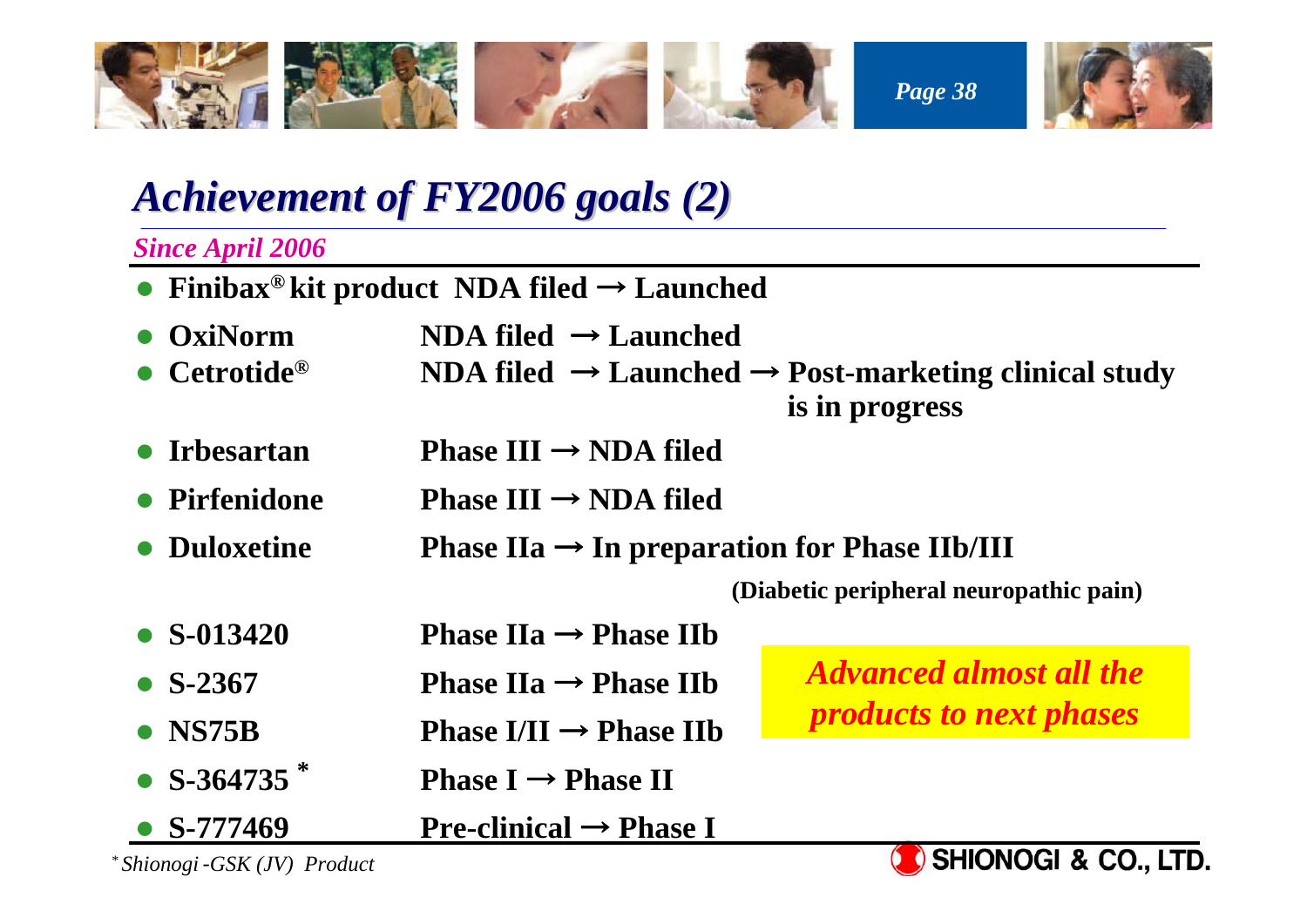# *Achievement of FY2006 goals (2)*

*Since April 2006*

- **Finibax® kit product NDA filed → Launched**
- **OxiNorm** — **NDA filed → Launched**
- **Cetrotide®** — **NDA filed → Launched → Post-marketing clinical study is in progress**
- **Irbesartan** — **Phase III → NDA filed**
- **Pirfenidone** — **Phase III → NDA filed**
- **Duloxetine** — **Phase IIa → In preparation for Phase IIb/III** **(Diabetic peripheral neuropathic pain)**
- **S-013420** — **Phase IIa → Phase IIb**
- **S-2367** — **Phase IIa → Phase IIb**
- **NS75B** — **Phase I/II → Phase IIb**
- **S-364735 *** — **Phase I → Phase II**
- **S-777469** — **Pre-clinical → Phase I**

***Advanced almost all the products to next phases***

* *Shionogi -GSK (JV) Product*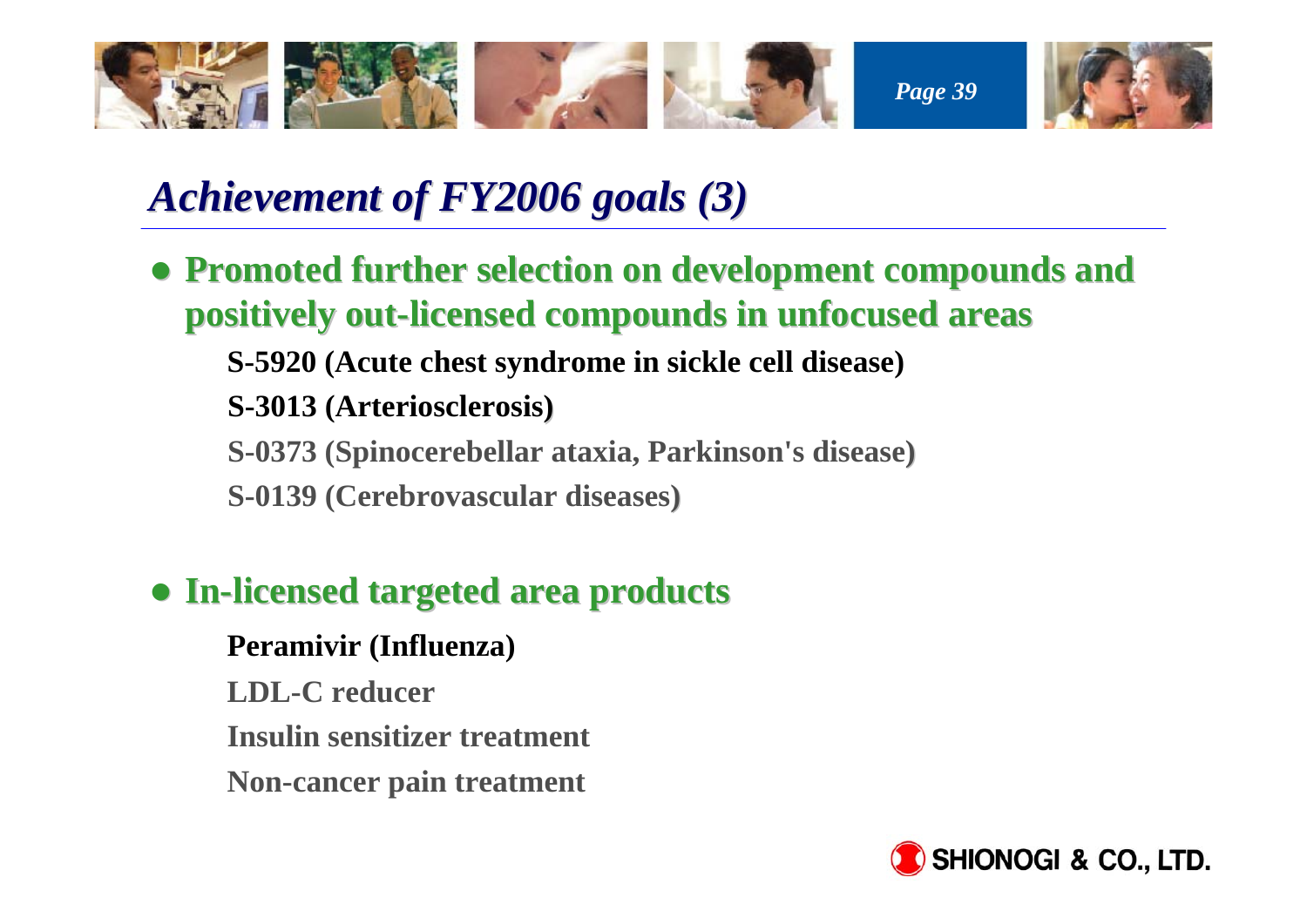# *Achievement of FY2006 goals (3)*

- **Promoted further selection on development compounds and positively out-licensed compounds in unfocused areas**

  **S-5920 (Acute chest syndrome in sickle cell disease)**

  **S-3013 (Arteriosclerosis)**

  **S-0373 (Spinocerebellar ataxia, Parkinson's disease)**

  **S-0139 (Cerebrovascular diseases)**

- **In-licensed targeted area products**

  **Peramivir (Influenza)**

  **LDL-C reducer**

  **Insulin sensitizer treatment**

  **Non-cancer pain treatment**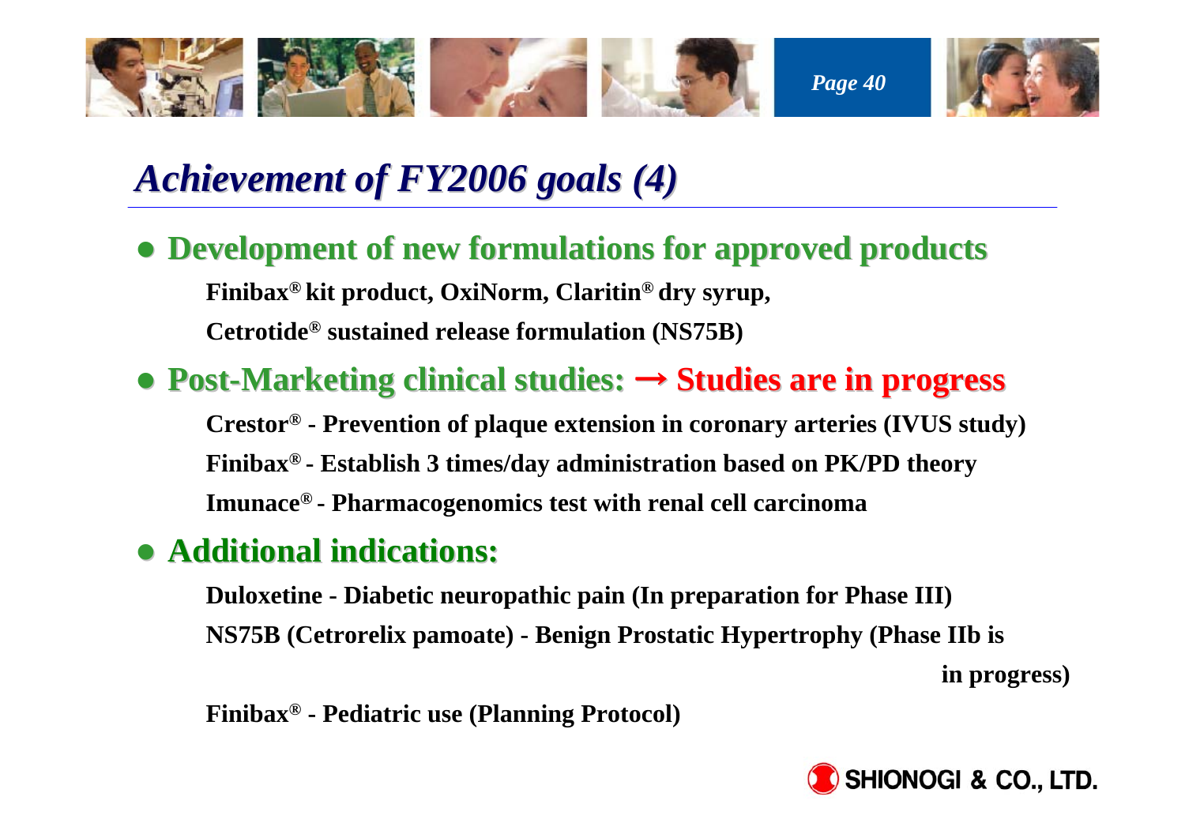# *Achievement of FY2006 goals (4)*

- **Development of new formulations for approved products**

  **Finibax® kit product, OxiNorm, Claritin® dry syrup,**

  **Cetrotide® sustained release formulation (NS75B)**

- **Post-Marketing clinical studies: → Studies are in progress**

  **Crestor® - Prevention of plaque extension in coronary arteries (IVUS study)**

  **Finibax® - Establish 3 times/day administration based on PK/PD theory**

  **Imunace® - Pharmacogenomics test with renal cell carcinoma**

- **Additional indications:**

  **Duloxetine - Diabetic neuropathic pain (In preparation for Phase III)**

  **NS75B (Cetrorelix pamoate) - Benign Prostatic Hypertrophy (Phase IIb is in progress)**

  **Finibax® - Pediatric use (Planning Protocol)**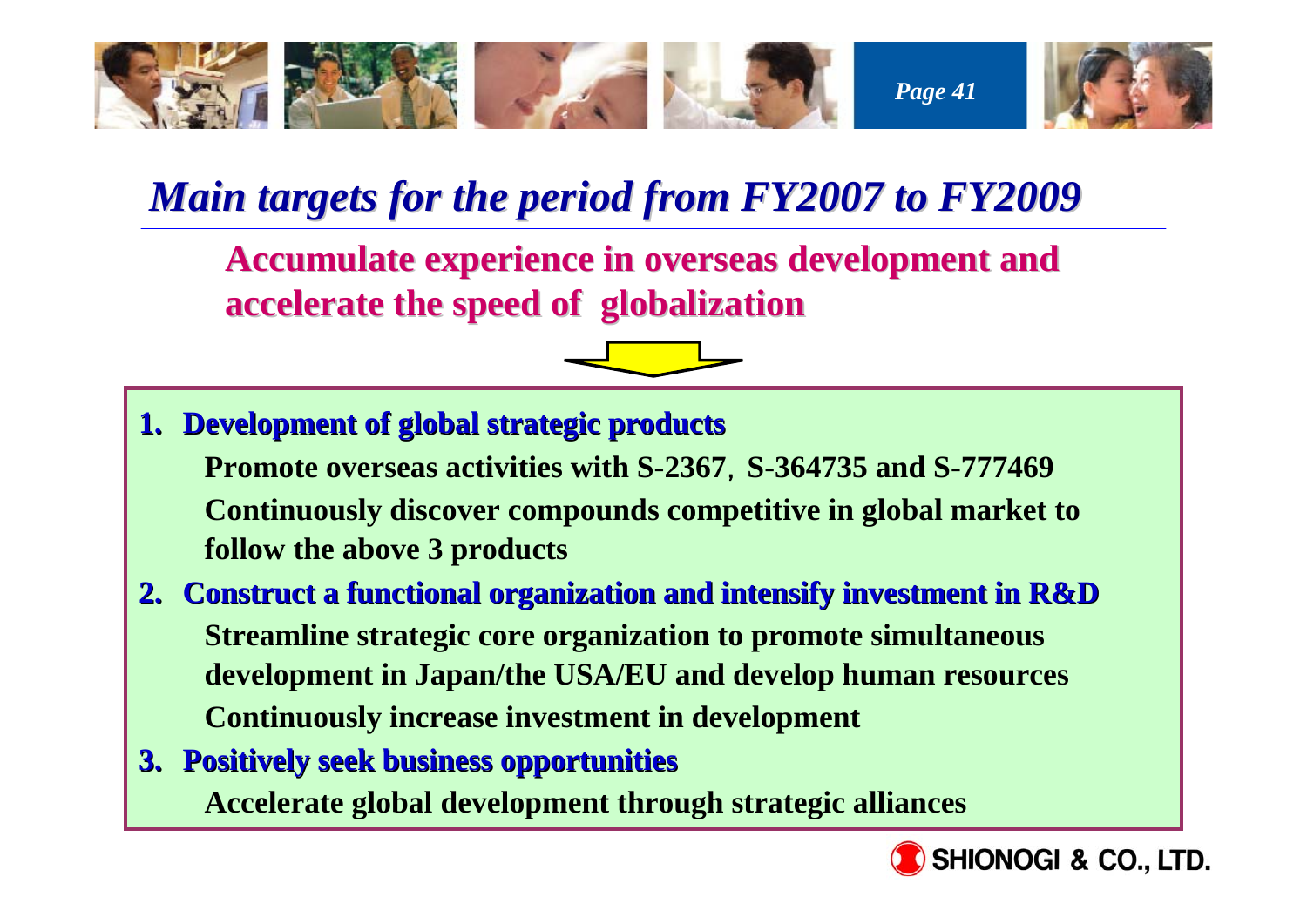# *Main targets for the period from FY2007 to FY2009*

**Accumulate experience in overseas development and accelerate the speed of globalization**

1. **Development of global strategic products**
   - **Promote overseas activities with S-2367, S-364735 and S-777469**
   - **Continuously discover compounds competitive in global market to follow the above 3 products**
2. **Construct a functional organization and intensify investment in R&D**
   - **Streamline strategic core organization to promote simultaneous development in Japan/the USA/EU and develop human resources**
   - **Continuously increase investment in development**
3. **Positively seek business opportunities**
   - **Accelerate global development through strategic alliances**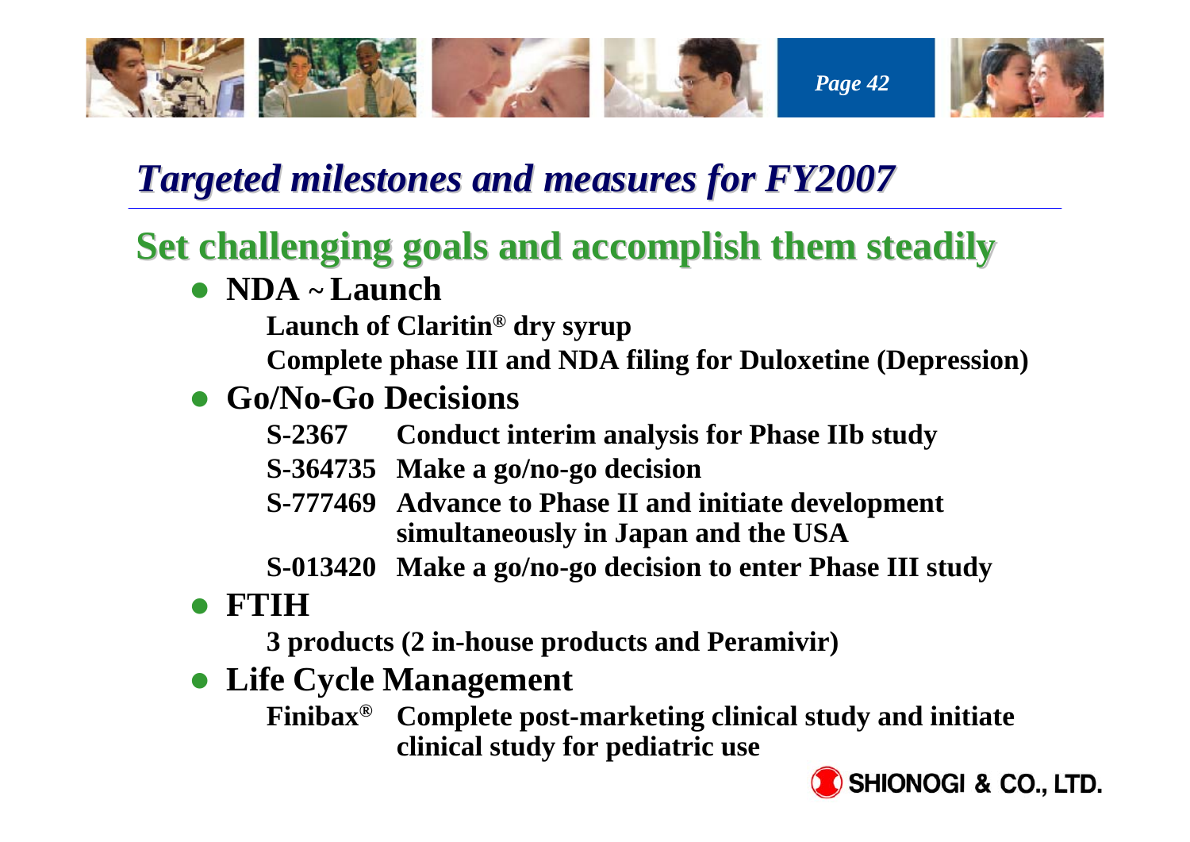# *Targeted milestones and measures for FY2007*

## Set challenging goals and accomplish them steadily

- **NDA ~ Launch**

  **Launch of Claritin® dry syrup**

  **Complete phase III and NDA filing for Duloxetine (Depression)**

- **Go/No-Go Decisions**

  **S-2367** **Conduct interim analysis for Phase IIb study**

  **S-364735** **Make a go/no-go decision**

  **S-777469** **Advance to Phase II and initiate development simultaneously in Japan and the USA**

  **S-013420** **Make a go/no-go decision to enter Phase III study**

- **FTIH**

  **3 products (2 in-house products and Peramivir)**

- **Life Cycle Management**

  **Finibax®** **Complete post-marketing clinical study and initiate clinical study for pediatric use**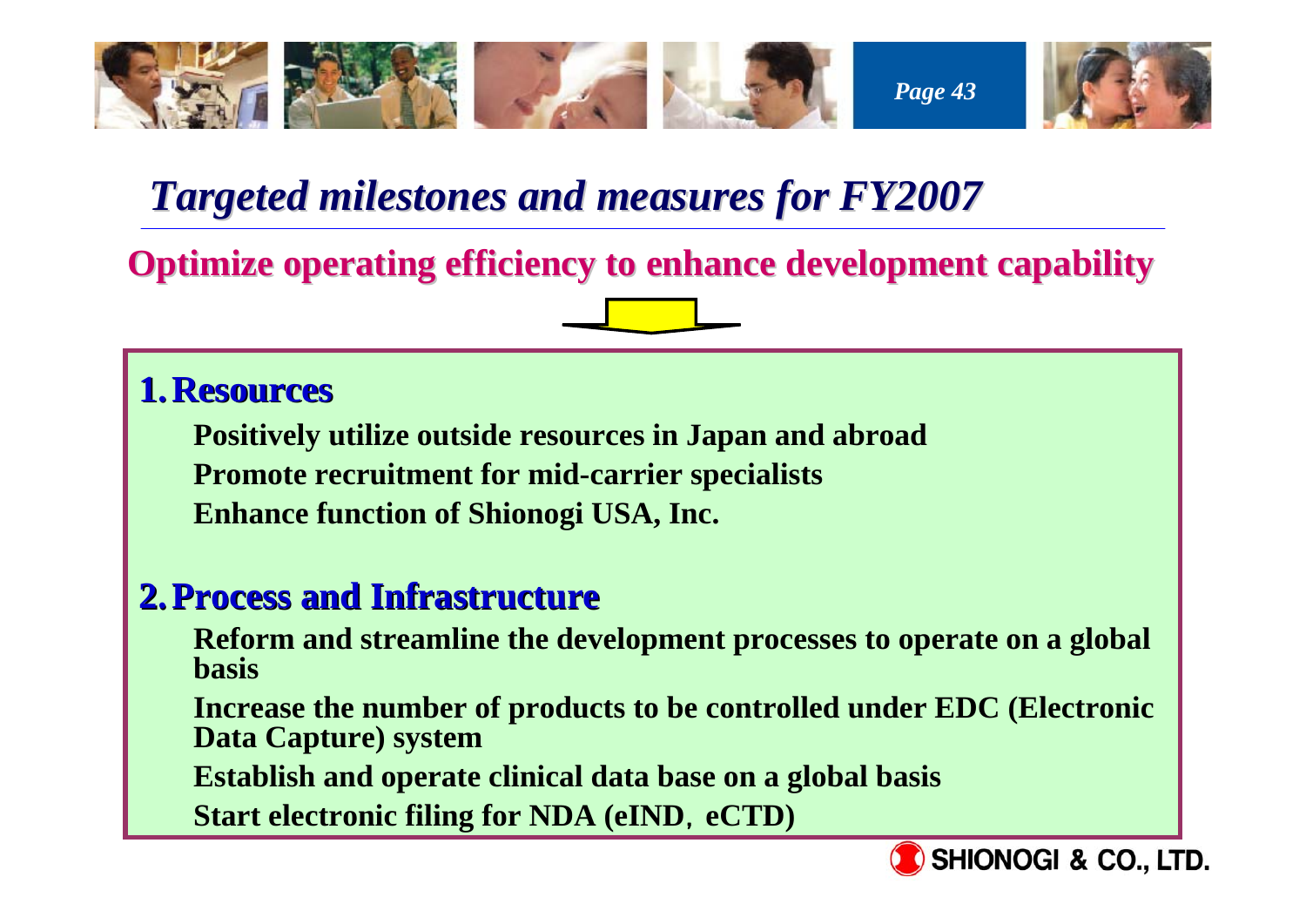# *Targeted milestones and measures for FY2007*

**Optimize operating efficiency to enhance development capability**

## 1. Resources

- **Positively utilize outside resources in Japan and abroad**
- **Promote recruitment for mid-carrier specialists**
- **Enhance function of Shionogi USA, Inc.**

## 2. Process and Infrastructure

- **Reform and streamline the development processes to operate on a global basis**
- **Increase the number of products to be controlled under EDC (Electronic Data Capture) system**
- **Establish and operate clinical data base on a global basis**
- **Start electronic filing for NDA (eIND，eCTD)**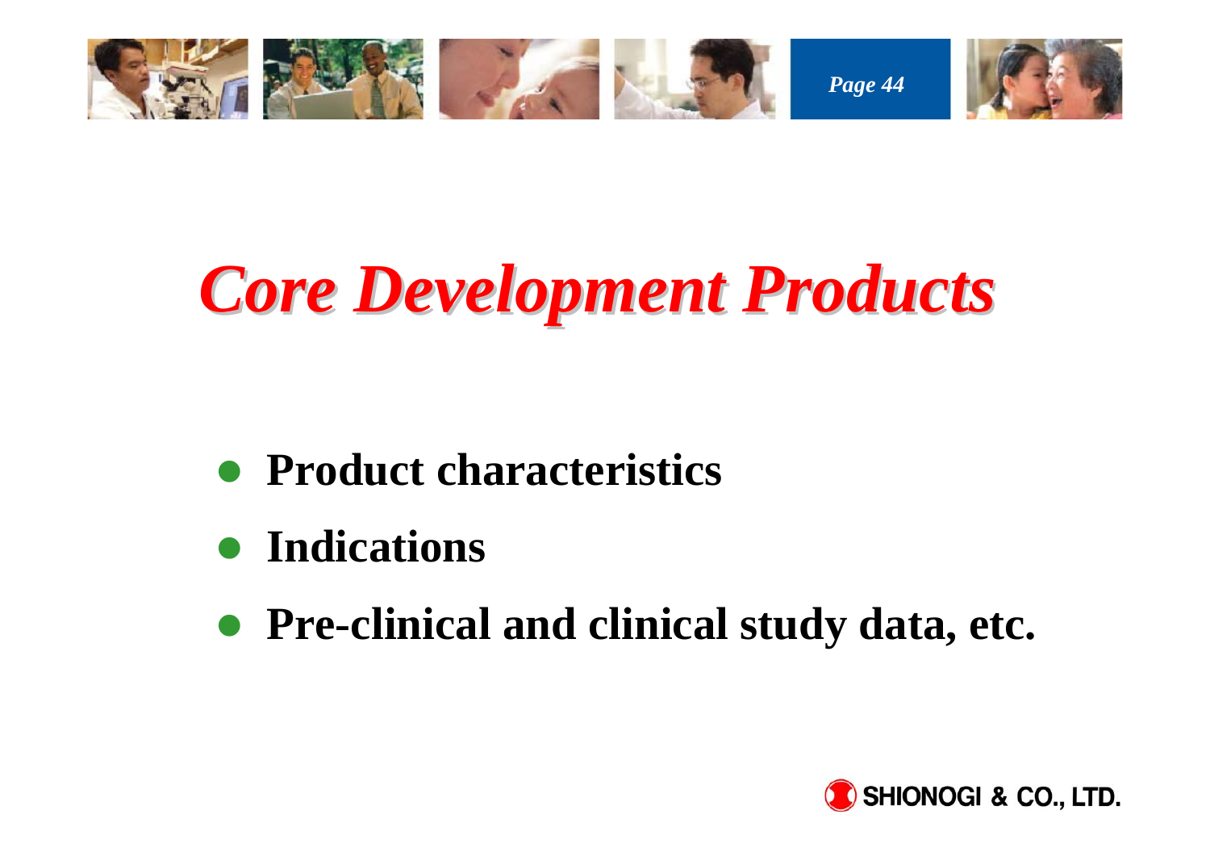# *Core Development Products*

- **Product characteristics**
- **Indications**
- **Pre-clinical and clinical study data, etc.**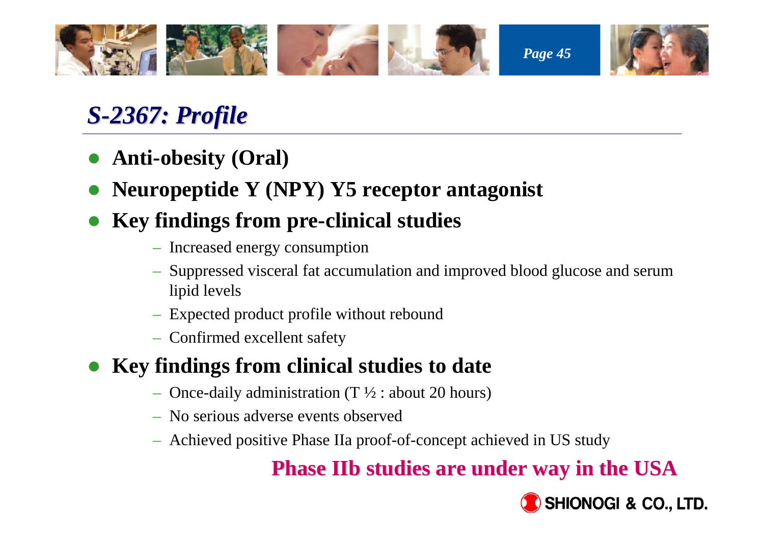# *S-2367: Profile*

- **Anti-obesity (Oral)**
- **Neuropeptide Y (NPY) Y5 receptor antagonist**
- **Key findings from pre-clinical studies**
  - Increased energy consumption
  - Suppressed visceral fat accumulation and improved blood glucose and serum lipid levels
  - Expected product profile without rebound
  - Confirmed excellent safety
- **Key findings from clinical studies to date**
  - Once-daily administration ($T_{1/2}$ : about 20 hours)
  - No serious adverse events observed
  - Achieved positive Phase IIa proof-of-concept achieved in US study

**Phase IIb studies are under way in the USA**

SHIONOGI & CO., LTD.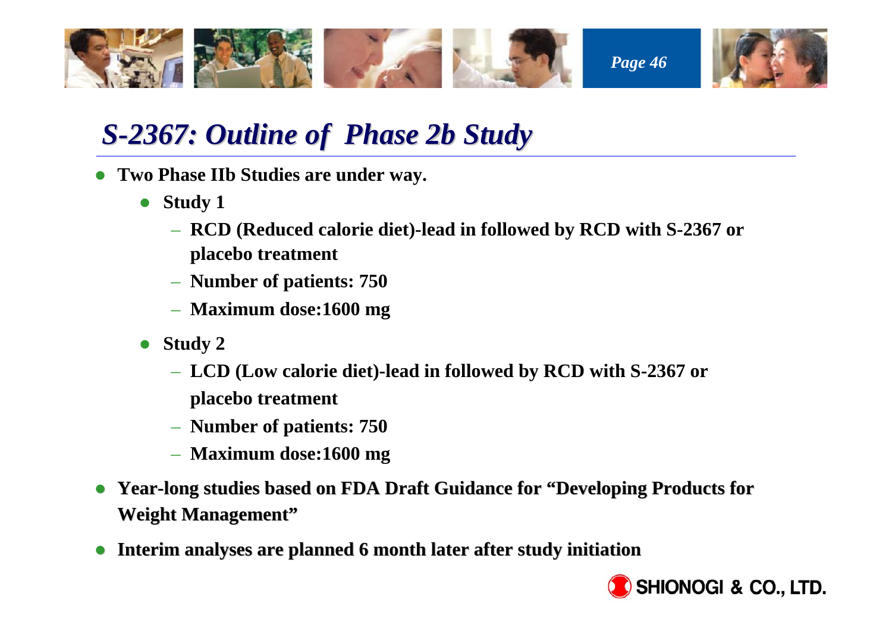# S-2367: Outline of Phase 2b Study

- **Two Phase IIb Studies are under way.**
  - **Study 1**
    - **RCD (Reduced calorie diet)-lead in followed by RCD with S-2367 or placebo treatment**
    - **Number of patients: 750**
    - **Maximum dose:1600 mg**
  - **Study 2**
    - **LCD (Low calorie diet)-lead in followed by RCD with S-2367 or placebo treatment**
    - **Number of patients: 750**
    - **Maximum dose:1600 mg**
- **Year-long studies based on FDA Draft Guidance for "Developing Products for Weight Management"**
- **Interim analyses are planned 6 month later after study initiation**

SHIONOGI & CO., LTD.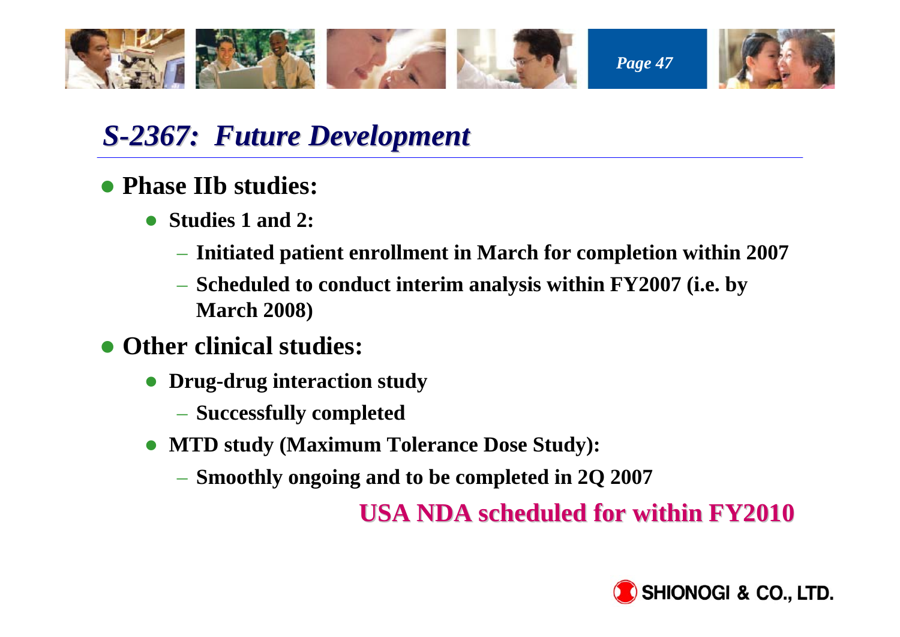## *S-2367: Future Development*

- **Phase IIb studies:**
  - **Studies 1 and 2:**
    - **Initiated patient enrollment in March for completion within 2007**
    - **Scheduled to conduct interim analysis within FY2007 (i.e. by March 2008)**
- **Other clinical studies:**
  - **Drug-drug interaction study**
    - **Successfully completed**
  - **MTD study (Maximum Tolerance Dose Study):**
    - **Smoothly ongoing and to be completed in 2Q 2007**

**USA NDA scheduled for within FY2010**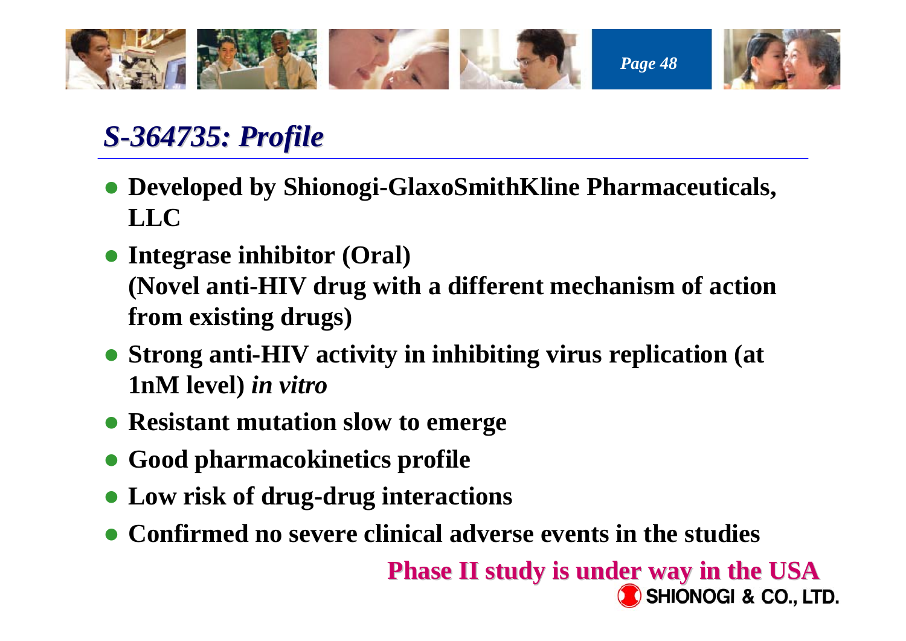# *S-364735: Profile*

- **Developed by Shionogi-GlaxoSmithKline Pharmaceuticals, LLC**
- **Integrase inhibitor (Oral)**
  **(Novel anti-HIV drug with a different mechanism of action from existing drugs)**
- **Strong anti-HIV activity in inhibiting virus replication (at 1nM level)** ***in vitro***
- **Resistant mutation slow to emerge**
- **Good pharmacokinetics profile**
- **Low risk of drug-drug interactions**
- **Confirmed no severe clinical adverse events in the studies**

**Phase II study is under way in the USA**

SHIONOGI & CO., LTD.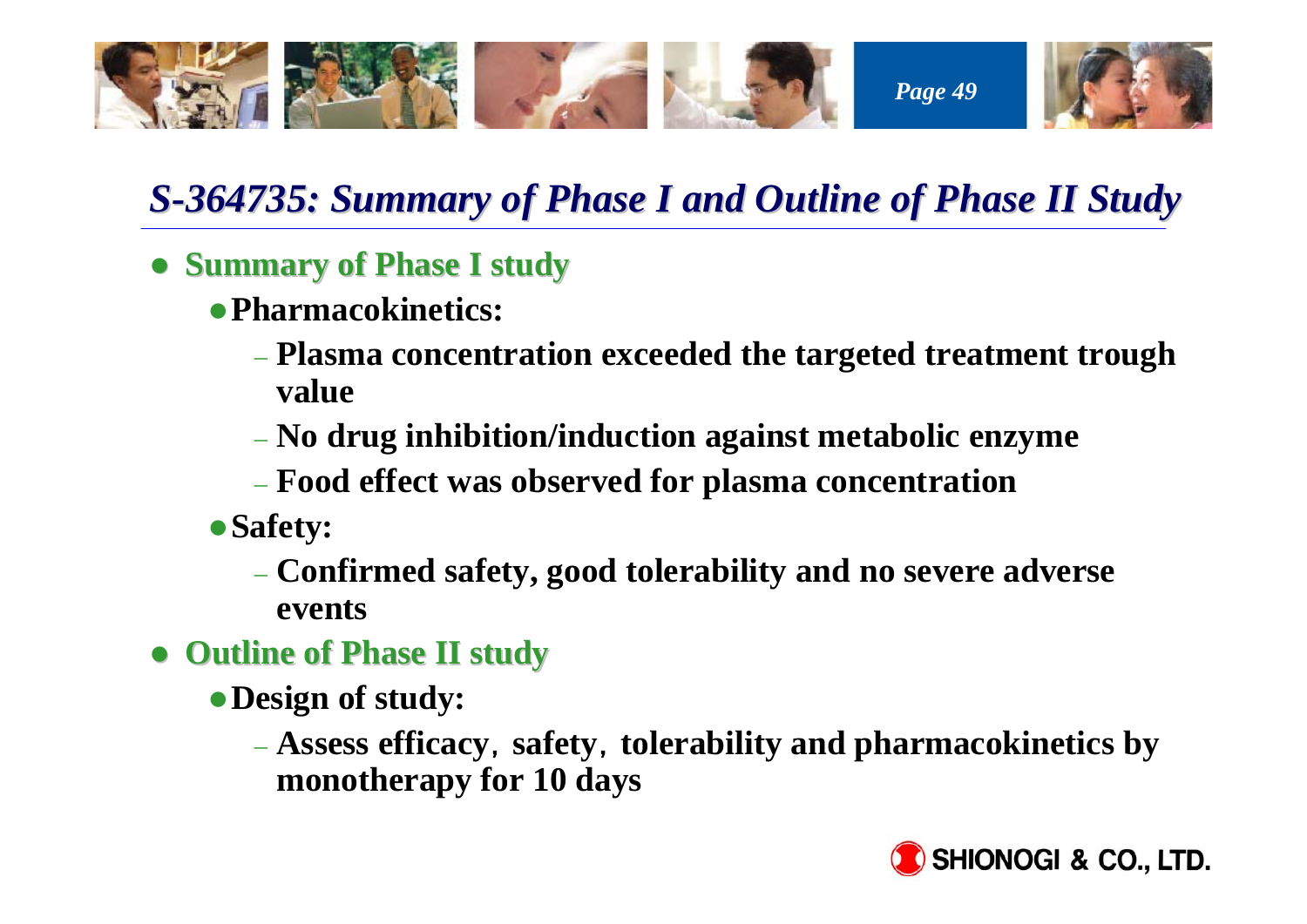# S-364735: Summary of Phase I and Outline of Phase II Study

- **Summary of Phase I study**
  - **Pharmacokinetics:**
    - **Plasma concentration exceeded the targeted treatment trough value**
    - **No drug inhibition/induction against metabolic enzyme**
    - **Food effect was observed for plasma concentration**
  - **Safety:**
    - **Confirmed safety, good tolerability and no severe adverse events**
- **Outline of Phase II study**
  - **Design of study:**
    - **Assess efficacy，safety，tolerability and pharmacokinetics by monotherapy for 10 days**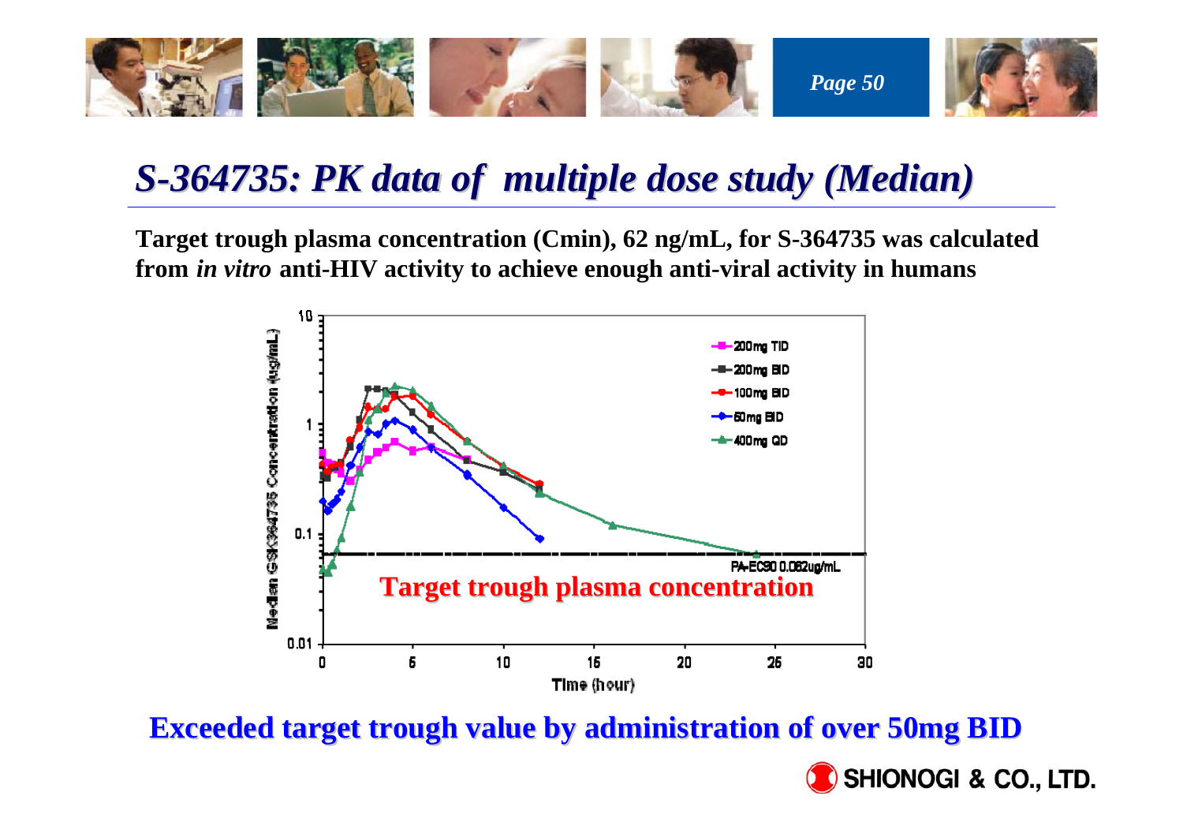# S-364735: PK data of multiple dose study (Median)

**Target trough plasma concentration (Cmin), 62 ng/mL, for S-364735 was calculated from *in vitro* anti-HIV activity to achieve enough anti-viral activity in humans**

Median GSK364735 Concentration (ug/mL)

- 200mg TID
- 200mg BID
- 100mg BID
- 50mg BID
- 400mg QD

PA-EC90 0.062ug/mL

**Target trough plasma concentration**

Time (hour)

**Exceeded target trough value by administration of over 50mg BID**

SHIONOGI & CO., LTD.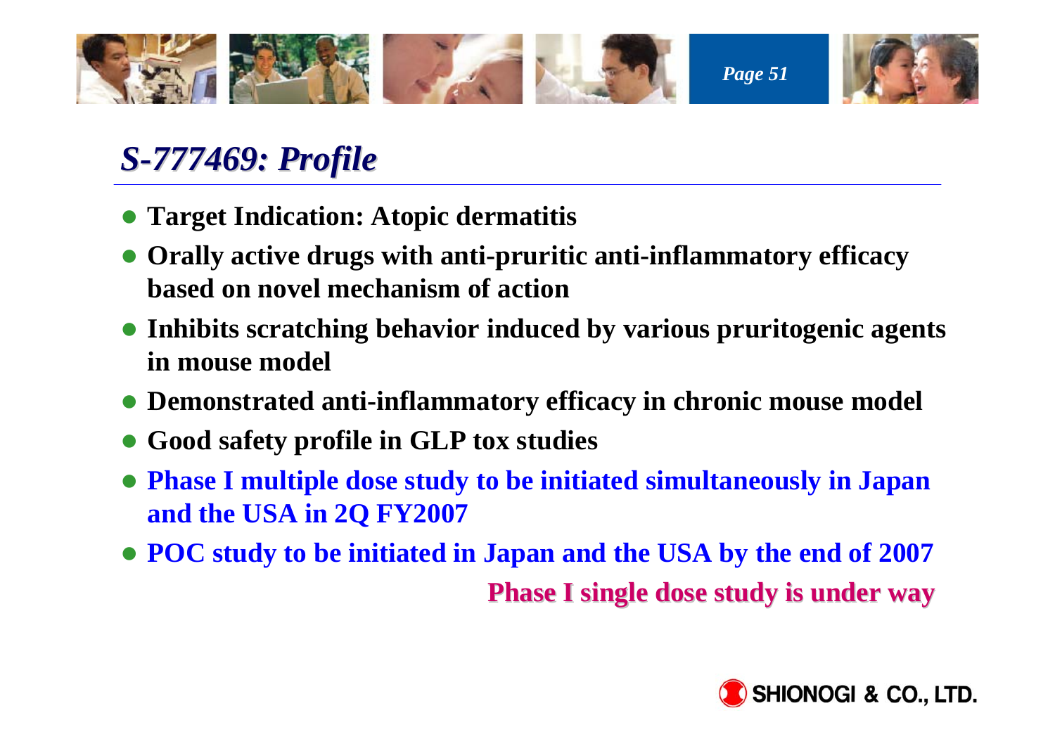# *S-777469: Profile*

- **Target Indication: Atopic dermatitis**
- **Orally active drugs with anti-pruritic anti-inflammatory efficacy based on novel mechanism of action**
- **Inhibits scratching behavior induced by various pruritogenic agents in mouse model**
- **Demonstrated anti-inflammatory efficacy in chronic mouse model**
- **Good safety profile in GLP tox studies**
- **Phase I multiple dose study to be initiated simultaneously in Japan and the USA in 2Q FY2007**
- **POC study to be initiated in Japan and the USA by the end of 2007**

**Phase I single dose study is under way**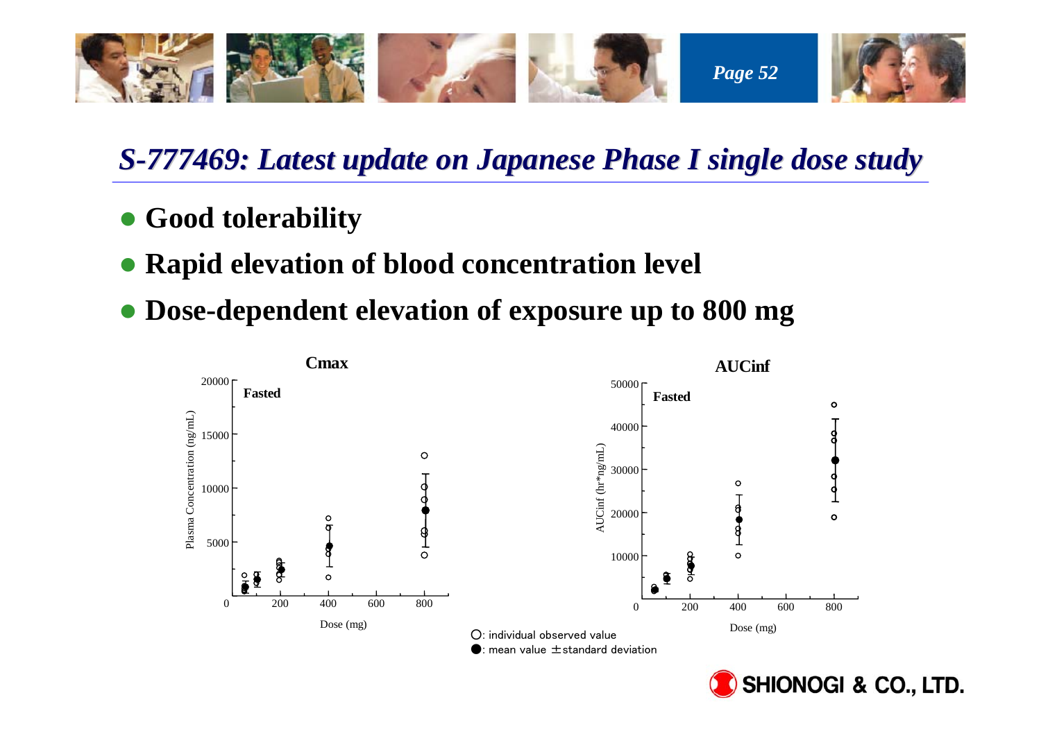## S-777469: Latest update on Japanese Phase I single dose study

- **Good tolerability**
- **Rapid elevation of blood concentration level**
- **Dose-dependent elevation of exposure up to 800 mg**

**Cmax**

Fasted

Plasma Concentration (ng/mL)

Dose (mg)

**AUCinf**

Fasted

AUCinf (hr*ng/mL)

Dose (mg)

○: individual observed value
●: mean value ±standard deviation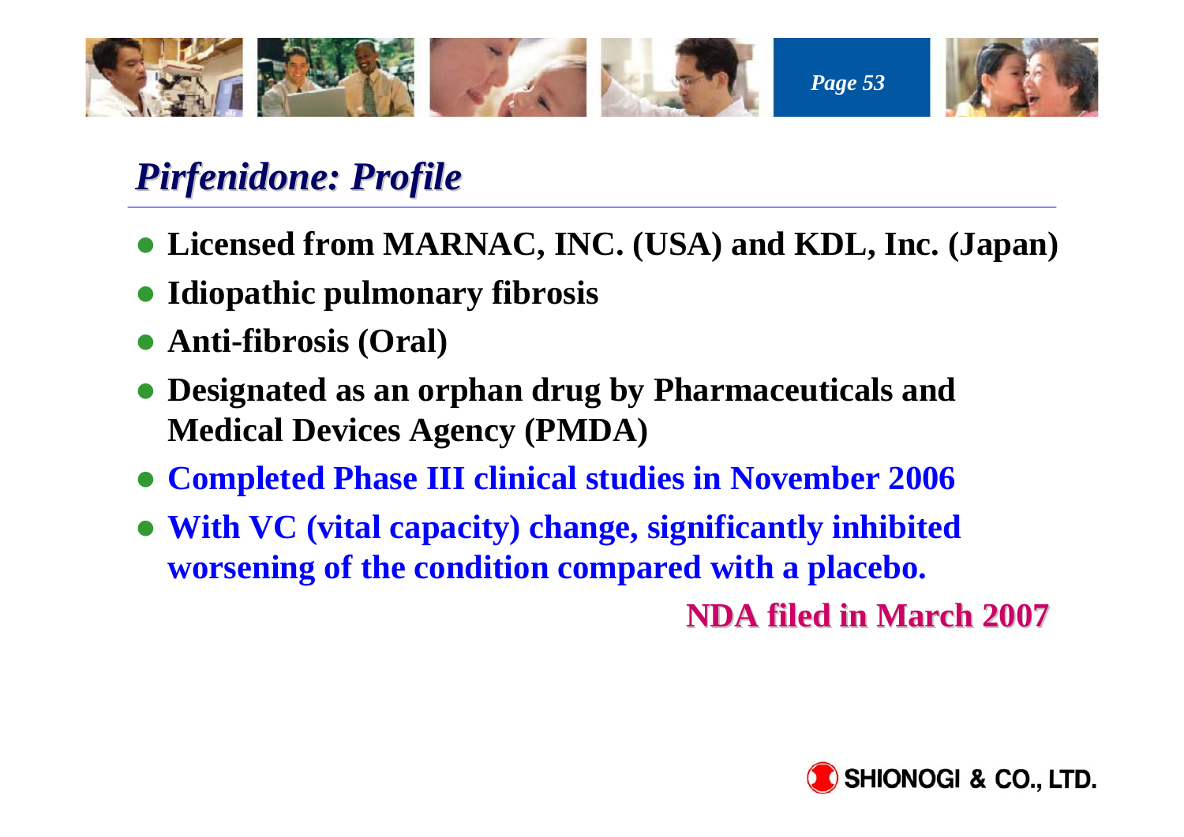# *Pirfenidone: Profile*

- **Licensed from MARNAC, INC. (USA) and KDL, Inc. (Japan)**
- **Idiopathic pulmonary fibrosis**
- **Anti-fibrosis (Oral)**
- **Designated as an orphan drug by Pharmaceuticals and Medical Devices Agency (PMDA)**
- **Completed Phase III clinical studies in November 2006**
- **With VC (vital capacity) change, significantly inhibited worsening of the condition compared with a placebo.**

**NDA filed in March 2007**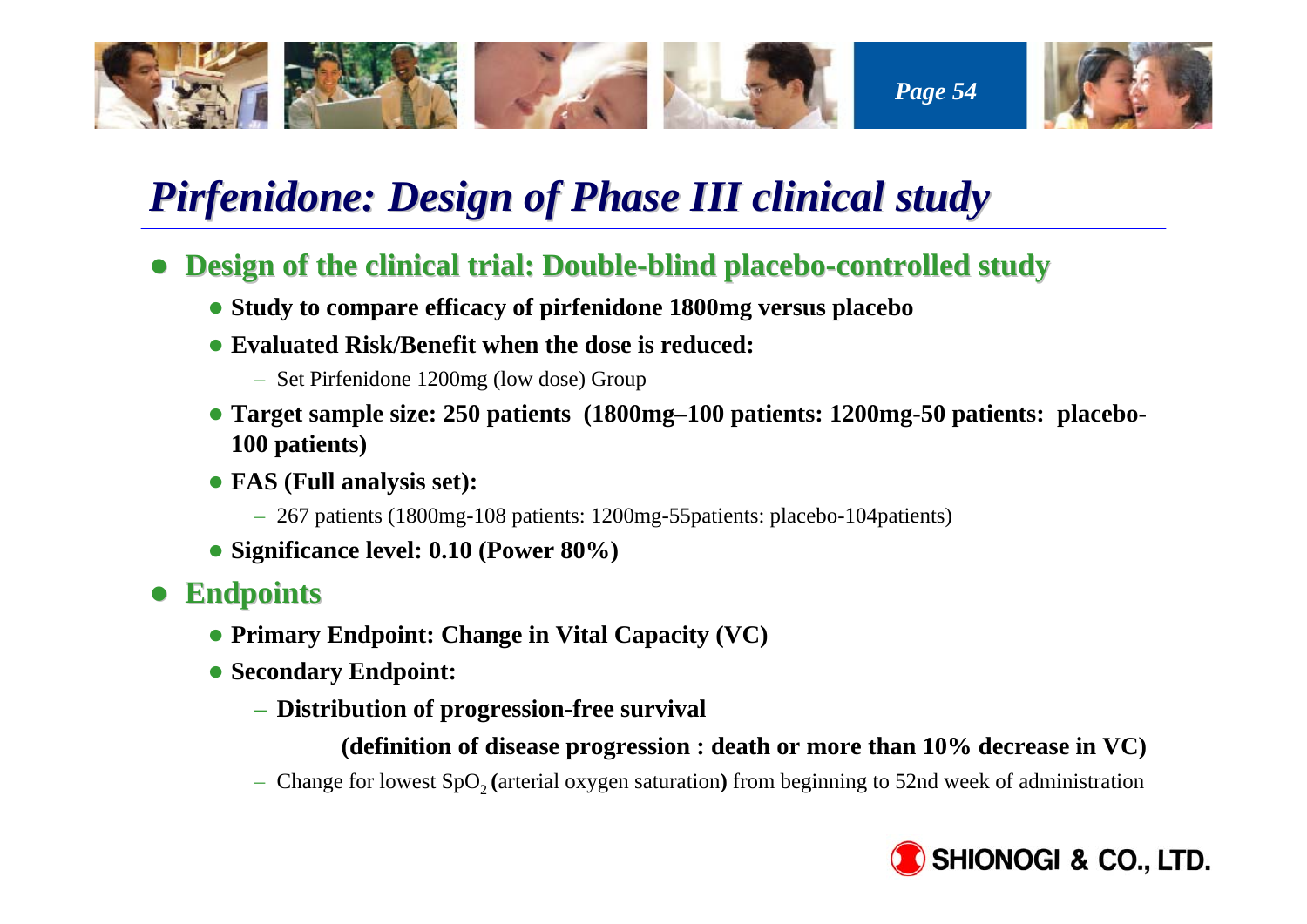# *Pirfenidone: Design of Phase III clinical study*

- **Design of the clinical trial: Double-blind placebo-controlled study**
  - **Study to compare efficacy of pirfenidone 1800mg versus placebo**
  - **Evaluated Risk/Benefit when the dose is reduced:**
    - Set Pirfenidone 1200mg (low dose) Group
  - **Target sample size: 250 patients (1800mg–100 patients: 1200mg-50 patients: placebo-100 patients)**
  - **FAS (Full analysis set):**
    - 267 patients (1800mg-108 patients: 1200mg-55patients: placebo-104patients)
  - **Significance level: 0.10 (Power 80%)**
- **Endpoints**
  - **Primary Endpoint: Change in Vital Capacity (VC)**
  - **Secondary Endpoint:**
    - **Distribution of progression-free survival**

      **(definition of disease progression : death or more than 10% decrease in VC)**
    - Change for lowest $SpO_2$ **(**arterial oxygen saturation**)** from beginning to 52nd week of administration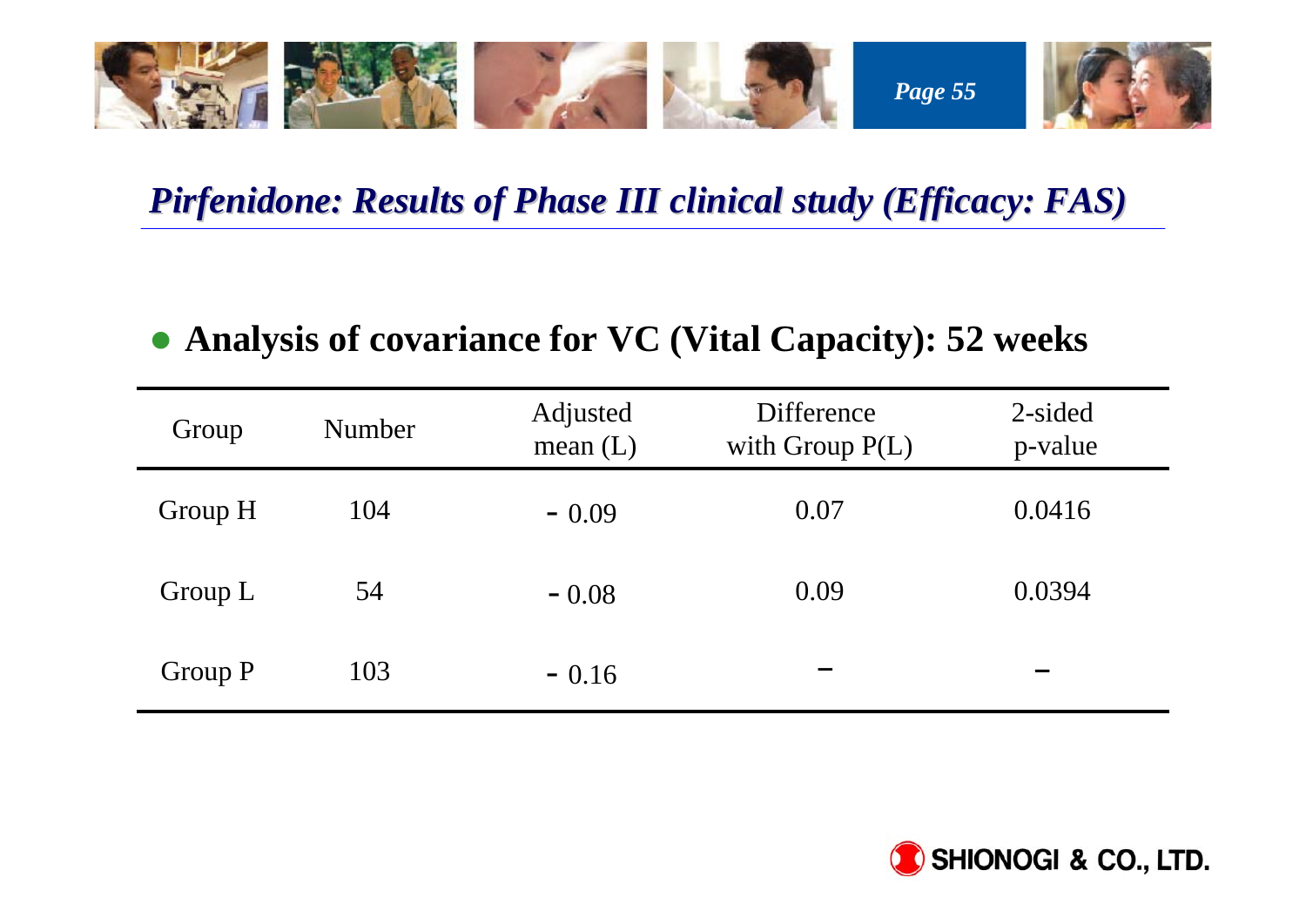## *Pirfenidone: Results of Phase III clinical study (Efficacy: FAS)*

- **Analysis of covariance for VC (Vital Capacity): 52 weeks**

| Group | Number | Adjusted mean (L) | Difference with Group P(L) | 2-sided p-value |
|---|---|---|---|---|
| Group H | 104 | －0.09 | 0.07 | 0.0416 |
| Group L | 54 | －0.08 | 0.09 | 0.0394 |
| Group P | 103 | －0.16 | － | － |

SHIONOGI & CO., LTD.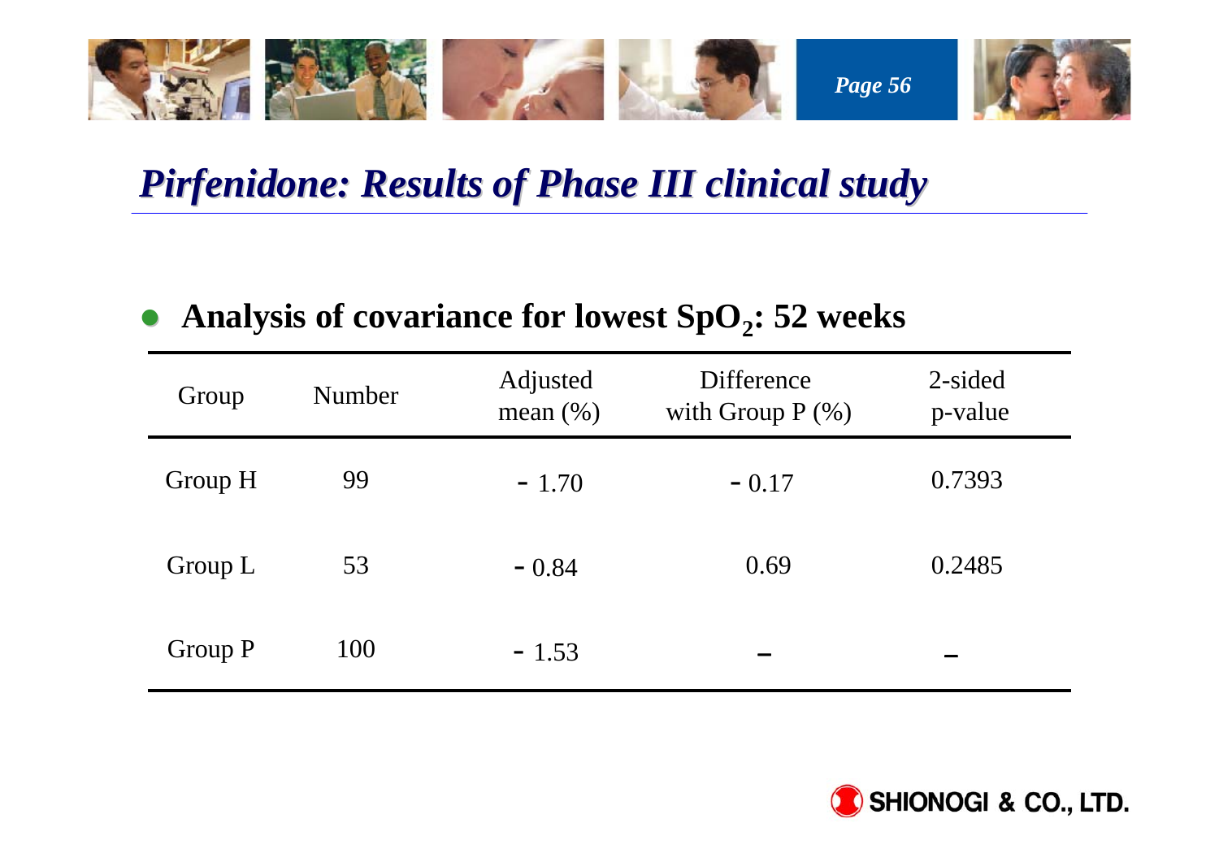## Pirfenidone: Results of Phase III clinical study

- **Analysis of covariance for lowest $SpO_2$: 52 weeks**

| Group | Number | Adjusted mean (%) | Difference with Group P (%) | 2-sided p-value |
|---|---|---|---|---|
| Group H | 99 | - 1.70 | - 0.17 | 0.7393 |
| Group L | 53 | - 0.84 | 0.69 | 0.2485 |
| Group P | 100 | - 1.53 | – | – |

SHIONOGI & CO., LTD.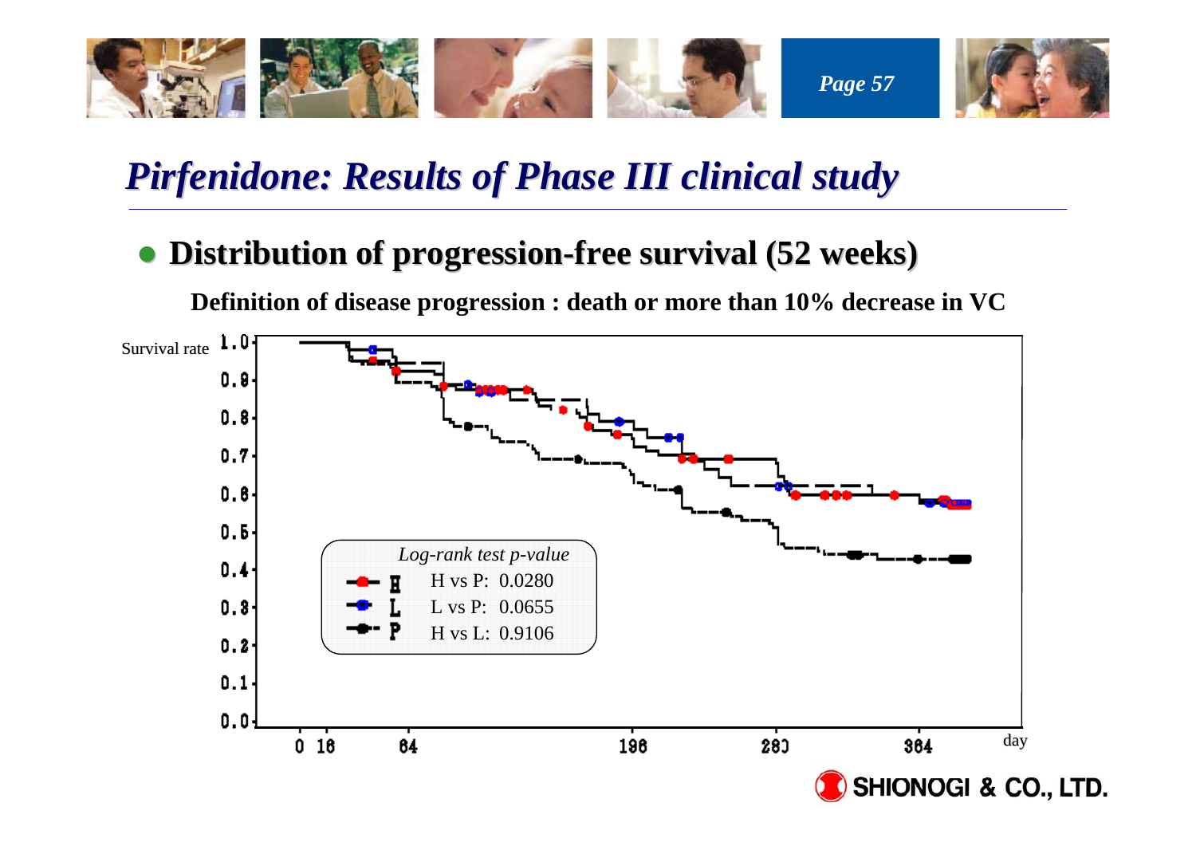# *Pirfenidone: Results of Phase III clinical study*

- **Distribution of progression-free survival (52 weeks)**

**Definition of disease progression : death or more than 10% decrease in VC**

Survival rate

*Log-rank test p-value*

| | |
|---|---|
| H | H vs P: 0.0280 |
| L | L vs P: 0.0655 |
| P | H vs L: 0.9106 |

day: 0, 16, 64, 196, 280, 364

SHIONOGI & CO., LTD.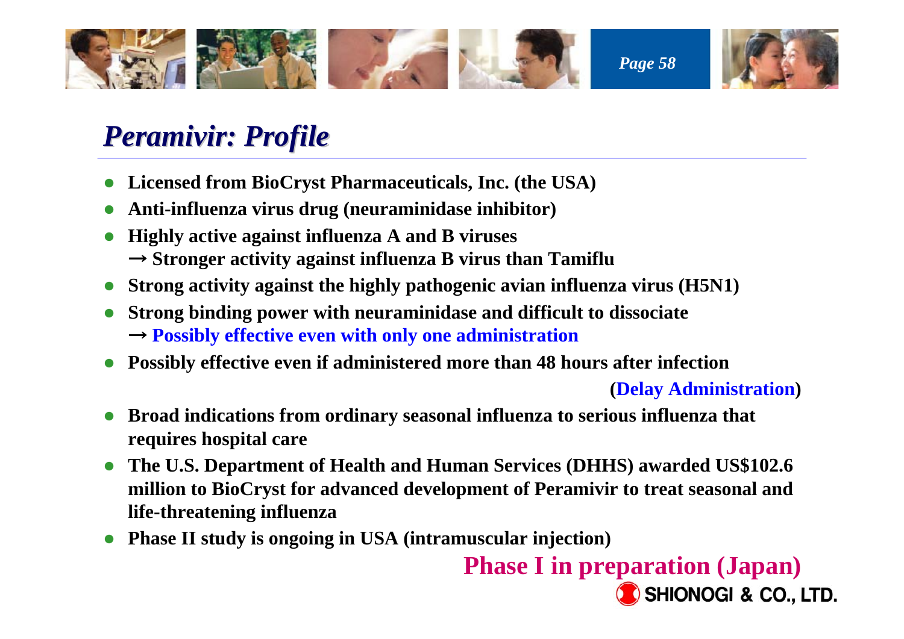# *Peramivir: Profile*

- **Licensed from BioCryst Pharmaceuticals, Inc. (the USA)**
- **Anti-influenza virus drug (neuraminidase inhibitor)**
- **Highly active against influenza A and B viruses**
  **→ Stronger activity against influenza B virus than Tamiflu**
- **Strong activity against the highly pathogenic avian influenza virus (H5N1)**
- **Strong binding power with neuraminidase and difficult to dissociate**
  **→ Possibly effective even with only one administration**
- **Possibly effective even if administered more than 48 hours after infection**
  **(Delay Administration)**
- **Broad indications from ordinary seasonal influenza to serious influenza that requires hospital care**
- **The U.S. Department of Health and Human Services (DHHS) awarded US$102.6 million to BioCryst for advanced development of Peramivir to treat seasonal and life-threatening influenza**
- **Phase II study is ongoing in USA (intramuscular injection)**

**Phase I in preparation (Japan)**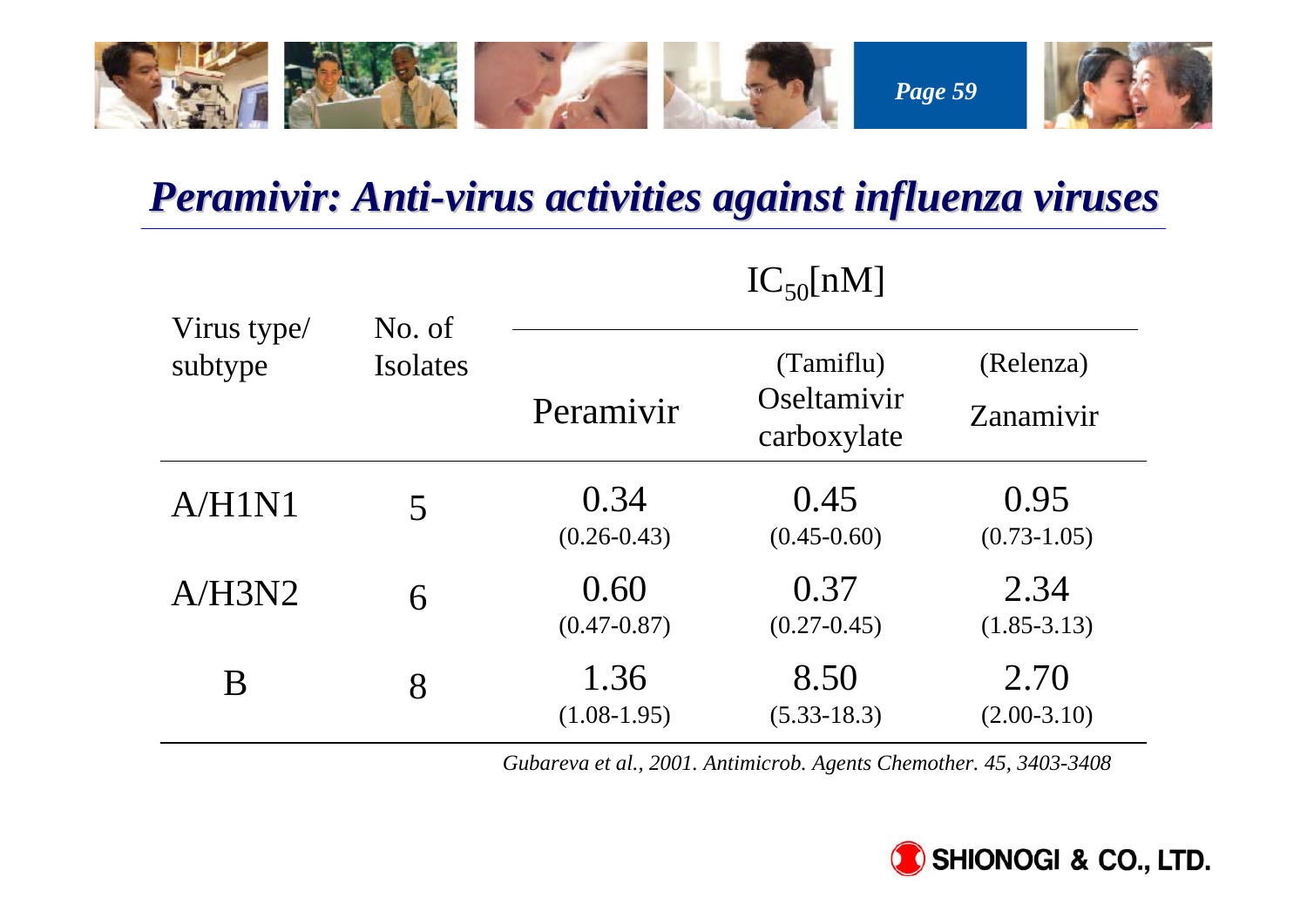# Peramivir: Anti-virus activities against influenza viruses

| Virus type/ subtype | No. of Isolates | $IC_{50}$[nM] | | |
|---|---|---|---|---|
| | | Peramivir | (Tamiflu) Oseltamivir carboxylate | (Relenza) Zanamivir |
| A/H1N1 | 5 | 0.34 (0.26-0.43) | 0.45 (0.45-0.60) | 0.95 (0.73-1.05) |
| A/H3N2 | 6 | 0.60 (0.47-0.87) | 0.37 (0.27-0.45) | 2.34 (1.85-3.13) |
| B | 8 | 1.36 (1.08-1.95) | 8.50 (5.33-18.3) | 2.70 (2.00-3.10) |

*Gubareva et al., 2001. Antimicrob. Agents Chemother. 45, 3403-3408*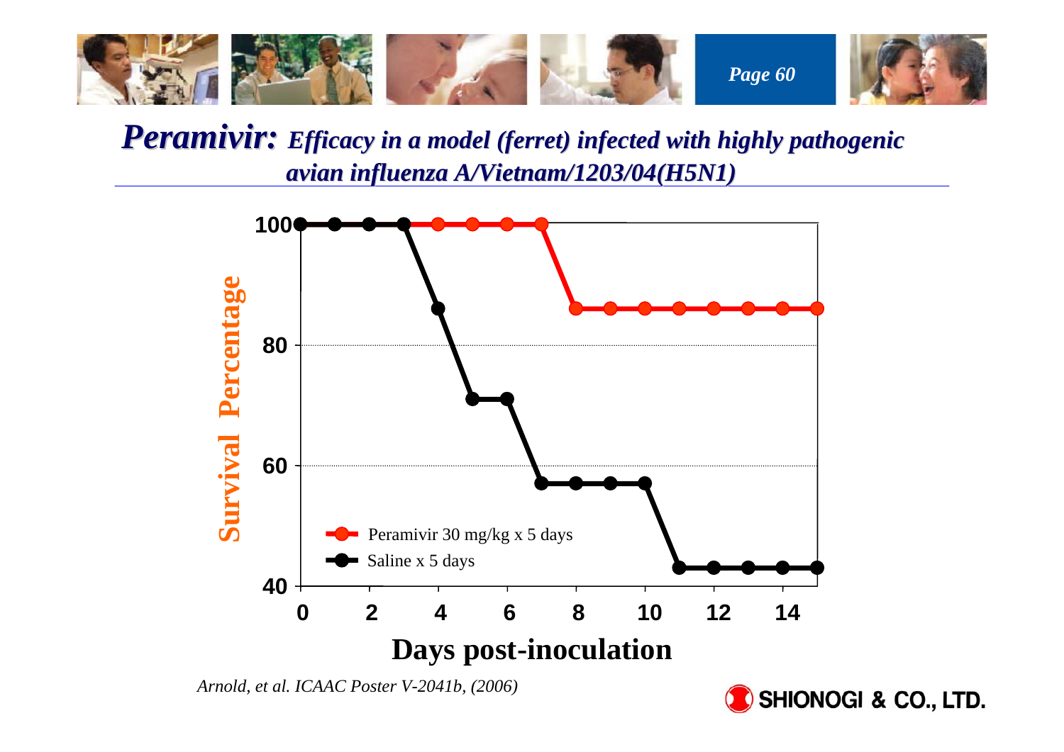# *Peramivir:* *Efficacy in a model (ferret) infected with highly pathogenic avian influenza A/Vietnam/1203/04(H5N1)*

*Arnold, et al. ICAAC Poster V-2041b, (2006)*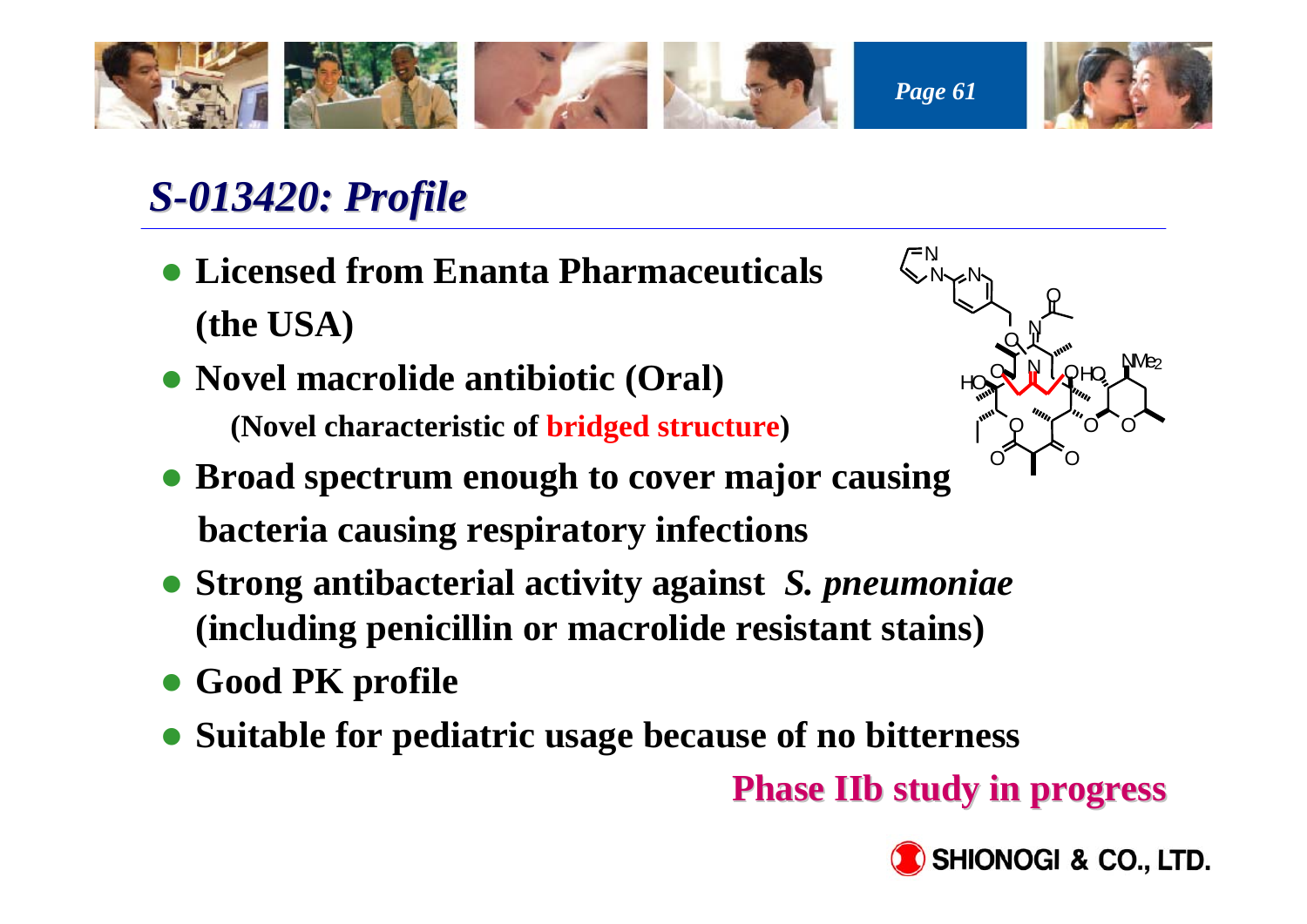# *S-013420: Profile*

- **Licensed from Enanta Pharmaceuticals (the USA)**
- **Novel macrolide antibiotic (Oral)**
  **(Novel characteristic of bridged structure)**
- **Broad spectrum enough to cover major causing bacteria causing respiratory infections**
- **Strong antibacterial activity against *S. pneumoniae* (including penicillin or macrolide resistant stains)**
- **Good PK profile**
- **Suitable for pediatric usage because of no bitterness**

**Phase IIb study in progress**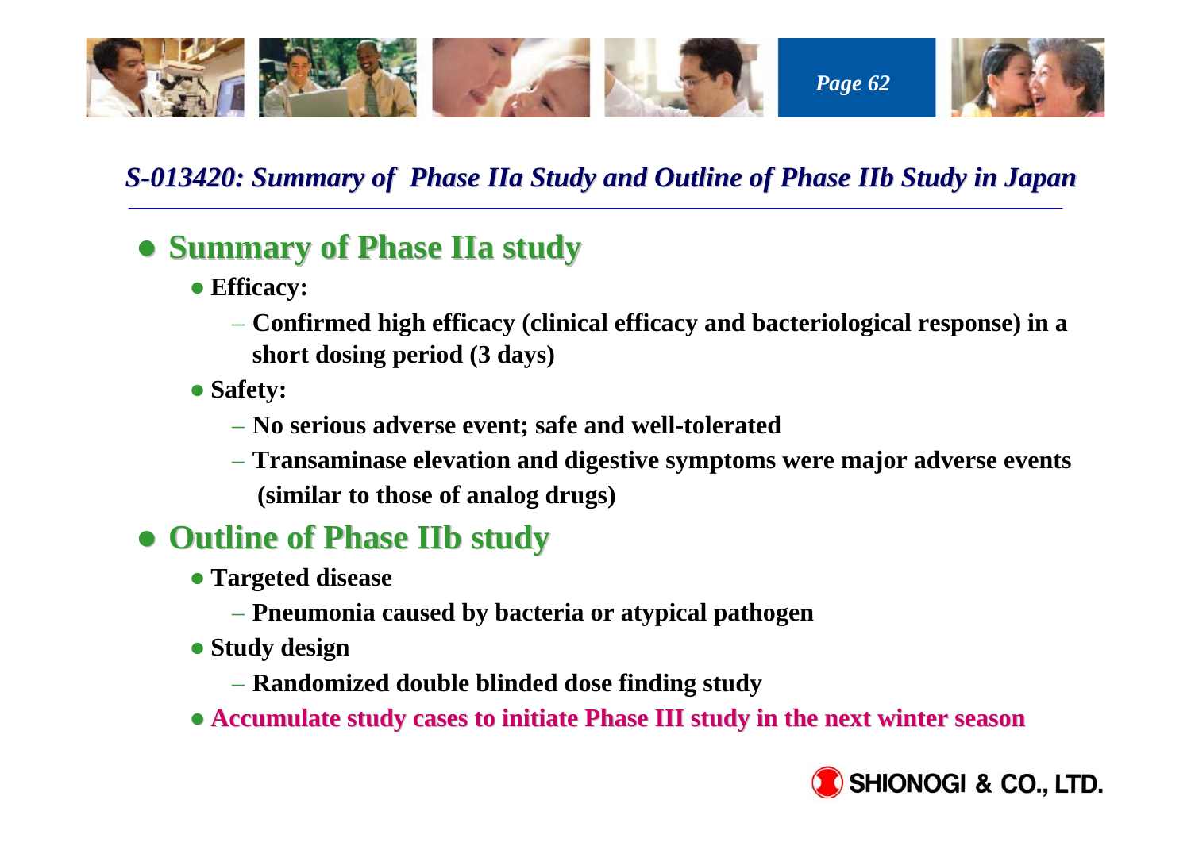## *S-013420: Summary of Phase IIa Study and Outline of Phase IIb Study in Japan*

- **Summary of Phase IIa study**
  - **Efficacy:**
    - **Confirmed high efficacy (clinical efficacy and bacteriological response) in a short dosing period (3 days)**
  - **Safety:**
    - **No serious adverse event; safe and well-tolerated**
    - **Transaminase elevation and digestive symptoms were major adverse events (similar to those of analog drugs)**
- **Outline of Phase IIb study**
  - **Targeted disease**
    - **Pneumonia caused by bacteria or atypical pathogen**
  - **Study design**
    - **Randomized double blinded dose finding study**
  - **Accumulate study cases to initiate Phase III study in the next winter season**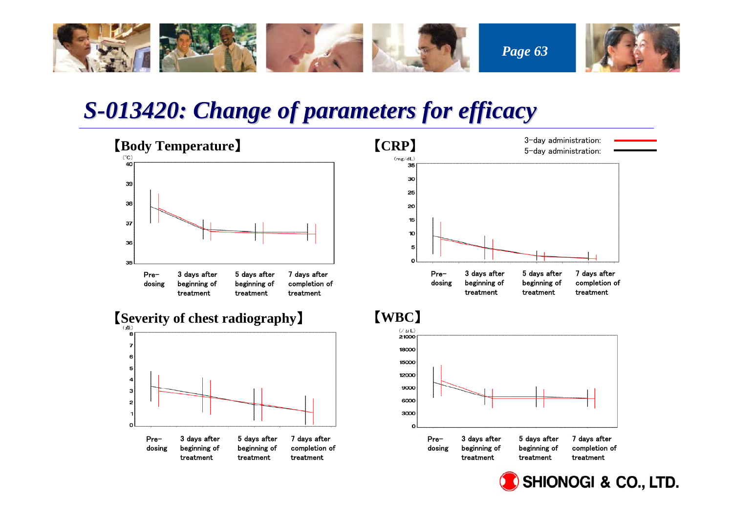# S-013420: Change of parameters for efficacy

3-day administration: (red line)
5-day administration: (black line)

## 【Body Temperature】

(℃)

40, 39, 38, 37, 36, 35

Pre-dosing | 3 days after beginning of treatment | 5 days after beginning of treatment | 7 days after completion of treatment

## 【CRP】

(mg/dL)

35, 30, 25, 20, 15, 10, 5, 0

Pre-dosing | 3 days after beginning of treatment | 5 days after beginning of treatment | 7 days after completion of treatment

## 【Severity of chest radiography】

(点)

8, 7, 6, 5, 4, 3, 2, 1, 0

Pre-dosing | 3 days after beginning of treatment | 5 days after beginning of treatment | 7 days after completion of treatment

## 【WBC】

(/μL)

21000, 18000, 15000, 12000, 9000, 6000, 3000, 0

Pre-dosing | 3 days after beginning of treatment | 5 days after beginning of treatment | 7 days after completion of treatment

SHIONOGI & CO., LTD.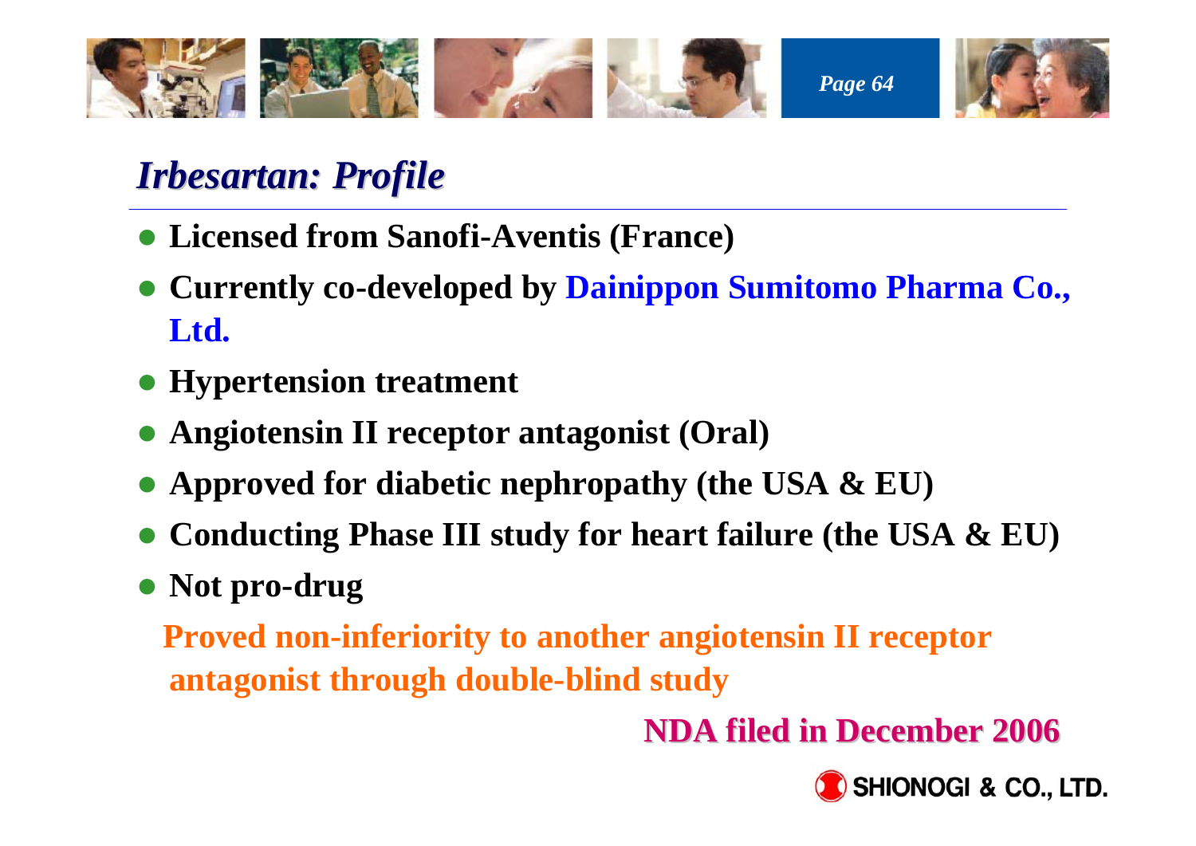## *Irbesartan: Profile*

- **Licensed from Sanofi-Aventis (France)**
- **Currently co-developed by Dainippon Sumitomo Pharma Co., Ltd.**
- **Hypertension treatment**
- **Angiotensin II receptor antagonist (Oral)**
- **Approved for diabetic nephropathy (the USA & EU)**
- **Conducting Phase III study for heart failure (the USA & EU)**
- **Not pro-drug**

**Proved non-inferiority to another angiotensin II receptor antagonist through double-blind study**

**NDA filed in December 2006**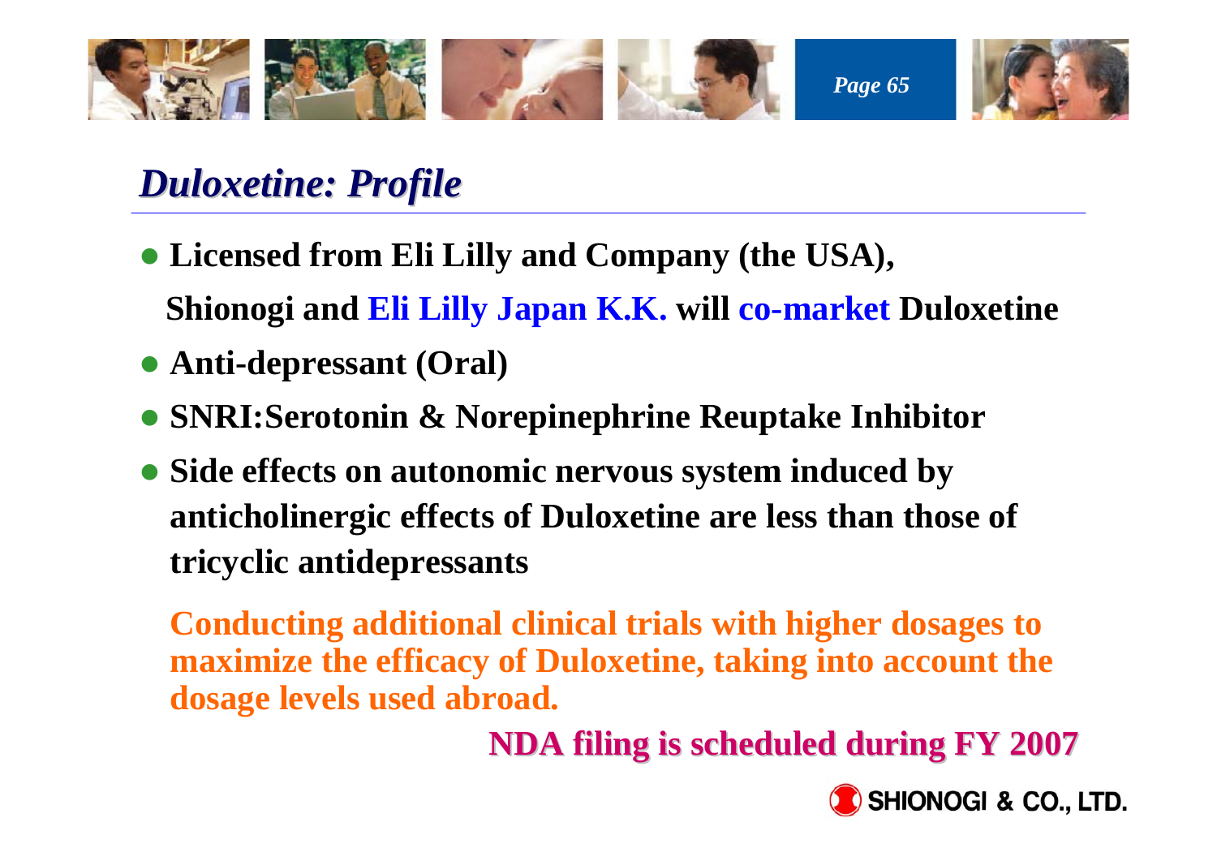## *Duloxetine: Profile*

- **Licensed from Eli Lilly and Company (the USA), Shionogi and Eli Lilly Japan K.K. will co-market Duloxetine**
- **Anti-depressant (Oral)**
- **SNRI:Serotonin & Norepinephrine Reuptake Inhibitor**
- **Side effects on autonomic nervous system induced by anticholinergic effects of Duloxetine are less than those of tricyclic antidepressants**

**Conducting additional clinical trials with higher dosages to maximize the efficacy of Duloxetine, taking into account the dosage levels used abroad.**

**NDA filing is scheduled during FY 2007**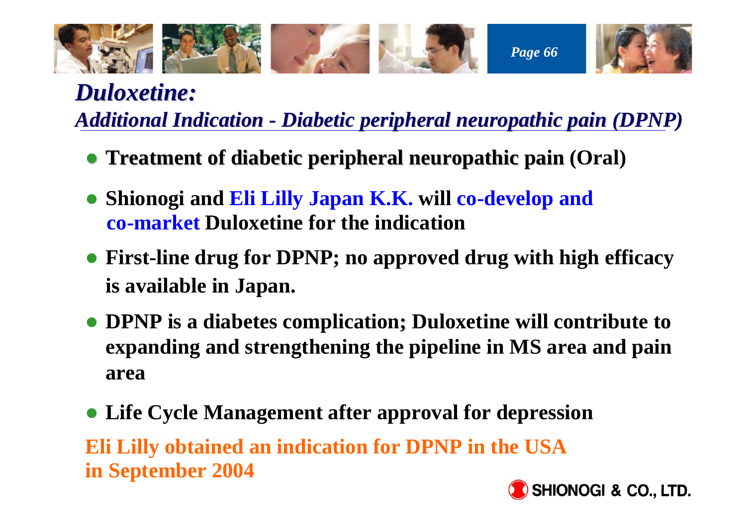# *Duloxetine:*

## *Additional Indication - Diabetic peripheral neuropathic pain (DPNP)*

- **Treatment of diabetic peripheral neuropathic pain (Oral)**
- **Shionogi and Eli Lilly Japan K.K. will co-develop and co-market Duloxetine for the indication**
- **First-line drug for DPNP; no approved drug with high efficacy is available in Japan.**
- **DPNP is a diabetes complication; Duloxetine will contribute to expanding and strengthening the pipeline in MS area and pain area**
- **Life Cycle Management after approval for depression**

**Eli Lilly obtained an indication for DPNP in the USA in September 2004**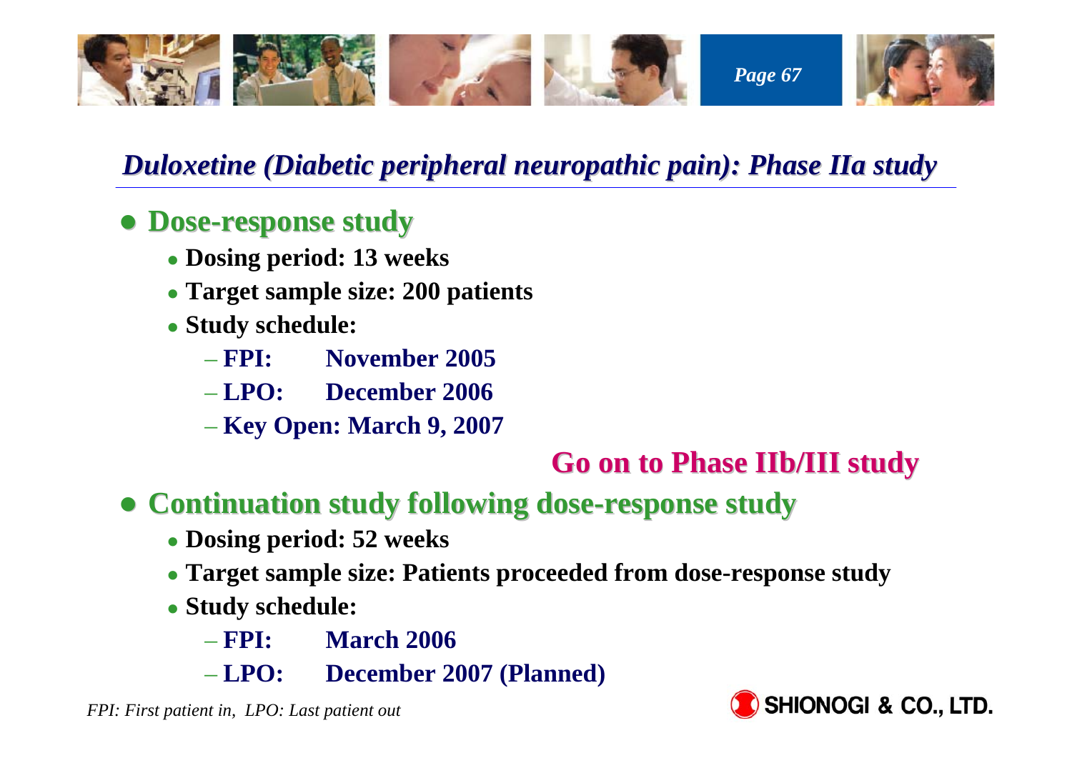## *Duloxetine (Diabetic peripheral neuropathic pain): Phase IIa study*

- **Dose-response study**
  - **Dosing period: 13 weeks**
  - **Target sample size: 200 patients**
  - **Study schedule:**
    - **FPI: November 2005**
    - **LPO: December 2006**
    - **Key Open: March 9, 2007**

**Go on to Phase IIb/III study**

- **Continuation study following dose-response study**
  - **Dosing period: 52 weeks**
  - **Target sample size: Patients proceeded from dose-response study**
  - **Study schedule:**
    - **FPI: March 2006**
    - **LPO: December 2007 (Planned)**

*FPI: First patient in, LPO: Last patient out*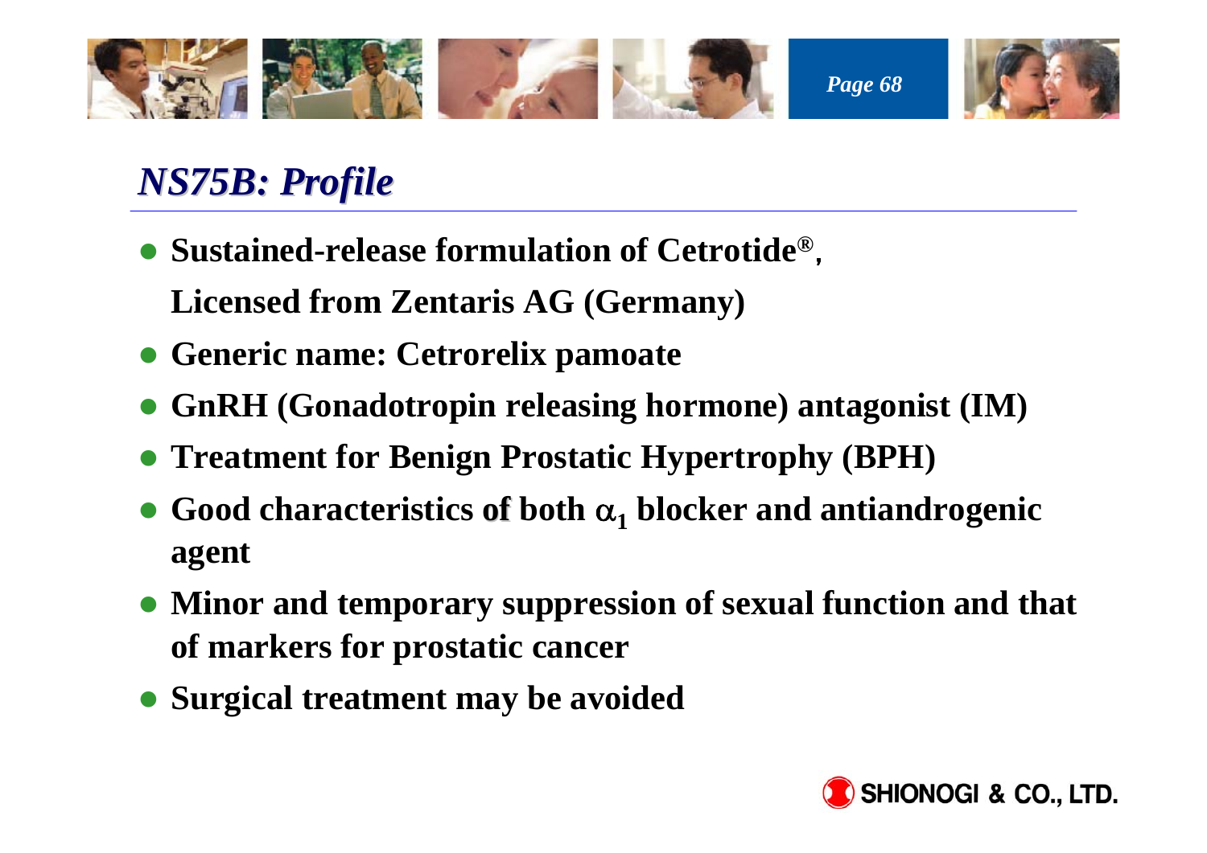# *NS75B: Profile*

- **Sustained-release formulation of Cetrotide®, Licensed from Zentaris AG (Germany)**
- **Generic name: Cetrorelix pamoate**
- **GnRH (Gonadotropin releasing hormone) antagonist (IM)**
- **Treatment for Benign Prostatic Hypertrophy (BPH)**
- **Good characteristics of both $\alpha_1$ blocker and antiandrogenic agent**
- **Minor and temporary suppression of sexual function and that of markers for prostatic cancer**
- **Surgical treatment may be avoided**

SHIONOGI & CO., LTD.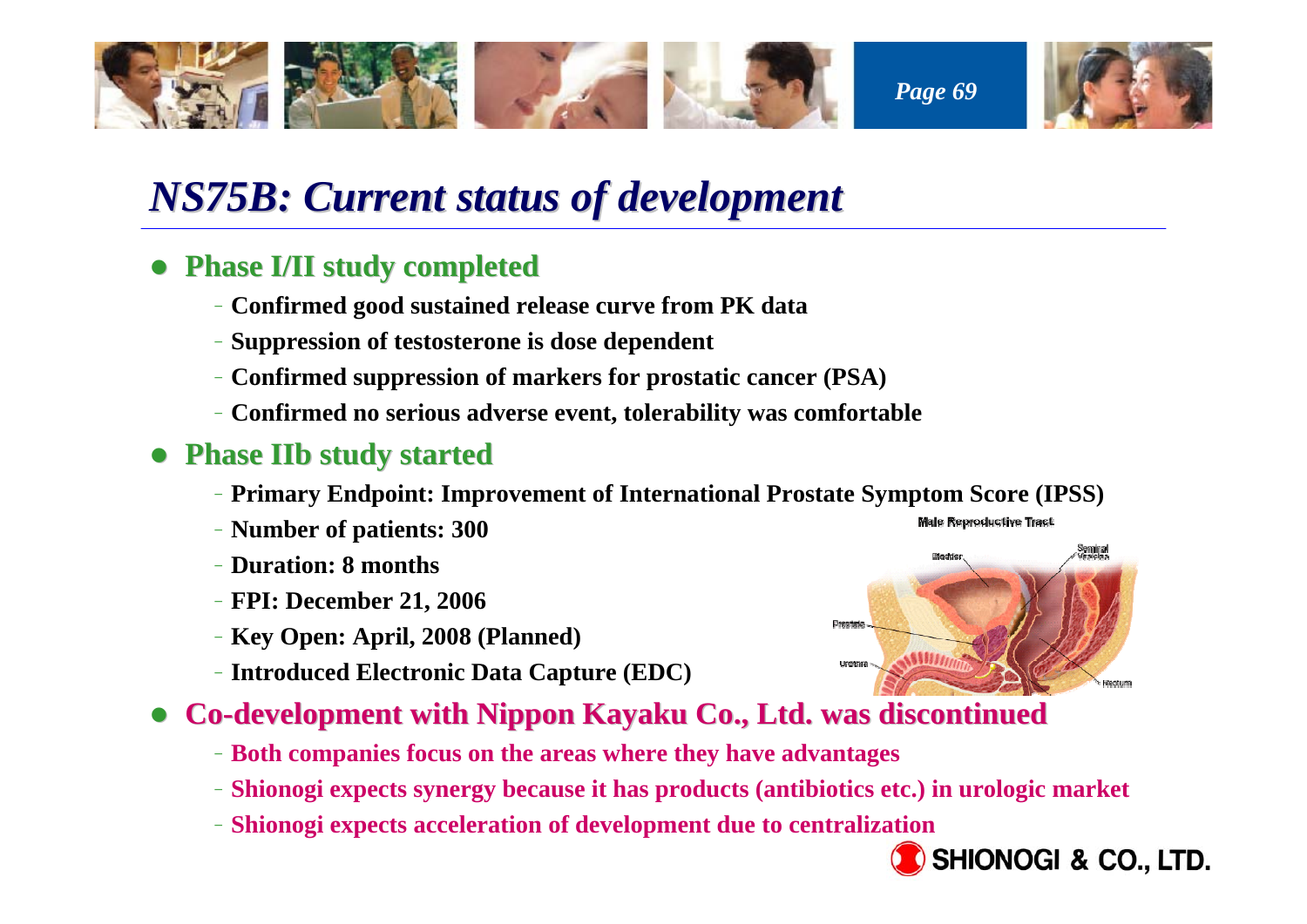# NS75B: Current status of development

- **Phase I/II study completed**
  - Confirmed good sustained release curve from PK data
  - Suppression of testosterone is dose dependent
  - Confirmed suppression of markers for prostatic cancer (PSA)
  - Confirmed no serious adverse event, tolerability was comfortable
- **Phase IIb study started**
  - Primary Endpoint: Improvement of International Prostate Symptom Score (IPSS)
  - Number of patients: 300
  - Duration: 8 months
  - FPI: December 21, 2006
  - Key Open: April, 2008 (Planned)
  - Introduced Electronic Data Capture (EDC)
- **Co-development with Nippon Kayaku Co., Ltd. was discontinued**
  - Both companies focus on the areas where they have advantages
  - Shionogi expects synergy because it has products (antibiotics etc.) in urologic market
  - Shionogi expects acceleration of development due to centralization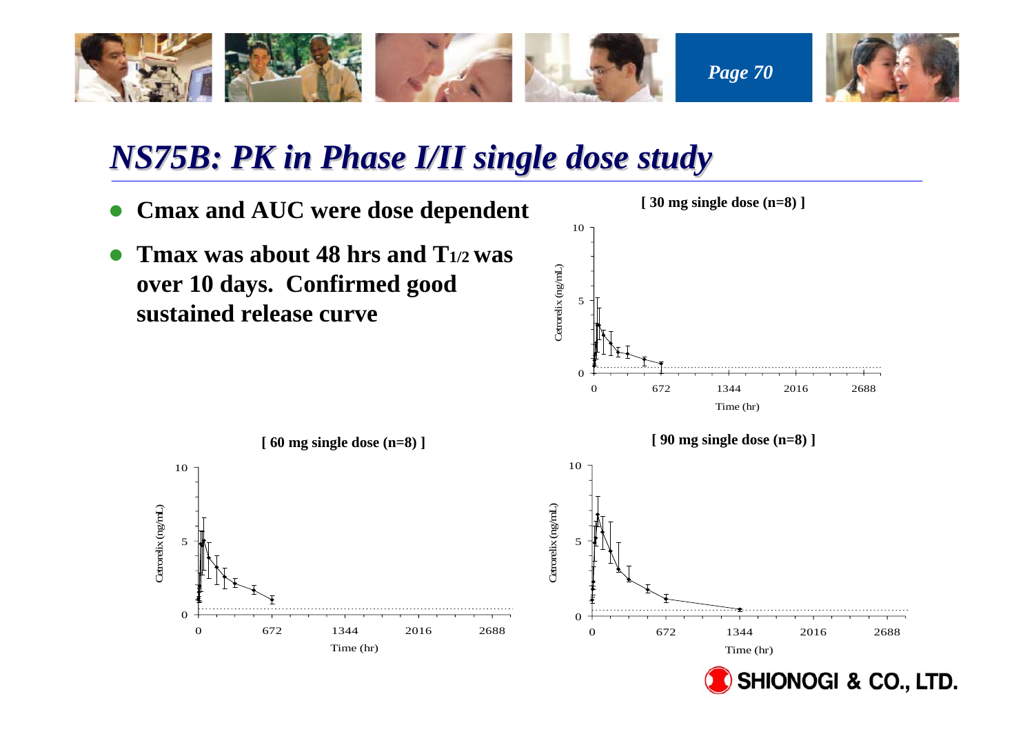# *NS75B: PK in Phase I/II single dose study*

- **Cmax and AUC were dose dependent**
- **Tmax was about 48 hrs and $T_{1/2}$ was over 10 days. Confirmed good sustained release curve**

**[ 30 mg single dose (n=8) ]**

Cetrorelix (ng/mL)

10

5

0

0 672 1344 2016 2688

Time (hr)

**[ 60 mg single dose (n=8) ]**

Cetrorelix (ng/mL)

10

5

0

0 672 1344 2016 2688

Time (hr)

**[ 90 mg single dose (n=8) ]**

Cetrorelix (ng/mL)

10

5

0

0 672 1344 2016 2688

Time (hr)

SHIONOGI & CO., LTD.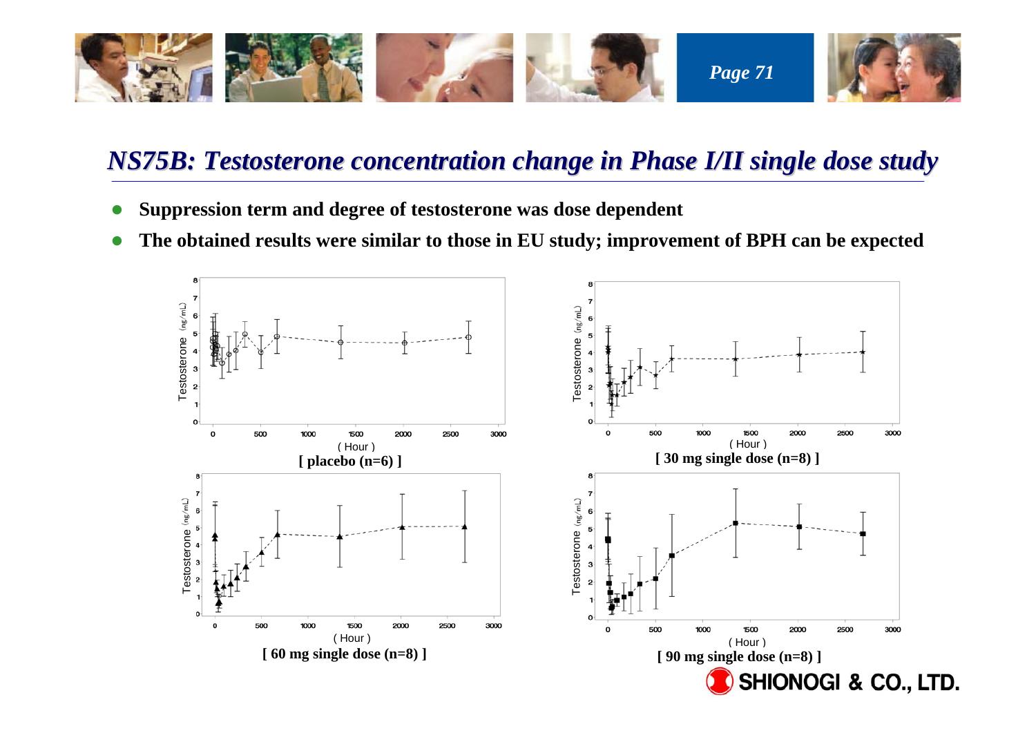## *NS75B: Testosterone concentration change in Phase I/II single dose study*

- **Suppression term and degree of testosterone was dose dependent**
- **The obtained results were similar to those in EU study; improvement of BPH can be expected**

**[ placebo (n=6) ]**

**[ 30 mg single dose (n=8) ]**

**[ 60 mg single dose (n=8) ]**

**[ 90 mg single dose (n=8) ]**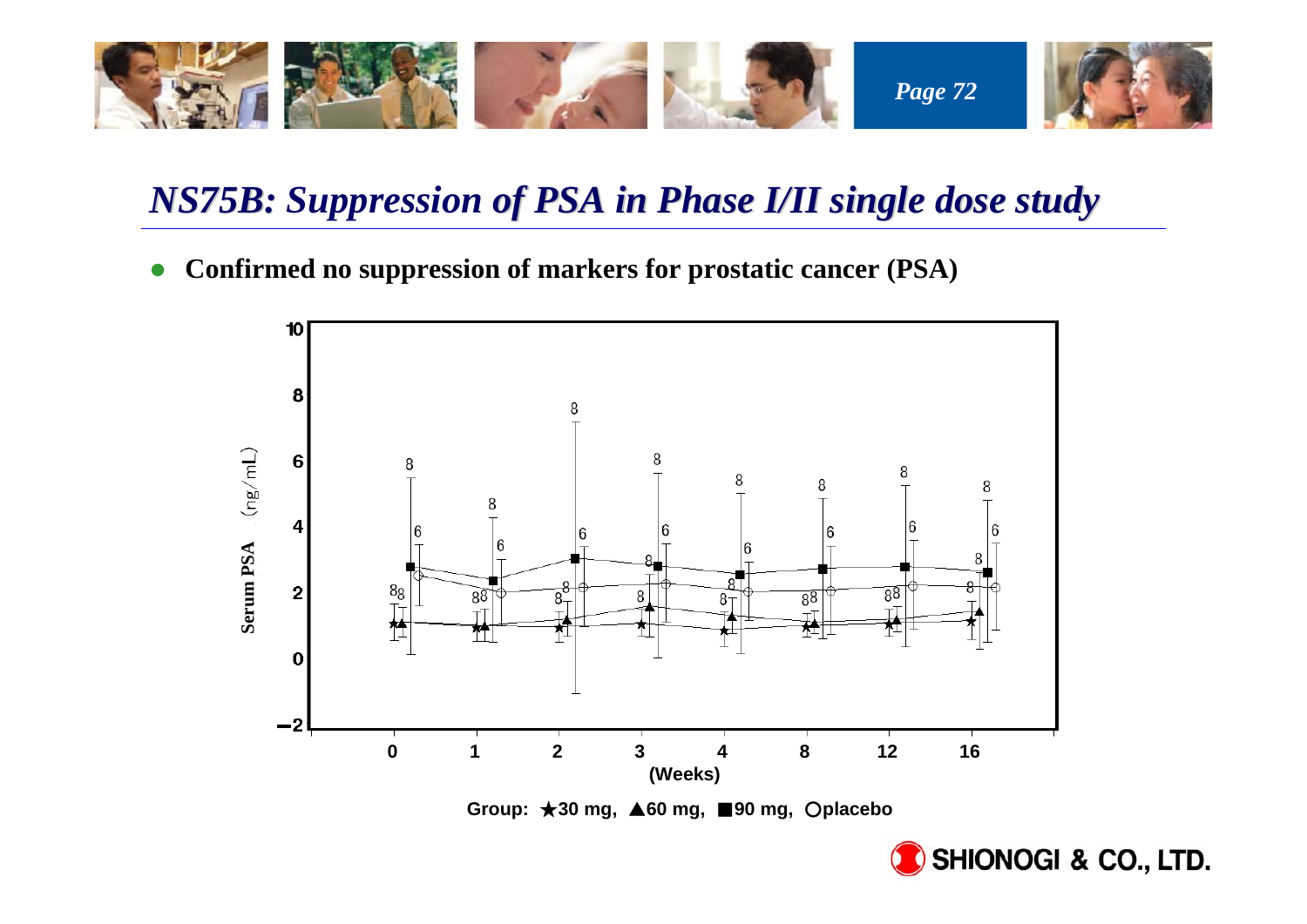## *NS75B: Suppression of PSA in Phase I/II single dose study*

- **Confirmed no suppression of markers for prostatic cancer (PSA)**

Serum PSA (ng/mL)

(Weeks)

**Group: ★30 mg, ▲60 mg, ■90 mg, ○placebo**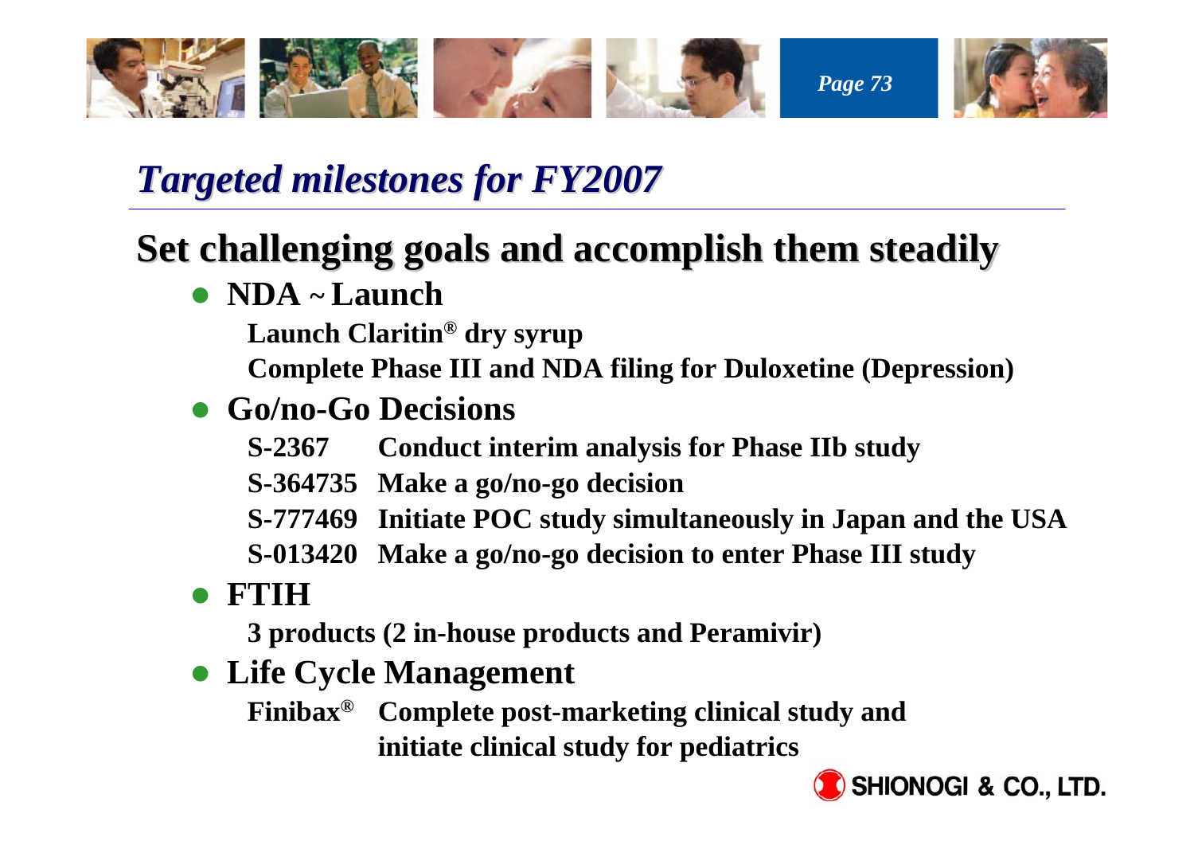# *Targeted milestones for FY2007*

## Set challenging goals and accomplish them steadily

- **NDA ~ Launch**

  **Launch Claritin® dry syrup**

  **Complete Phase III and NDA filing for Duloxetine (Depression)**

- **Go/no-Go Decisions**

  **S-2367 Conduct interim analysis for Phase IIb study**

  **S-364735 Make a go/no-go decision**

  **S-777469 Initiate POC study simultaneously in Japan and the USA**

  **S-013420 Make a go/no-go decision to enter Phase III study**

- **FTIH**

  **3 products (2 in-house products and Peramivir)**

- **Life Cycle Management**

  **Finibax® Complete post-marketing clinical study and initiate clinical study for pediatrics**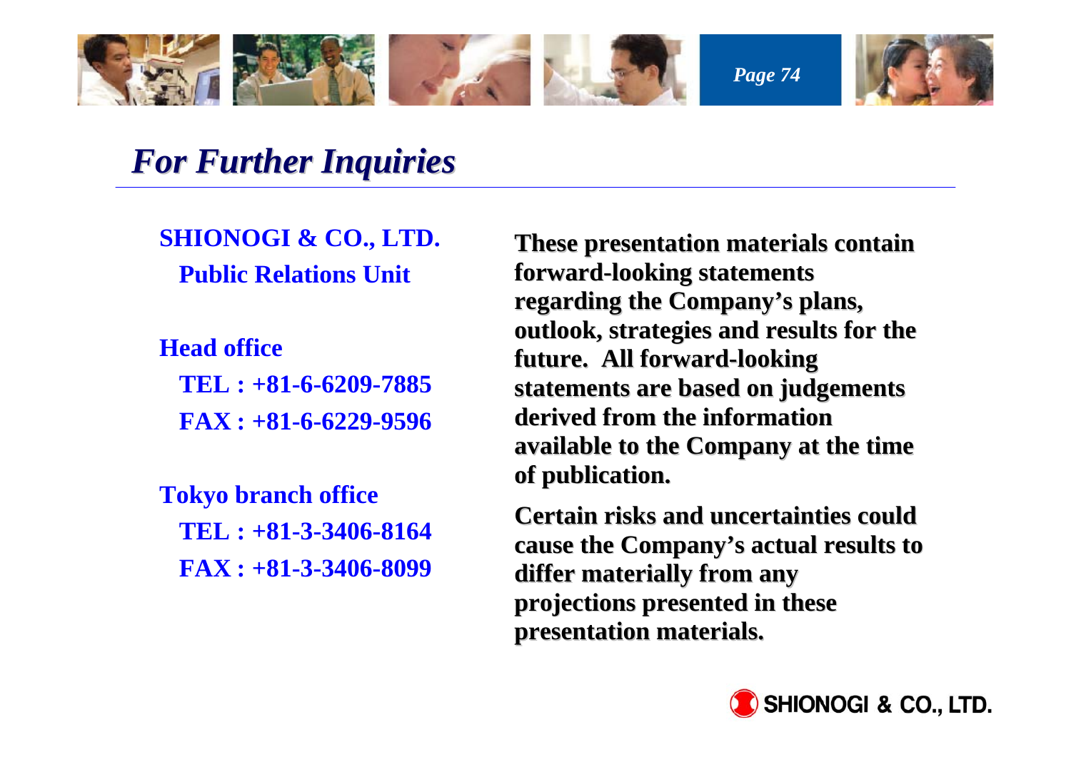# For Further Inquiries

**SHIONOGI & CO., LTD.**
**Public Relations Unit**

**Head office**
**TEL : +81-6-6209-7885**
**FAX : +81-6-6229-9596**

**Tokyo branch office**
**TEL : +81-3-3406-8164**
**FAX : +81-3-3406-8099**

**These presentation materials contain forward-looking statements regarding the Company's plans, outlook, strategies and results for the future. All forward-looking statements are based on judgements derived from the information available to the Company at the time of publication.**

**Certain risks and uncertainties could cause the Company's actual results to differ materially from any projections presented in these presentation materials.**

SHIONOGI & CO., LTD.